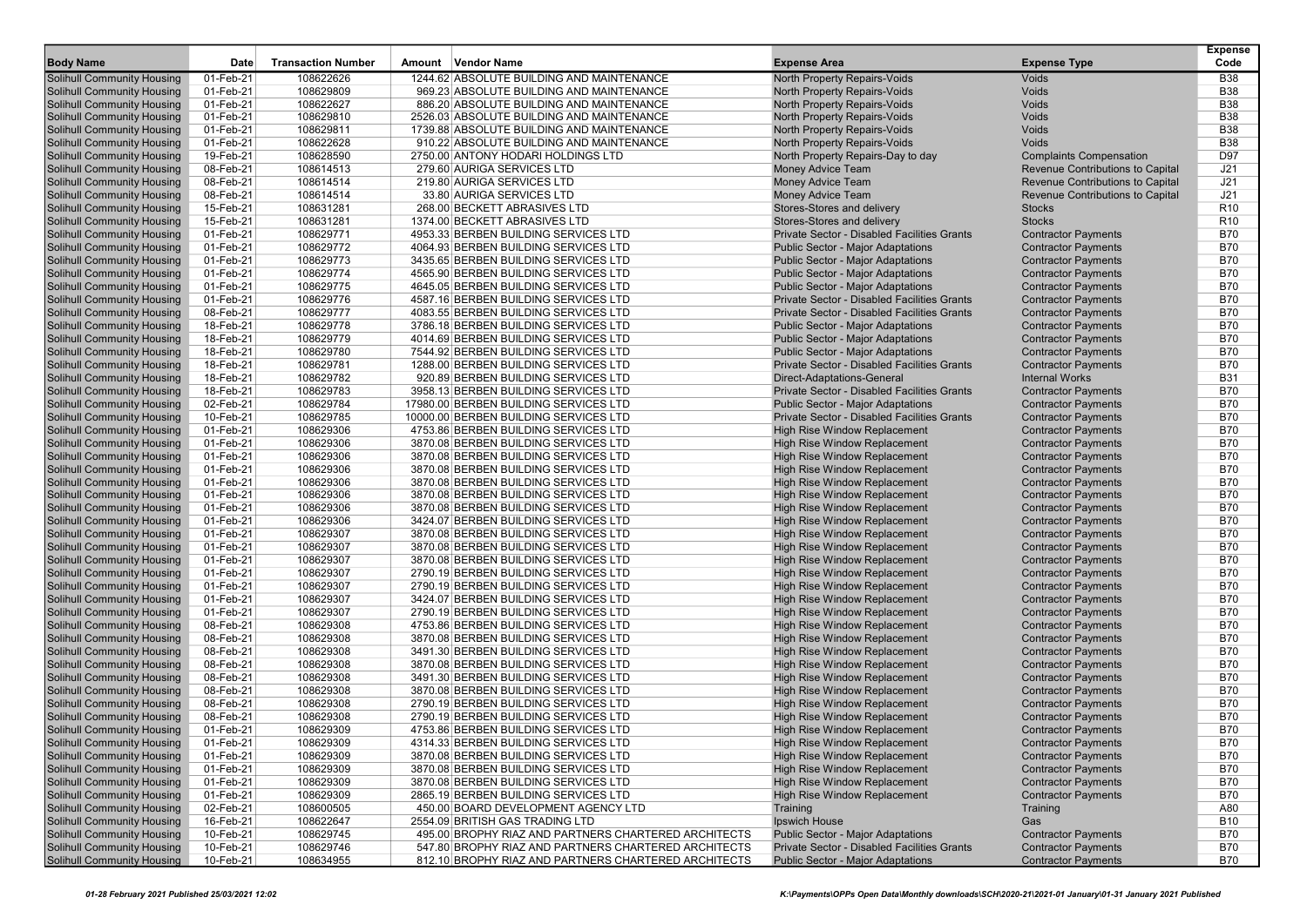| Body Name | Date | Transaction Number | Amount | Vendor Name | Expense Area | Expense Type | Expense Code |
|---|---|---|---|---|---|---|---|
| Solihull Community Housing | 01-Feb-21 | 108622626 | 1244.62 | ABSOLUTE BUILDING AND MAINTENANCE | North Property Repairs-Voids | Voids | B38 |
| Solihull Community Housing | 01-Feb-21 | 108629809 | 969.23 | ABSOLUTE BUILDING AND MAINTENANCE | North Property Repairs-Voids | Voids | B38 |
| Solihull Community Housing | 01-Feb-21 | 108622627 | 886.20 | ABSOLUTE BUILDING AND MAINTENANCE | North Property Repairs-Voids | Voids | B38 |
| Solihull Community Housing | 01-Feb-21 | 108629810 | 2526.03 | ABSOLUTE BUILDING AND MAINTENANCE | North Property Repairs-Voids | Voids | B38 |
| Solihull Community Housing | 01-Feb-21 | 108629811 | 1739.88 | ABSOLUTE BUILDING AND MAINTENANCE | North Property Repairs-Voids | Voids | B38 |
| Solihull Community Housing | 01-Feb-21 | 108622628 | 910.22 | ABSOLUTE BUILDING AND MAINTENANCE | North Property Repairs-Voids | Voids | B38 |
| Solihull Community Housing | 19-Feb-21 | 108628590 | 2750.00 | ANTONY HODARI HOLDINGS LTD | North Property Repairs-Day to day | Complaints Compensation | D97 |
| Solihull Community Housing | 08-Feb-21 | 108614513 | 279.60 | AURIGA SERVICES LTD | Money Advice Team | Revenue Contributions to Capital | J21 |
| Solihull Community Housing | 08-Feb-21 | 108614514 | 219.80 | AURIGA SERVICES LTD | Money Advice Team | Revenue Contributions to Capital | J21 |
| Solihull Community Housing | 08-Feb-21 | 108614514 | 33.80 | AURIGA SERVICES LTD | Money Advice Team | Revenue Contributions to Capital | J21 |
| Solihull Community Housing | 15-Feb-21 | 108631281 | 268.00 | BECKETT ABRASIVES LTD | Stores-Stores and delivery | Stocks | R10 |
| Solihull Community Housing | 15-Feb-21 | 108631281 | 1374.00 | BECKETT ABRASIVES LTD | Stores-Stores and delivery | Stocks | R10 |
| Solihull Community Housing | 01-Feb-21 | 108629771 | 4953.33 | BERBEN BUILDING SERVICES LTD | Private Sector - Disabled Facilities Grants | Contractor Payments | B70 |
| Solihull Community Housing | 01-Feb-21 | 108629772 | 4064.93 | BERBEN BUILDING SERVICES LTD | Public Sector - Major Adaptations | Contractor Payments | B70 |
| Solihull Community Housing | 01-Feb-21 | 108629773 | 3435.65 | BERBEN BUILDING SERVICES LTD | Public Sector - Major Adaptations | Contractor Payments | B70 |
| Solihull Community Housing | 01-Feb-21 | 108629774 | 4565.90 | BERBEN BUILDING SERVICES LTD | Public Sector - Major Adaptations | Contractor Payments | B70 |
| Solihull Community Housing | 01-Feb-21 | 108629775 | 4645.05 | BERBEN BUILDING SERVICES LTD | Public Sector - Major Adaptations | Contractor Payments | B70 |
| Solihull Community Housing | 01-Feb-21 | 108629776 | 4587.16 | BERBEN BUILDING SERVICES LTD | Private Sector - Disabled Facilities Grants | Contractor Payments | B70 |
| Solihull Community Housing | 08-Feb-21 | 108629777 | 4083.55 | BERBEN BUILDING SERVICES LTD | Private Sector - Disabled Facilities Grants | Contractor Payments | B70 |
| Solihull Community Housing | 18-Feb-21 | 108629778 | 3786.18 | BERBEN BUILDING SERVICES LTD | Public Sector - Major Adaptations | Contractor Payments | B70 |
| Solihull Community Housing | 18-Feb-21 | 108629779 | 4014.69 | BERBEN BUILDING SERVICES LTD | Public Sector - Major Adaptations | Contractor Payments | B70 |
| Solihull Community Housing | 18-Feb-21 | 108629780 | 7544.92 | BERBEN BUILDING SERVICES LTD | Public Sector - Major Adaptations | Contractor Payments | B70 |
| Solihull Community Housing | 18-Feb-21 | 108629781 | 1288.00 | BERBEN BUILDING SERVICES LTD | Private Sector - Disabled Facilities Grants | Contractor Payments | B70 |
| Solihull Community Housing | 18-Feb-21 | 108629782 | 920.89 | BERBEN BUILDING SERVICES LTD | Direct-Adaptations-General | Internal Works | B31 |
| Solihull Community Housing | 18-Feb-21 | 108629783 | 3958.13 | BERBEN BUILDING SERVICES LTD | Private Sector - Disabled Facilities Grants | Contractor Payments | B70 |
| Solihull Community Housing | 02-Feb-21 | 108629784 | 17980.00 | BERBEN BUILDING SERVICES LTD | Public Sector - Major Adaptations | Contractor Payments | B70 |
| Solihull Community Housing | 10-Feb-21 | 108629785 | 10000.00 | BERBEN BUILDING SERVICES LTD | Private Sector - Disabled Facilities Grants | Contractor Payments | B70 |
| Solihull Community Housing | 01-Feb-21 | 108629306 | 4753.86 | BERBEN BUILDING SERVICES LTD | High Rise Window Replacement | Contractor Payments | B70 |
| Solihull Community Housing | 01-Feb-21 | 108629306 | 3870.08 | BERBEN BUILDING SERVICES LTD | High Rise Window Replacement | Contractor Payments | B70 |
| Solihull Community Housing | 01-Feb-21 | 108629306 | 3870.08 | BERBEN BUILDING SERVICES LTD | High Rise Window Replacement | Contractor Payments | B70 |
| Solihull Community Housing | 01-Feb-21 | 108629306 | 3870.08 | BERBEN BUILDING SERVICES LTD | High Rise Window Replacement | Contractor Payments | B70 |
| Solihull Community Housing | 01-Feb-21 | 108629306 | 3870.08 | BERBEN BUILDING SERVICES LTD | High Rise Window Replacement | Contractor Payments | B70 |
| Solihull Community Housing | 01-Feb-21 | 108629306 | 3870.08 | BERBEN BUILDING SERVICES LTD | High Rise Window Replacement | Contractor Payments | B70 |
| Solihull Community Housing | 01-Feb-21 | 108629306 | 3870.08 | BERBEN BUILDING SERVICES LTD | High Rise Window Replacement | Contractor Payments | B70 |
| Solihull Community Housing | 01-Feb-21 | 108629306 | 3424.07 | BERBEN BUILDING SERVICES LTD | High Rise Window Replacement | Contractor Payments | B70 |
| Solihull Community Housing | 01-Feb-21 | 108629307 | 3870.08 | BERBEN BUILDING SERVICES LTD | High Rise Window Replacement | Contractor Payments | B70 |
| Solihull Community Housing | 01-Feb-21 | 108629307 | 3870.08 | BERBEN BUILDING SERVICES LTD | High Rise Window Replacement | Contractor Payments | B70 |
| Solihull Community Housing | 01-Feb-21 | 108629307 | 3870.08 | BERBEN BUILDING SERVICES LTD | High Rise Window Replacement | Contractor Payments | B70 |
| Solihull Community Housing | 01-Feb-21 | 108629307 | 2790.19 | BERBEN BUILDING SERVICES LTD | High Rise Window Replacement | Contractor Payments | B70 |
| Solihull Community Housing | 01-Feb-21 | 108629307 | 2790.19 | BERBEN BUILDING SERVICES LTD | High Rise Window Replacement | Contractor Payments | B70 |
| Solihull Community Housing | 01-Feb-21 | 108629307 | 3424.07 | BERBEN BUILDING SERVICES LTD | High Rise Window Replacement | Contractor Payments | B70 |
| Solihull Community Housing | 01-Feb-21 | 108629307 | 2790.19 | BERBEN BUILDING SERVICES LTD | High Rise Window Replacement | Contractor Payments | B70 |
| Solihull Community Housing | 08-Feb-21 | 108629308 | 4753.86 | BERBEN BUILDING SERVICES LTD | High Rise Window Replacement | Contractor Payments | B70 |
| Solihull Community Housing | 08-Feb-21 | 108629308 | 3870.08 | BERBEN BUILDING SERVICES LTD | High Rise Window Replacement | Contractor Payments | B70 |
| Solihull Community Housing | 08-Feb-21 | 108629308 | 3491.30 | BERBEN BUILDING SERVICES LTD | High Rise Window Replacement | Contractor Payments | B70 |
| Solihull Community Housing | 08-Feb-21 | 108629308 | 3870.08 | BERBEN BUILDING SERVICES LTD | High Rise Window Replacement | Contractor Payments | B70 |
| Solihull Community Housing | 08-Feb-21 | 108629308 | 3491.30 | BERBEN BUILDING SERVICES LTD | High Rise Window Replacement | Contractor Payments | B70 |
| Solihull Community Housing | 08-Feb-21 | 108629308 | 3870.08 | BERBEN BUILDING SERVICES LTD | High Rise Window Replacement | Contractor Payments | B70 |
| Solihull Community Housing | 08-Feb-21 | 108629308 | 2790.19 | BERBEN BUILDING SERVICES LTD | High Rise Window Replacement | Contractor Payments | B70 |
| Solihull Community Housing | 08-Feb-21 | 108629308 | 2790.19 | BERBEN BUILDING SERVICES LTD | High Rise Window Replacement | Contractor Payments | B70 |
| Solihull Community Housing | 01-Feb-21 | 108629309 | 4753.86 | BERBEN BUILDING SERVICES LTD | High Rise Window Replacement | Contractor Payments | B70 |
| Solihull Community Housing | 01-Feb-21 | 108629309 | 4314.33 | BERBEN BUILDING SERVICES LTD | High Rise Window Replacement | Contractor Payments | B70 |
| Solihull Community Housing | 01-Feb-21 | 108629309 | 3870.08 | BERBEN BUILDING SERVICES LTD | High Rise Window Replacement | Contractor Payments | B70 |
| Solihull Community Housing | 01-Feb-21 | 108629309 | 3870.08 | BERBEN BUILDING SERVICES LTD | High Rise Window Replacement | Contractor Payments | B70 |
| Solihull Community Housing | 01-Feb-21 | 108629309 | 3870.08 | BERBEN BUILDING SERVICES LTD | High Rise Window Replacement | Contractor Payments | B70 |
| Solihull Community Housing | 01-Feb-21 | 108629309 | 2865.19 | BERBEN BUILDING SERVICES LTD | High Rise Window Replacement | Contractor Payments | B70 |
| Solihull Community Housing | 02-Feb-21 | 108600505 | 450.00 | BOARD DEVELOPMENT AGENCY LTD | Training | Training | A80 |
| Solihull Community Housing | 16-Feb-21 | 108622647 | 2554.09 | BRITISH GAS TRADING LTD | Ipswich House | Gas | B10 |
| Solihull Community Housing | 10-Feb-21 | 108629745 | 495.00 | BROPHY RIAZ AND PARTNERS CHARTERED ARCHITECTS | Public Sector - Major Adaptations | Contractor Payments | B70 |
| Solihull Community Housing | 10-Feb-21 | 108629746 | 547.80 | BROPHY RIAZ AND PARTNERS CHARTERED ARCHITECTS | Private Sector - Disabled Facilities Grants | Contractor Payments | B70 |
| Solihull Community Housing | 10-Feb-21 | 108634955 | 812.10 | BROPHY RIAZ AND PARTNERS CHARTERED ARCHITECTS | Public Sector - Major Adaptations | Contractor Payments | B70 |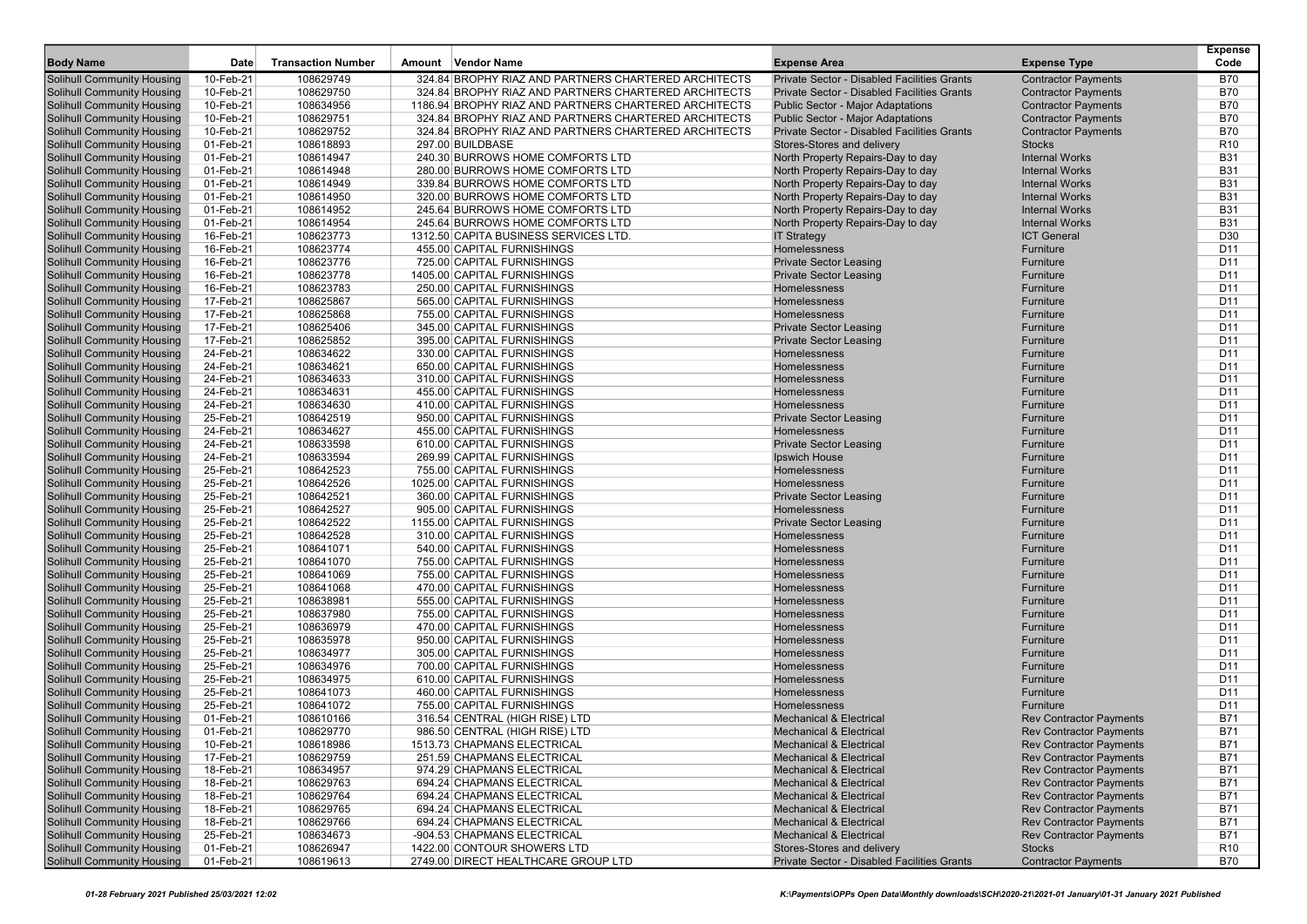| Body Name | Date | Transaction Number | Amount | Vendor Name | Expense Area | Expense Type | Expense Code |
|---|---|---|---|---|---|---|---|
| Solihull Community Housing | 10-Feb-21 | 108629749 | 324.84 | BROPHY RIAZ AND PARTNERS CHARTERED ARCHITECTS | Private Sector - Disabled Facilities Grants | Contractor Payments | B70 |
| Solihull Community Housing | 10-Feb-21 | 108629750 | 324.84 | BROPHY RIAZ AND PARTNERS CHARTERED ARCHITECTS | Private Sector - Disabled Facilities Grants | Contractor Payments | B70 |
| Solihull Community Housing | 10-Feb-21 | 108634956 | 1186.94 | BROPHY RIAZ AND PARTNERS CHARTERED ARCHITECTS | Public Sector - Major Adaptations | Contractor Payments | B70 |
| Solihull Community Housing | 10-Feb-21 | 108629751 | 324.84 | BROPHY RIAZ AND PARTNERS CHARTERED ARCHITECTS | Public Sector - Major Adaptations | Contractor Payments | B70 |
| Solihull Community Housing | 10-Feb-21 | 108629752 | 324.84 | BROPHY RIAZ AND PARTNERS CHARTERED ARCHITECTS | Private Sector - Disabled Facilities Grants | Contractor Payments | B70 |
| Solihull Community Housing | 01-Feb-21 | 108618893 | 297.00 | BUILDBASE | Stores-Stores and delivery | Stocks | R10 |
| Solihull Community Housing | 01-Feb-21 | 108614947 | 240.30 | BURROWS HOME COMFORTS LTD | North Property Repairs-Day to day | Internal Works | B31 |
| Solihull Community Housing | 01-Feb-21 | 108614948 | 280.00 | BURROWS HOME COMFORTS LTD | North Property Repairs-Day to day | Internal Works | B31 |
| Solihull Community Housing | 01-Feb-21 | 108614949 | 339.84 | BURROWS HOME COMFORTS LTD | North Property Repairs-Day to day | Internal Works | B31 |
| Solihull Community Housing | 01-Feb-21 | 108614950 | 320.00 | BURROWS HOME COMFORTS LTD | North Property Repairs-Day to day | Internal Works | B31 |
| Solihull Community Housing | 01-Feb-21 | 108614952 | 245.64 | BURROWS HOME COMFORTS LTD | North Property Repairs-Day to day | Internal Works | B31 |
| Solihull Community Housing | 01-Feb-21 | 108614954 | 245.64 | BURROWS HOME COMFORTS LTD | North Property Repairs-Day to day | Internal Works | B31 |
| Solihull Community Housing | 16-Feb-21 | 108623773 | 1312.50 | CAPITA BUSINESS SERVICES LTD. | IT Strategy | ICT General | D30 |
| Solihull Community Housing | 16-Feb-21 | 108623774 | 455.00 | CAPITAL FURNISHINGS | Homelessness | Furniture | D11 |
| Solihull Community Housing | 16-Feb-21 | 108623776 | 725.00 | CAPITAL FURNISHINGS | Private Sector Leasing | Furniture | D11 |
| Solihull Community Housing | 16-Feb-21 | 108623778 | 1405.00 | CAPITAL FURNISHINGS | Private Sector Leasing | Furniture | D11 |
| Solihull Community Housing | 16-Feb-21 | 108623783 | 250.00 | CAPITAL FURNISHINGS | Homelessness | Furniture | D11 |
| Solihull Community Housing | 17-Feb-21 | 108625867 | 565.00 | CAPITAL FURNISHINGS | Homelessness | Furniture | D11 |
| Solihull Community Housing | 17-Feb-21 | 108625868 | 755.00 | CAPITAL FURNISHINGS | Homelessness | Furniture | D11 |
| Solihull Community Housing | 17-Feb-21 | 108625406 | 345.00 | CAPITAL FURNISHINGS | Private Sector Leasing | Furniture | D11 |
| Solihull Community Housing | 17-Feb-21 | 108625852 | 395.00 | CAPITAL FURNISHINGS | Private Sector Leasing | Furniture | D11 |
| Solihull Community Housing | 24-Feb-21 | 108634622 | 330.00 | CAPITAL FURNISHINGS | Homelessness | Furniture | D11 |
| Solihull Community Housing | 24-Feb-21 | 108634621 | 650.00 | CAPITAL FURNISHINGS | Homelessness | Furniture | D11 |
| Solihull Community Housing | 24-Feb-21 | 108634633 | 310.00 | CAPITAL FURNISHINGS | Homelessness | Furniture | D11 |
| Solihull Community Housing | 24-Feb-21 | 108634631 | 455.00 | CAPITAL FURNISHINGS | Homelessness | Furniture | D11 |
| Solihull Community Housing | 24-Feb-21 | 108634630 | 410.00 | CAPITAL FURNISHINGS | Homelessness | Furniture | D11 |
| Solihull Community Housing | 25-Feb-21 | 108642519 | 950.00 | CAPITAL FURNISHINGS | Private Sector Leasing | Furniture | D11 |
| Solihull Community Housing | 24-Feb-21 | 108634627 | 455.00 | CAPITAL FURNISHINGS | Homelessness | Furniture | D11 |
| Solihull Community Housing | 24-Feb-21 | 108633598 | 610.00 | CAPITAL FURNISHINGS | Private Sector Leasing | Furniture | D11 |
| Solihull Community Housing | 24-Feb-21 | 108633594 | 269.99 | CAPITAL FURNISHINGS | Ipswich House | Furniture | D11 |
| Solihull Community Housing | 25-Feb-21 | 108642523 | 755.00 | CAPITAL FURNISHINGS | Homelessness | Furniture | D11 |
| Solihull Community Housing | 25-Feb-21 | 108642526 | 1025.00 | CAPITAL FURNISHINGS | Homelessness | Furniture | D11 |
| Solihull Community Housing | 25-Feb-21 | 108642521 | 360.00 | CAPITAL FURNISHINGS | Private Sector Leasing | Furniture | D11 |
| Solihull Community Housing | 25-Feb-21 | 108642527 | 905.00 | CAPITAL FURNISHINGS | Homelessness | Furniture | D11 |
| Solihull Community Housing | 25-Feb-21 | 108642522 | 1155.00 | CAPITAL FURNISHINGS | Private Sector Leasing | Furniture | D11 |
| Solihull Community Housing | 25-Feb-21 | 108642528 | 310.00 | CAPITAL FURNISHINGS | Homelessness | Furniture | D11 |
| Solihull Community Housing | 25-Feb-21 | 108641071 | 540.00 | CAPITAL FURNISHINGS | Homelessness | Furniture | D11 |
| Solihull Community Housing | 25-Feb-21 | 108641070 | 755.00 | CAPITAL FURNISHINGS | Homelessness | Furniture | D11 |
| Solihull Community Housing | 25-Feb-21 | 108641069 | 755.00 | CAPITAL FURNISHINGS | Homelessness | Furniture | D11 |
| Solihull Community Housing | 25-Feb-21 | 108641068 | 470.00 | CAPITAL FURNISHINGS | Homelessness | Furniture | D11 |
| Solihull Community Housing | 25-Feb-21 | 108638981 | 555.00 | CAPITAL FURNISHINGS | Homelessness | Furniture | D11 |
| Solihull Community Housing | 25-Feb-21 | 108637980 | 755.00 | CAPITAL FURNISHINGS | Homelessness | Furniture | D11 |
| Solihull Community Housing | 25-Feb-21 | 108636979 | 470.00 | CAPITAL FURNISHINGS | Homelessness | Furniture | D11 |
| Solihull Community Housing | 25-Feb-21 | 108635978 | 950.00 | CAPITAL FURNISHINGS | Homelessness | Furniture | D11 |
| Solihull Community Housing | 25-Feb-21 | 108634977 | 305.00 | CAPITAL FURNISHINGS | Homelessness | Furniture | D11 |
| Solihull Community Housing | 25-Feb-21 | 108634976 | 700.00 | CAPITAL FURNISHINGS | Homelessness | Furniture | D11 |
| Solihull Community Housing | 25-Feb-21 | 108634975 | 610.00 | CAPITAL FURNISHINGS | Homelessness | Furniture | D11 |
| Solihull Community Housing | 25-Feb-21 | 108641073 | 460.00 | CAPITAL FURNISHINGS | Homelessness | Furniture | D11 |
| Solihull Community Housing | 25-Feb-21 | 108641072 | 755.00 | CAPITAL FURNISHINGS | Homelessness | Furniture | D11 |
| Solihull Community Housing | 01-Feb-21 | 108610166 | 316.54 | CENTRAL (HIGH RISE) LTD | Mechanical & Electrical | Rev Contractor Payments | B71 |
| Solihull Community Housing | 01-Feb-21 | 108629770 | 986.50 | CENTRAL (HIGH RISE) LTD | Mechanical & Electrical | Rev Contractor Payments | B71 |
| Solihull Community Housing | 10-Feb-21 | 108618986 | 1513.73 | CHAPMANS ELECTRICAL | Mechanical & Electrical | Rev Contractor Payments | B71 |
| Solihull Community Housing | 17-Feb-21 | 108629759 | 251.59 | CHAPMANS ELECTRICAL | Mechanical & Electrical | Rev Contractor Payments | B71 |
| Solihull Community Housing | 18-Feb-21 | 108634957 | 974.29 | CHAPMANS ELECTRICAL | Mechanical & Electrical | Rev Contractor Payments | B71 |
| Solihull Community Housing | 18-Feb-21 | 108629763 | 694.24 | CHAPMANS ELECTRICAL | Mechanical & Electrical | Rev Contractor Payments | B71 |
| Solihull Community Housing | 18-Feb-21 | 108629764 | 694.24 | CHAPMANS ELECTRICAL | Mechanical & Electrical | Rev Contractor Payments | B71 |
| Solihull Community Housing | 18-Feb-21 | 108629765 | 694.24 | CHAPMANS ELECTRICAL | Mechanical & Electrical | Rev Contractor Payments | B71 |
| Solihull Community Housing | 18-Feb-21 | 108629766 | 694.24 | CHAPMANS ELECTRICAL | Mechanical & Electrical | Rev Contractor Payments | B71 |
| Solihull Community Housing | 25-Feb-21 | 108634673 | -904.53 | CHAPMANS ELECTRICAL | Mechanical & Electrical | Rev Contractor Payments | B71 |
| Solihull Community Housing | 01-Feb-21 | 108626947 | 1422.00 | CONTOUR SHOWERS LTD | Stores-Stores and delivery | Stocks | R10 |
| Solihull Community Housing | 01-Feb-21 | 108619613 | 2749.00 | DIRECT HEALTHCARE GROUP LTD | Private Sector - Disabled Facilities Grants | Contractor Payments | B70 |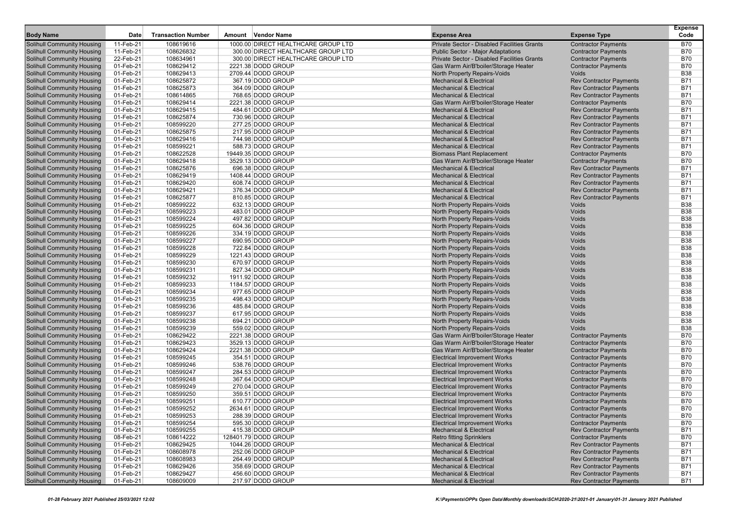| Body Name | Date | Transaction Number | Amount | Vendor Name | Expense Area | Expense Type | Expense Code |
|---|---|---|---|---|---|---|---|
| Solihull Community Housing | 11-Feb-21 | 108619616 | 1000.00 | DIRECT HEALTHCARE GROUP LTD | Private Sector - Disabled Facilities Grants | Contractor Payments | B70 |
| Solihull Community Housing | 11-Feb-21 | 108626832 | 300.00 | DIRECT HEALTHCARE GROUP LTD | Public Sector - Major Adaptations | Contractor Payments | B70 |
| Solihull Community Housing | 22-Feb-21 | 108634961 | 300.00 | DIRECT HEALTHCARE GROUP LTD | Private Sector - Disabled Facilities Grants | Contractor Payments | B70 |
| Solihull Community Housing | 01-Feb-21 | 108629412 | 2221.38 | DODD GROUP | Gas Warm Air/B'boiler/Storage Heater | Contractor Payments | B70 |
| Solihull Community Housing | 01-Feb-21 | 108629413 | 2709.44 | DODD GROUP | North Property Repairs-Voids | Voids | B38 |
| Solihull Community Housing | 01-Feb-21 | 108625872 | 367.19 | DODD GROUP | Mechanical & Electrical | Rev Contractor Payments | B71 |
| Solihull Community Housing | 01-Feb-21 | 108625873 | 364.09 | DODD GROUP | Mechanical & Electrical | Rev Contractor Payments | B71 |
| Solihull Community Housing | 01-Feb-21 | 108614865 | 768.65 | DODD GROUP | Mechanical & Electrical | Rev Contractor Payments | B71 |
| Solihull Community Housing | 01-Feb-21 | 108629414 | 2221.38 | DODD GROUP | Gas Warm Air/B'boiler/Storage Heater | Contractor Payments | B70 |
| Solihull Community Housing | 01-Feb-21 | 108629415 | 484.61 | DODD GROUP | Mechanical & Electrical | Rev Contractor Payments | B71 |
| Solihull Community Housing | 01-Feb-21 | 108625874 | 730.96 | DODD GROUP | Mechanical & Electrical | Rev Contractor Payments | B71 |
| Solihull Community Housing | 01-Feb-21 | 108599220 | 277.25 | DODD GROUP | Mechanical & Electrical | Rev Contractor Payments | B71 |
| Solihull Community Housing | 01-Feb-21 | 108625875 | 217.95 | DODD GROUP | Mechanical & Electrical | Rev Contractor Payments | B71 |
| Solihull Community Housing | 01-Feb-21 | 108629416 | 744.98 | DODD GROUP | Mechanical & Electrical | Rev Contractor Payments | B71 |
| Solihull Community Housing | 01-Feb-21 | 108599221 | 588.73 | DODD GROUP | Mechanical & Electrical | Rev Contractor Payments | B71 |
| Solihull Community Housing | 01-Feb-21 | 108622528 | 19449.35 | DODD GROUP | Biomass Plant Replacement | Contractor Payments | B70 |
| Solihull Community Housing | 01-Feb-21 | 108629418 | 3529.13 | DODD GROUP | Gas Warm Air/B'boiler/Storage Heater | Contractor Payments | B70 |
| Solihull Community Housing | 01-Feb-21 | 108625876 | 696.38 | DODD GROUP | Mechanical & Electrical | Rev Contractor Payments | B71 |
| Solihull Community Housing | 01-Feb-21 | 108629419 | 1408.44 | DODD GROUP | Mechanical & Electrical | Rev Contractor Payments | B71 |
| Solihull Community Housing | 01-Feb-21 | 108629420 | 608.74 | DODD GROUP | Mechanical & Electrical | Rev Contractor Payments | B71 |
| Solihull Community Housing | 01-Feb-21 | 108629421 | 376.34 | DODD GROUP | Mechanical & Electrical | Rev Contractor Payments | B71 |
| Solihull Community Housing | 01-Feb-21 | 108625877 | 810.85 | DODD GROUP | Mechanical & Electrical | Rev Contractor Payments | B71 |
| Solihull Community Housing | 01-Feb-21 | 108599222 | 632.13 | DODD GROUP | North Property Repairs-Voids | Voids | B38 |
| Solihull Community Housing | 01-Feb-21 | 108599223 | 483.01 | DODD GROUP | North Property Repairs-Voids | Voids | B38 |
| Solihull Community Housing | 01-Feb-21 | 108599224 | 497.82 | DODD GROUP | North Property Repairs-Voids | Voids | B38 |
| Solihull Community Housing | 01-Feb-21 | 108599225 | 604.36 | DODD GROUP | North Property Repairs-Voids | Voids | B38 |
| Solihull Community Housing | 01-Feb-21 | 108599226 | 334.19 | DODD GROUP | North Property Repairs-Voids | Voids | B38 |
| Solihull Community Housing | 01-Feb-21 | 108599227 | 690.95 | DODD GROUP | North Property Repairs-Voids | Voids | B38 |
| Solihull Community Housing | 01-Feb-21 | 108599228 | 722.84 | DODD GROUP | North Property Repairs-Voids | Voids | B38 |
| Solihull Community Housing | 01-Feb-21 | 108599229 | 1221.43 | DODD GROUP | North Property Repairs-Voids | Voids | B38 |
| Solihull Community Housing | 01-Feb-21 | 108599230 | 670.97 | DODD GROUP | North Property Repairs-Voids | Voids | B38 |
| Solihull Community Housing | 01-Feb-21 | 108599231 | 827.34 | DODD GROUP | North Property Repairs-Voids | Voids | B38 |
| Solihull Community Housing | 01-Feb-21 | 108599232 | 1911.92 | DODD GROUP | North Property Repairs-Voids | Voids | B38 |
| Solihull Community Housing | 01-Feb-21 | 108599233 | 1184.57 | DODD GROUP | North Property Repairs-Voids | Voids | B38 |
| Solihull Community Housing | 01-Feb-21 | 108599234 | 977.65 | DODD GROUP | North Property Repairs-Voids | Voids | B38 |
| Solihull Community Housing | 01-Feb-21 | 108599235 | 498.43 | DODD GROUP | North Property Repairs-Voids | Voids | B38 |
| Solihull Community Housing | 01-Feb-21 | 108599236 | 485.84 | DODD GROUP | North Property Repairs-Voids | Voids | B38 |
| Solihull Community Housing | 01-Feb-21 | 108599237 | 617.95 | DODD GROUP | North Property Repairs-Voids | Voids | B38 |
| Solihull Community Housing | 01-Feb-21 | 108599238 | 694.21 | DODD GROUP | North Property Repairs-Voids | Voids | B38 |
| Solihull Community Housing | 01-Feb-21 | 108599239 | 559.02 | DODD GROUP | North Property Repairs-Voids | Voids | B38 |
| Solihull Community Housing | 01-Feb-21 | 108629422 | 2221.38 | DODD GROUP | Gas Warm Air/B'boiler/Storage Heater | Contractor Payments | B70 |
| Solihull Community Housing | 01-Feb-21 | 108629423 | 3529.13 | DODD GROUP | Gas Warm Air/B'boiler/Storage Heater | Contractor Payments | B70 |
| Solihull Community Housing | 01-Feb-21 | 108629424 | 2221.38 | DODD GROUP | Gas Warm Air/B'boiler/Storage Heater | Contractor Payments | B70 |
| Solihull Community Housing | 01-Feb-21 | 108599245 | 354.51 | DODD GROUP | Electrical Improvement Works | Contractor Payments | B70 |
| Solihull Community Housing | 01-Feb-21 | 108599246 | 538.76 | DODD GROUP | Electrical Improvement Works | Contractor Payments | B70 |
| Solihull Community Housing | 01-Feb-21 | 108599247 | 284.53 | DODD GROUP | Electrical Improvement Works | Contractor Payments | B70 |
| Solihull Community Housing | 01-Feb-21 | 108599248 | 367.64 | DODD GROUP | Electrical Improvement Works | Contractor Payments | B70 |
| Solihull Community Housing | 01-Feb-21 | 108599249 | 270.04 | DODD GROUP | Electrical Improvement Works | Contractor Payments | B70 |
| Solihull Community Housing | 01-Feb-21 | 108599250 | 359.51 | DODD GROUP | Electrical Improvement Works | Contractor Payments | B70 |
| Solihull Community Housing | 01-Feb-21 | 108599251 | 610.77 | DODD GROUP | Electrical Improvement Works | Contractor Payments | B70 |
| Solihull Community Housing | 01-Feb-21 | 108599252 | 2634.61 | DODD GROUP | Electrical Improvement Works | Contractor Payments | B70 |
| Solihull Community Housing | 01-Feb-21 | 108599253 | 288.39 | DODD GROUP | Electrical Improvement Works | Contractor Payments | B70 |
| Solihull Community Housing | 01-Feb-21 | 108599254 | 595.30 | DODD GROUP | Electrical Improvement Works | Contractor Payments | B70 |
| Solihull Community Housing | 01-Feb-21 | 108599255 | 415.38 | DODD GROUP | Mechanical & Electrical | Rev Contractor Payments | B71 |
| Solihull Community Housing | 08-Feb-21 | 108614222 | 128401.79 | DODD GROUP | Retro fitting Sprinklers | Contractor Payments | B70 |
| Solihull Community Housing | 01-Feb-21 | 108629425 | 1044.26 | DODD GROUP | Mechanical & Electrical | Rev Contractor Payments | B71 |
| Solihull Community Housing | 01-Feb-21 | 108608978 | 252.06 | DODD GROUP | Mechanical & Electrical | Rev Contractor Payments | B71 |
| Solihull Community Housing | 01-Feb-21 | 108608983 | 264.49 | DODD GROUP | Mechanical & Electrical | Rev Contractor Payments | B71 |
| Solihull Community Housing | 01-Feb-21 | 108629426 | 358.69 | DODD GROUP | Mechanical & Electrical | Rev Contractor Payments | B71 |
| Solihull Community Housing | 01-Feb-21 | 108629427 | 456.60 | DODD GROUP | Mechanical & Electrical | Rev Contractor Payments | B71 |
| Solihull Community Housing | 01-Feb-21 | 108609009 | 217.97 | DODD GROUP | Mechanical & Electrical | Rev Contractor Payments | B71 |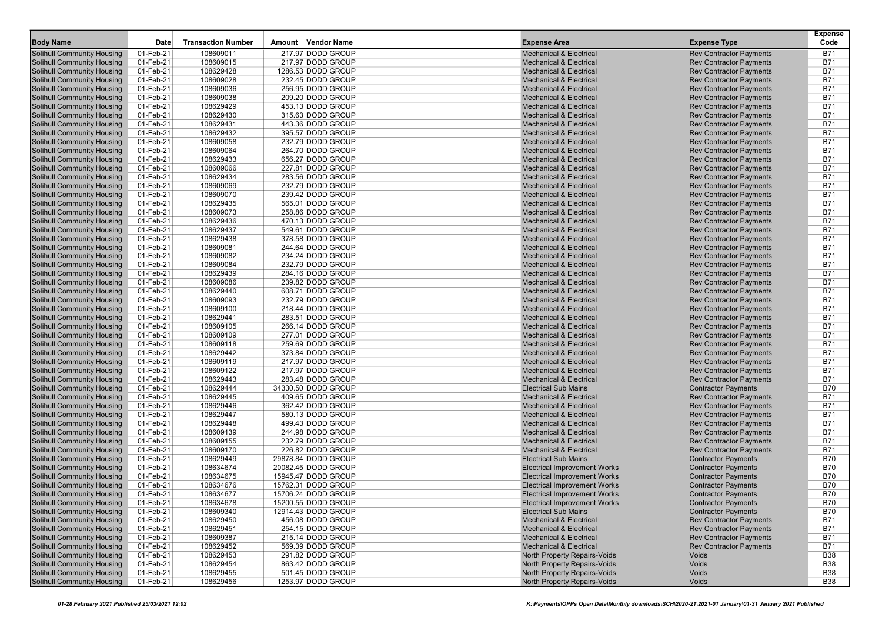| Body Name | Date | Transaction Number | Amount | Vendor Name | Expense Area | Expense Type | Expense Code |
|---|---|---|---|---|---|---|---|
| Solihull Community Housing | 01-Feb-21 | 108609011 | 217.97 | DODD GROUP | Mechanical & Electrical | Rev Contractor Payments | B71 |
| Solihull Community Housing | 01-Feb-21 | 108609015 | 217.97 | DODD GROUP | Mechanical & Electrical | Rev Contractor Payments | B71 |
| Solihull Community Housing | 01-Feb-21 | 108629428 | 1286.53 | DODD GROUP | Mechanical & Electrical | Rev Contractor Payments | B71 |
| Solihull Community Housing | 01-Feb-21 | 108609028 | 232.45 | DODD GROUP | Mechanical & Electrical | Rev Contractor Payments | B71 |
| Solihull Community Housing | 01-Feb-21 | 108609036 | 256.95 | DODD GROUP | Mechanical & Electrical | Rev Contractor Payments | B71 |
| Solihull Community Housing | 01-Feb-21 | 108609038 | 209.20 | DODD GROUP | Mechanical & Electrical | Rev Contractor Payments | B71 |
| Solihull Community Housing | 01-Feb-21 | 108629429 | 453.13 | DODD GROUP | Mechanical & Electrical | Rev Contractor Payments | B71 |
| Solihull Community Housing | 01-Feb-21 | 108629430 | 315.63 | DODD GROUP | Mechanical & Electrical | Rev Contractor Payments | B71 |
| Solihull Community Housing | 01-Feb-21 | 108629431 | 443.36 | DODD GROUP | Mechanical & Electrical | Rev Contractor Payments | B71 |
| Solihull Community Housing | 01-Feb-21 | 108629432 | 395.57 | DODD GROUP | Mechanical & Electrical | Rev Contractor Payments | B71 |
| Solihull Community Housing | 01-Feb-21 | 108609058 | 232.79 | DODD GROUP | Mechanical & Electrical | Rev Contractor Payments | B71 |
| Solihull Community Housing | 01-Feb-21 | 108609064 | 264.70 | DODD GROUP | Mechanical & Electrical | Rev Contractor Payments | B71 |
| Solihull Community Housing | 01-Feb-21 | 108629433 | 656.27 | DODD GROUP | Mechanical & Electrical | Rev Contractor Payments | B71 |
| Solihull Community Housing | 01-Feb-21 | 108609066 | 227.81 | DODD GROUP | Mechanical & Electrical | Rev Contractor Payments | B71 |
| Solihull Community Housing | 01-Feb-21 | 108629434 | 283.56 | DODD GROUP | Mechanical & Electrical | Rev Contractor Payments | B71 |
| Solihull Community Housing | 01-Feb-21 | 108609069 | 232.79 | DODD GROUP | Mechanical & Electrical | Rev Contractor Payments | B71 |
| Solihull Community Housing | 01-Feb-21 | 108609070 | 239.42 | DODD GROUP | Mechanical & Electrical | Rev Contractor Payments | B71 |
| Solihull Community Housing | 01-Feb-21 | 108629435 | 565.01 | DODD GROUP | Mechanical & Electrical | Rev Contractor Payments | B71 |
| Solihull Community Housing | 01-Feb-21 | 108609073 | 258.86 | DODD GROUP | Mechanical & Electrical | Rev Contractor Payments | B71 |
| Solihull Community Housing | 01-Feb-21 | 108629436 | 470.13 | DODD GROUP | Mechanical & Electrical | Rev Contractor Payments | B71 |
| Solihull Community Housing | 01-Feb-21 | 108629437 | 549.61 | DODD GROUP | Mechanical & Electrical | Rev Contractor Payments | B71 |
| Solihull Community Housing | 01-Feb-21 | 108629438 | 378.58 | DODD GROUP | Mechanical & Electrical | Rev Contractor Payments | B71 |
| Solihull Community Housing | 01-Feb-21 | 108609081 | 244.64 | DODD GROUP | Mechanical & Electrical | Rev Contractor Payments | B71 |
| Solihull Community Housing | 01-Feb-21 | 108609082 | 234.24 | DODD GROUP | Mechanical & Electrical | Rev Contractor Payments | B71 |
| Solihull Community Housing | 01-Feb-21 | 108609084 | 232.79 | DODD GROUP | Mechanical & Electrical | Rev Contractor Payments | B71 |
| Solihull Community Housing | 01-Feb-21 | 108629439 | 284.16 | DODD GROUP | Mechanical & Electrical | Rev Contractor Payments | B71 |
| Solihull Community Housing | 01-Feb-21 | 108609086 | 239.82 | DODD GROUP | Mechanical & Electrical | Rev Contractor Payments | B71 |
| Solihull Community Housing | 01-Feb-21 | 108629440 | 608.71 | DODD GROUP | Mechanical & Electrical | Rev Contractor Payments | B71 |
| Solihull Community Housing | 01-Feb-21 | 108609093 | 232.79 | DODD GROUP | Mechanical & Electrical | Rev Contractor Payments | B71 |
| Solihull Community Housing | 01-Feb-21 | 108609100 | 218.44 | DODD GROUP | Mechanical & Electrical | Rev Contractor Payments | B71 |
| Solihull Community Housing | 01-Feb-21 | 108629441 | 283.51 | DODD GROUP | Mechanical & Electrical | Rev Contractor Payments | B71 |
| Solihull Community Housing | 01-Feb-21 | 108609105 | 266.14 | DODD GROUP | Mechanical & Electrical | Rev Contractor Payments | B71 |
| Solihull Community Housing | 01-Feb-21 | 108609109 | 277.01 | DODD GROUP | Mechanical & Electrical | Rev Contractor Payments | B71 |
| Solihull Community Housing | 01-Feb-21 | 108609118 | 259.69 | DODD GROUP | Mechanical & Electrical | Rev Contractor Payments | B71 |
| Solihull Community Housing | 01-Feb-21 | 108629442 | 373.84 | DODD GROUP | Mechanical & Electrical | Rev Contractor Payments | B71 |
| Solihull Community Housing | 01-Feb-21 | 108609119 | 217.97 | DODD GROUP | Mechanical & Electrical | Rev Contractor Payments | B71 |
| Solihull Community Housing | 01-Feb-21 | 108609122 | 217.97 | DODD GROUP | Mechanical & Electrical | Rev Contractor Payments | B71 |
| Solihull Community Housing | 01-Feb-21 | 108629443 | 283.48 | DODD GROUP | Mechanical & Electrical | Rev Contractor Payments | B71 |
| Solihull Community Housing | 01-Feb-21 | 108629444 | 34330.50 | DODD GROUP | Electrical Sub Mains | Contractor Payments | B70 |
| Solihull Community Housing | 01-Feb-21 | 108629445 | 409.65 | DODD GROUP | Mechanical & Electrical | Rev Contractor Payments | B71 |
| Solihull Community Housing | 01-Feb-21 | 108629446 | 362.42 | DODD GROUP | Mechanical & Electrical | Rev Contractor Payments | B71 |
| Solihull Community Housing | 01-Feb-21 | 108629447 | 580.13 | DODD GROUP | Mechanical & Electrical | Rev Contractor Payments | B71 |
| Solihull Community Housing | 01-Feb-21 | 108629448 | 499.43 | DODD GROUP | Mechanical & Electrical | Rev Contractor Payments | B71 |
| Solihull Community Housing | 01-Feb-21 | 108609139 | 244.98 | DODD GROUP | Mechanical & Electrical | Rev Contractor Payments | B71 |
| Solihull Community Housing | 01-Feb-21 | 108609155 | 232.79 | DODD GROUP | Mechanical & Electrical | Rev Contractor Payments | B71 |
| Solihull Community Housing | 01-Feb-21 | 108609170 | 226.82 | DODD GROUP | Mechanical & Electrical | Rev Contractor Payments | B71 |
| Solihull Community Housing | 01-Feb-21 | 108629449 | 29878.84 | DODD GROUP | Electrical Sub Mains | Contractor Payments | B70 |
| Solihull Community Housing | 01-Feb-21 | 108634674 | 20082.45 | DODD GROUP | Electrical Improvement Works | Contractor Payments | B70 |
| Solihull Community Housing | 01-Feb-21 | 108634675 | 15945.47 | DODD GROUP | Electrical Improvement Works | Contractor Payments | B70 |
| Solihull Community Housing | 01-Feb-21 | 108634676 | 15762.31 | DODD GROUP | Electrical Improvement Works | Contractor Payments | B70 |
| Solihull Community Housing | 01-Feb-21 | 108634677 | 15706.24 | DODD GROUP | Electrical Improvement Works | Contractor Payments | B70 |
| Solihull Community Housing | 01-Feb-21 | 108634678 | 15200.55 | DODD GROUP | Electrical Improvement Works | Contractor Payments | B70 |
| Solihull Community Housing | 01-Feb-21 | 108609340 | 12914.43 | DODD GROUP | Electrical Sub Mains | Contractor Payments | B70 |
| Solihull Community Housing | 01-Feb-21 | 108629450 | 456.08 | DODD GROUP | Mechanical & Electrical | Rev Contractor Payments | B71 |
| Solihull Community Housing | 01-Feb-21 | 108629451 | 254.15 | DODD GROUP | Mechanical & Electrical | Rev Contractor Payments | B71 |
| Solihull Community Housing | 01-Feb-21 | 108609387 | 215.14 | DODD GROUP | Mechanical & Electrical | Rev Contractor Payments | B71 |
| Solihull Community Housing | 01-Feb-21 | 108629452 | 569.39 | DODD GROUP | Mechanical & Electrical | Rev Contractor Payments | B71 |
| Solihull Community Housing | 01-Feb-21 | 108629453 | 291.82 | DODD GROUP | North Property Repairs-Voids | Voids | B38 |
| Solihull Community Housing | 01-Feb-21 | 108629454 | 863.42 | DODD GROUP | North Property Repairs-Voids | Voids | B38 |
| Solihull Community Housing | 01-Feb-21 | 108629455 | 501.45 | DODD GROUP | North Property Repairs-Voids | Voids | B38 |
| Solihull Community Housing | 01-Feb-21 | 108629456 | 1253.97 | DODD GROUP | North Property Repairs-Voids | Voids | B38 |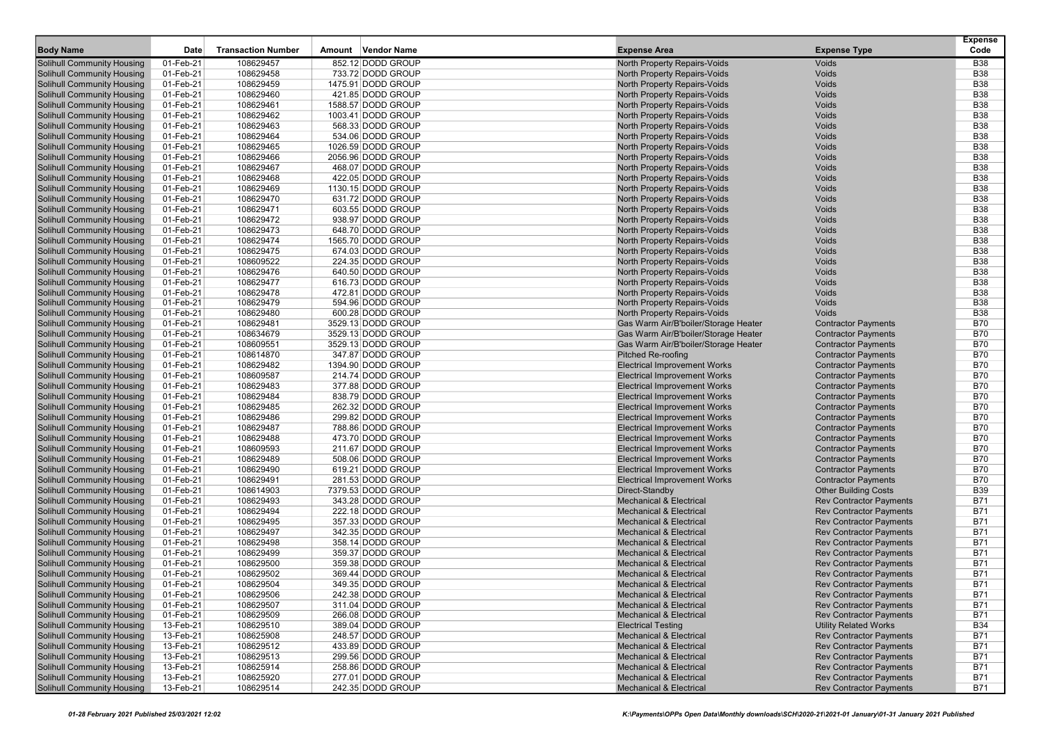| Body Name | Date | Transaction Number | Amount | Vendor Name | Expense Area | Expense Type | Expense Code |
|---|---|---|---|---|---|---|---|
| Solihull Community Housing | 01-Feb-21 | 108629457 | 852.12 | DODD GROUP | North Property Repairs-Voids | Voids | B38 |
| Solihull Community Housing | 01-Feb-21 | 108629458 | 733.72 | DODD GROUP | North Property Repairs-Voids | Voids | B38 |
| Solihull Community Housing | 01-Feb-21 | 108629459 | 1475.91 | DODD GROUP | North Property Repairs-Voids | Voids | B38 |
| Solihull Community Housing | 01-Feb-21 | 108629460 | 421.85 | DODD GROUP | North Property Repairs-Voids | Voids | B38 |
| Solihull Community Housing | 01-Feb-21 | 108629461 | 1588.57 | DODD GROUP | North Property Repairs-Voids | Voids | B38 |
| Solihull Community Housing | 01-Feb-21 | 108629462 | 1003.41 | DODD GROUP | North Property Repairs-Voids | Voids | B38 |
| Solihull Community Housing | 01-Feb-21 | 108629463 | 568.33 | DODD GROUP | North Property Repairs-Voids | Voids | B38 |
| Solihull Community Housing | 01-Feb-21 | 108629464 | 534.06 | DODD GROUP | North Property Repairs-Voids | Voids | B38 |
| Solihull Community Housing | 01-Feb-21 | 108629465 | 1026.59 | DODD GROUP | North Property Repairs-Voids | Voids | B38 |
| Solihull Community Housing | 01-Feb-21 | 108629466 | 2056.96 | DODD GROUP | North Property Repairs-Voids | Voids | B38 |
| Solihull Community Housing | 01-Feb-21 | 108629467 | 468.07 | DODD GROUP | North Property Repairs-Voids | Voids | B38 |
| Solihull Community Housing | 01-Feb-21 | 108629468 | 422.05 | DODD GROUP | North Property Repairs-Voids | Voids | B38 |
| Solihull Community Housing | 01-Feb-21 | 108629469 | 1130.15 | DODD GROUP | North Property Repairs-Voids | Voids | B38 |
| Solihull Community Housing | 01-Feb-21 | 108629470 | 631.72 | DODD GROUP | North Property Repairs-Voids | Voids | B38 |
| Solihull Community Housing | 01-Feb-21 | 108629471 | 603.55 | DODD GROUP | North Property Repairs-Voids | Voids | B38 |
| Solihull Community Housing | 01-Feb-21 | 108629472 | 938.97 | DODD GROUP | North Property Repairs-Voids | Voids | B38 |
| Solihull Community Housing | 01-Feb-21 | 108629473 | 648.70 | DODD GROUP | North Property Repairs-Voids | Voids | B38 |
| Solihull Community Housing | 01-Feb-21 | 108629474 | 1565.70 | DODD GROUP | North Property Repairs-Voids | Voids | B38 |
| Solihull Community Housing | 01-Feb-21 | 108629475 | 674.03 | DODD GROUP | North Property Repairs-Voids | Voids | B38 |
| Solihull Community Housing | 01-Feb-21 | 108609522 | 224.35 | DODD GROUP | North Property Repairs-Voids | Voids | B38 |
| Solihull Community Housing | 01-Feb-21 | 108629476 | 640.50 | DODD GROUP | North Property Repairs-Voids | Voids | B38 |
| Solihull Community Housing | 01-Feb-21 | 108629477 | 616.73 | DODD GROUP | North Property Repairs-Voids | Voids | B38 |
| Solihull Community Housing | 01-Feb-21 | 108629478 | 472.81 | DODD GROUP | North Property Repairs-Voids | Voids | B38 |
| Solihull Community Housing | 01-Feb-21 | 108629479 | 594.96 | DODD GROUP | North Property Repairs-Voids | Voids | B38 |
| Solihull Community Housing | 01-Feb-21 | 108629480 | 600.28 | DODD GROUP | North Property Repairs-Voids | Voids | B38 |
| Solihull Community Housing | 01-Feb-21 | 108629481 | 3529.13 | DODD GROUP | Gas Warm Air/B'boiler/Storage Heater | Contractor Payments | B70 |
| Solihull Community Housing | 01-Feb-21 | 108634679 | 3529.13 | DODD GROUP | Gas Warm Air/B'boiler/Storage Heater | Contractor Payments | B70 |
| Solihull Community Housing | 01-Feb-21 | 108609551 | 3529.13 | DODD GROUP | Gas Warm Air/B'boiler/Storage Heater | Contractor Payments | B70 |
| Solihull Community Housing | 01-Feb-21 | 108614870 | 347.87 | DODD GROUP | Pitched Re-roofing | Contractor Payments | B70 |
| Solihull Community Housing | 01-Feb-21 | 108629482 | 1394.90 | DODD GROUP | Electrical Improvement Works | Contractor Payments | B70 |
| Solihull Community Housing | 01-Feb-21 | 108609587 | 214.74 | DODD GROUP | Electrical Improvement Works | Contractor Payments | B70 |
| Solihull Community Housing | 01-Feb-21 | 108629483 | 377.88 | DODD GROUP | Electrical Improvement Works | Contractor Payments | B70 |
| Solihull Community Housing | 01-Feb-21 | 108629484 | 838.79 | DODD GROUP | Electrical Improvement Works | Contractor Payments | B70 |
| Solihull Community Housing | 01-Feb-21 | 108629485 | 262.32 | DODD GROUP | Electrical Improvement Works | Contractor Payments | B70 |
| Solihull Community Housing | 01-Feb-21 | 108629486 | 299.82 | DODD GROUP | Electrical Improvement Works | Contractor Payments | B70 |
| Solihull Community Housing | 01-Feb-21 | 108629487 | 788.86 | DODD GROUP | Electrical Improvement Works | Contractor Payments | B70 |
| Solihull Community Housing | 01-Feb-21 | 108629488 | 473.70 | DODD GROUP | Electrical Improvement Works | Contractor Payments | B70 |
| Solihull Community Housing | 01-Feb-21 | 108609593 | 211.67 | DODD GROUP | Electrical Improvement Works | Contractor Payments | B70 |
| Solihull Community Housing | 01-Feb-21 | 108629489 | 508.06 | DODD GROUP | Electrical Improvement Works | Contractor Payments | B70 |
| Solihull Community Housing | 01-Feb-21 | 108629490 | 619.21 | DODD GROUP | Electrical Improvement Works | Contractor Payments | B70 |
| Solihull Community Housing | 01-Feb-21 | 108629491 | 281.53 | DODD GROUP | Electrical Improvement Works | Contractor Payments | B70 |
| Solihull Community Housing | 01-Feb-21 | 108614903 | 7379.53 | DODD GROUP | Direct-Standby | Other Building Costs | B39 |
| Solihull Community Housing | 01-Feb-21 | 108629493 | 343.28 | DODD GROUP | Mechanical & Electrical | Rev Contractor Payments | B71 |
| Solihull Community Housing | 01-Feb-21 | 108629494 | 222.18 | DODD GROUP | Mechanical & Electrical | Rev Contractor Payments | B71 |
| Solihull Community Housing | 01-Feb-21 | 108629495 | 357.33 | DODD GROUP | Mechanical & Electrical | Rev Contractor Payments | B71 |
| Solihull Community Housing | 01-Feb-21 | 108629497 | 342.35 | DODD GROUP | Mechanical & Electrical | Rev Contractor Payments | B71 |
| Solihull Community Housing | 01-Feb-21 | 108629498 | 358.14 | DODD GROUP | Mechanical & Electrical | Rev Contractor Payments | B71 |
| Solihull Community Housing | 01-Feb-21 | 108629499 | 359.37 | DODD GROUP | Mechanical & Electrical | Rev Contractor Payments | B71 |
| Solihull Community Housing | 01-Feb-21 | 108629500 | 359.38 | DODD GROUP | Mechanical & Electrical | Rev Contractor Payments | B71 |
| Solihull Community Housing | 01-Feb-21 | 108629502 | 369.44 | DODD GROUP | Mechanical & Electrical | Rev Contractor Payments | B71 |
| Solihull Community Housing | 01-Feb-21 | 108629504 | 349.35 | DODD GROUP | Mechanical & Electrical | Rev Contractor Payments | B71 |
| Solihull Community Housing | 01-Feb-21 | 108629506 | 242.38 | DODD GROUP | Mechanical & Electrical | Rev Contractor Payments | B71 |
| Solihull Community Housing | 01-Feb-21 | 108629507 | 311.04 | DODD GROUP | Mechanical & Electrical | Rev Contractor Payments | B71 |
| Solihull Community Housing | 01-Feb-21 | 108629509 | 266.08 | DODD GROUP | Mechanical & Electrical | Rev Contractor Payments | B71 |
| Solihull Community Housing | 13-Feb-21 | 108629510 | 389.04 | DODD GROUP | Electrical Testing | Utility Related Works | B34 |
| Solihull Community Housing | 13-Feb-21 | 108625908 | 248.57 | DODD GROUP | Mechanical & Electrical | Rev Contractor Payments | B71 |
| Solihull Community Housing | 13-Feb-21 | 108629512 | 433.89 | DODD GROUP | Mechanical & Electrical | Rev Contractor Payments | B71 |
| Solihull Community Housing | 13-Feb-21 | 108629513 | 299.56 | DODD GROUP | Mechanical & Electrical | Rev Contractor Payments | B71 |
| Solihull Community Housing | 13-Feb-21 | 108625914 | 258.86 | DODD GROUP | Mechanical & Electrical | Rev Contractor Payments | B71 |
| Solihull Community Housing | 13-Feb-21 | 108625920 | 277.01 | DODD GROUP | Mechanical & Electrical | Rev Contractor Payments | B71 |
| Solihull Community Housing | 13-Feb-21 | 108629514 | 242.35 | DODD GROUP | Mechanical & Electrical | Rev Contractor Payments | B71 |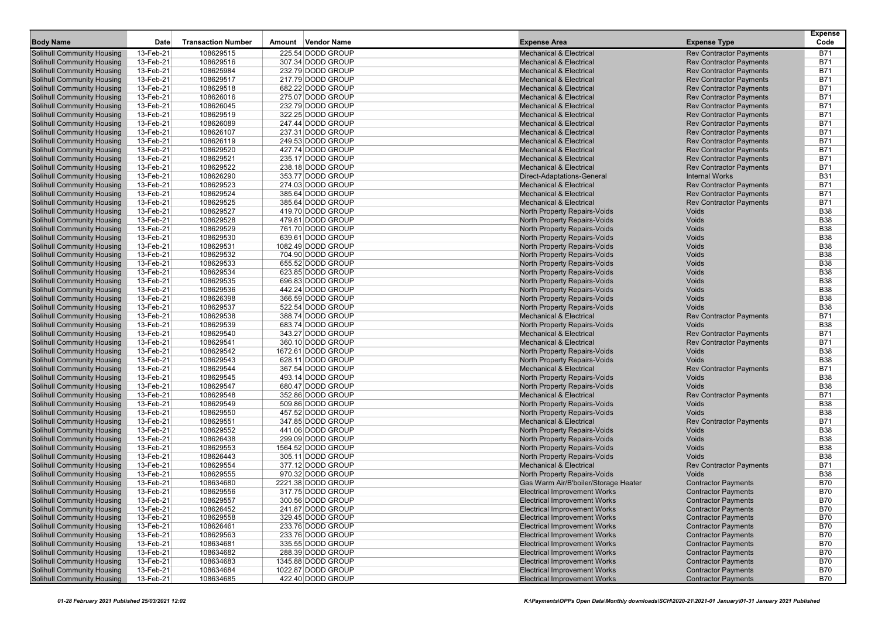| Body Name | Date | Transaction Number | Amount | Vendor Name | Expense Area | Expense Type | Expense Code |
|---|---|---|---|---|---|---|---|
| Solihull Community Housing | 13-Feb-21 | 108629515 | 225.54 | DODD GROUP | Mechanical & Electrical | Rev Contractor Payments | B71 |
| Solihull Community Housing | 13-Feb-21 | 108629516 | 307.34 | DODD GROUP | Mechanical & Electrical | Rev Contractor Payments | B71 |
| Solihull Community Housing | 13-Feb-21 | 108625984 | 232.79 | DODD GROUP | Mechanical & Electrical | Rev Contractor Payments | B71 |
| Solihull Community Housing | 13-Feb-21 | 108629517 | 217.79 | DODD GROUP | Mechanical & Electrical | Rev Contractor Payments | B71 |
| Solihull Community Housing | 13-Feb-21 | 108629518 | 682.22 | DODD GROUP | Mechanical & Electrical | Rev Contractor Payments | B71 |
| Solihull Community Housing | 13-Feb-21 | 108626016 | 275.07 | DODD GROUP | Mechanical & Electrical | Rev Contractor Payments | B71 |
| Solihull Community Housing | 13-Feb-21 | 108626045 | 232.79 | DODD GROUP | Mechanical & Electrical | Rev Contractor Payments | B71 |
| Solihull Community Housing | 13-Feb-21 | 108629519 | 322.25 | DODD GROUP | Mechanical & Electrical | Rev Contractor Payments | B71 |
| Solihull Community Housing | 13-Feb-21 | 108626089 | 247.44 | DODD GROUP | Mechanical & Electrical | Rev Contractor Payments | B71 |
| Solihull Community Housing | 13-Feb-21 | 108626107 | 237.31 | DODD GROUP | Mechanical & Electrical | Rev Contractor Payments | B71 |
| Solihull Community Housing | 13-Feb-21 | 108626119 | 249.53 | DODD GROUP | Mechanical & Electrical | Rev Contractor Payments | B71 |
| Solihull Community Housing | 13-Feb-21 | 108629520 | 427.74 | DODD GROUP | Mechanical & Electrical | Rev Contractor Payments | B71 |
| Solihull Community Housing | 13-Feb-21 | 108629521 | 235.17 | DODD GROUP | Mechanical & Electrical | Rev Contractor Payments | B71 |
| Solihull Community Housing | 13-Feb-21 | 108629522 | 238.18 | DODD GROUP | Mechanical & Electrical | Rev Contractor Payments | B71 |
| Solihull Community Housing | 13-Feb-21 | 108626290 | 353.77 | DODD GROUP | Direct-Adaptations-General | Internal Works | B31 |
| Solihull Community Housing | 13-Feb-21 | 108629523 | 274.03 | DODD GROUP | Mechanical & Electrical | Rev Contractor Payments | B71 |
| Solihull Community Housing | 13-Feb-21 | 108629524 | 385.64 | DODD GROUP | Mechanical & Electrical | Rev Contractor Payments | B71 |
| Solihull Community Housing | 13-Feb-21 | 108629525 | 385.64 | DODD GROUP | Mechanical & Electrical | Rev Contractor Payments | B71 |
| Solihull Community Housing | 13-Feb-21 | 108629527 | 419.70 | DODD GROUP | North Property Repairs-Voids | Voids | B38 |
| Solihull Community Housing | 13-Feb-21 | 108629528 | 479.81 | DODD GROUP | North Property Repairs-Voids | Voids | B38 |
| Solihull Community Housing | 13-Feb-21 | 108629529 | 761.70 | DODD GROUP | North Property Repairs-Voids | Voids | B38 |
| Solihull Community Housing | 13-Feb-21 | 108629530 | 639.61 | DODD GROUP | North Property Repairs-Voids | Voids | B38 |
| Solihull Community Housing | 13-Feb-21 | 108629531 | 1082.49 | DODD GROUP | North Property Repairs-Voids | Voids | B38 |
| Solihull Community Housing | 13-Feb-21 | 108629532 | 704.90 | DODD GROUP | North Property Repairs-Voids | Voids | B38 |
| Solihull Community Housing | 13-Feb-21 | 108629533 | 655.52 | DODD GROUP | North Property Repairs-Voids | Voids | B38 |
| Solihull Community Housing | 13-Feb-21 | 108629534 | 623.85 | DODD GROUP | North Property Repairs-Voids | Voids | B38 |
| Solihull Community Housing | 13-Feb-21 | 108629535 | 696.83 | DODD GROUP | North Property Repairs-Voids | Voids | B38 |
| Solihull Community Housing | 13-Feb-21 | 108629536 | 442.24 | DODD GROUP | North Property Repairs-Voids | Voids | B38 |
| Solihull Community Housing | 13-Feb-21 | 108626398 | 366.59 | DODD GROUP | North Property Repairs-Voids | Voids | B38 |
| Solihull Community Housing | 13-Feb-21 | 108629537 | 522.54 | DODD GROUP | North Property Repairs-Voids | Voids | B38 |
| Solihull Community Housing | 13-Feb-21 | 108629538 | 388.74 | DODD GROUP | Mechanical & Electrical | Rev Contractor Payments | B71 |
| Solihull Community Housing | 13-Feb-21 | 108629539 | 683.74 | DODD GROUP | North Property Repairs-Voids | Voids | B38 |
| Solihull Community Housing | 13-Feb-21 | 108629540 | 343.27 | DODD GROUP | Mechanical & Electrical | Rev Contractor Payments | B71 |
| Solihull Community Housing | 13-Feb-21 | 108629541 | 360.10 | DODD GROUP | Mechanical & Electrical | Rev Contractor Payments | B71 |
| Solihull Community Housing | 13-Feb-21 | 108629542 | 1672.61 | DODD GROUP | North Property Repairs-Voids | Voids | B38 |
| Solihull Community Housing | 13-Feb-21 | 108629543 | 628.11 | DODD GROUP | North Property Repairs-Voids | Voids | B38 |
| Solihull Community Housing | 13-Feb-21 | 108629544 | 367.54 | DODD GROUP | Mechanical & Electrical | Rev Contractor Payments | B71 |
| Solihull Community Housing | 13-Feb-21 | 108629545 | 493.14 | DODD GROUP | North Property Repairs-Voids | Voids | B38 |
| Solihull Community Housing | 13-Feb-21 | 108629547 | 680.47 | DODD GROUP | North Property Repairs-Voids | Voids | B38 |
| Solihull Community Housing | 13-Feb-21 | 108629548 | 352.86 | DODD GROUP | Mechanical & Electrical | Rev Contractor Payments | B71 |
| Solihull Community Housing | 13-Feb-21 | 108629549 | 509.86 | DODD GROUP | North Property Repairs-Voids | Voids | B38 |
| Solihull Community Housing | 13-Feb-21 | 108629550 | 457.52 | DODD GROUP | North Property Repairs-Voids | Voids | B38 |
| Solihull Community Housing | 13-Feb-21 | 108629551 | 347.85 | DODD GROUP | Mechanical & Electrical | Rev Contractor Payments | B71 |
| Solihull Community Housing | 13-Feb-21 | 108629552 | 441.06 | DODD GROUP | North Property Repairs-Voids | Voids | B38 |
| Solihull Community Housing | 13-Feb-21 | 108626438 | 299.09 | DODD GROUP | North Property Repairs-Voids | Voids | B38 |
| Solihull Community Housing | 13-Feb-21 | 108629553 | 1564.52 | DODD GROUP | North Property Repairs-Voids | Voids | B38 |
| Solihull Community Housing | 13-Feb-21 | 108626443 | 305.11 | DODD GROUP | North Property Repairs-Voids | Voids | B38 |
| Solihull Community Housing | 13-Feb-21 | 108629554 | 377.12 | DODD GROUP | Mechanical & Electrical | Rev Contractor Payments | B71 |
| Solihull Community Housing | 13-Feb-21 | 108629555 | 970.32 | DODD GROUP | North Property Repairs-Voids | Voids | B38 |
| Solihull Community Housing | 13-Feb-21 | 108634680 | 2221.38 | DODD GROUP | Gas Warm Air/B'boiler/Storage Heater | Contractor Payments | B70 |
| Solihull Community Housing | 13-Feb-21 | 108629556 | 317.75 | DODD GROUP | Electrical Improvement Works | Contractor Payments | B70 |
| Solihull Community Housing | 13-Feb-21 | 108629557 | 300.56 | DODD GROUP | Electrical Improvement Works | Contractor Payments | B70 |
| Solihull Community Housing | 13-Feb-21 | 108626452 | 241.87 | DODD GROUP | Electrical Improvement Works | Contractor Payments | B70 |
| Solihull Community Housing | 13-Feb-21 | 108629558 | 329.45 | DODD GROUP | Electrical Improvement Works | Contractor Payments | B70 |
| Solihull Community Housing | 13-Feb-21 | 108626461 | 233.76 | DODD GROUP | Electrical Improvement Works | Contractor Payments | B70 |
| Solihull Community Housing | 13-Feb-21 | 108629563 | 233.76 | DODD GROUP | Electrical Improvement Works | Contractor Payments | B70 |
| Solihull Community Housing | 13-Feb-21 | 108634681 | 335.55 | DODD GROUP | Electrical Improvement Works | Contractor Payments | B70 |
| Solihull Community Housing | 13-Feb-21 | 108634682 | 288.39 | DODD GROUP | Electrical Improvement Works | Contractor Payments | B70 |
| Solihull Community Housing | 13-Feb-21 | 108634683 | 1345.88 | DODD GROUP | Electrical Improvement Works | Contractor Payments | B70 |
| Solihull Community Housing | 13-Feb-21 | 108634684 | 1022.87 | DODD GROUP | Electrical Improvement Works | Contractor Payments | B70 |
| Solihull Community Housing | 13-Feb-21 | 108634685 | 422.40 | DODD GROUP | Electrical Improvement Works | Contractor Payments | B70 |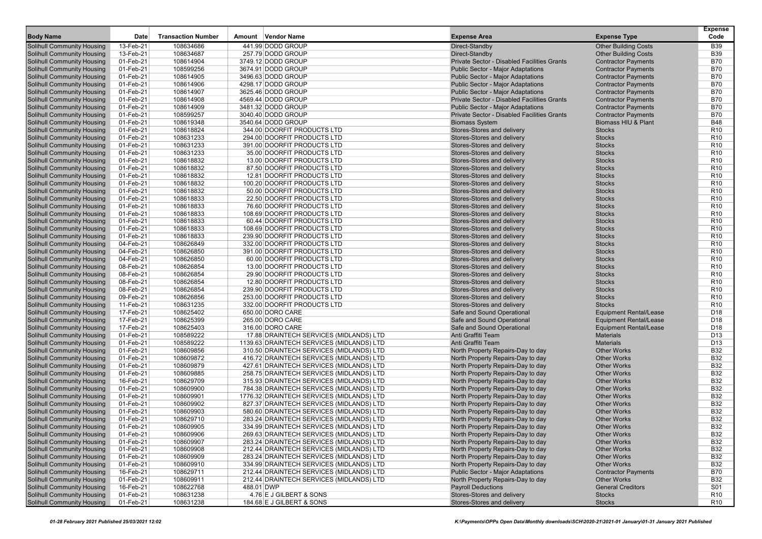| Body Name | Date | Transaction Number | Amount | Vendor Name | Expense Area | Expense Type | Expense Code |
|---|---|---|---|---|---|---|---|
| Solihull Community Housing | 13-Feb-21 | 108634686 | 441.99 | DODD GROUP | Direct-Standby | Other Building Costs | B39 |
| Solihull Community Housing | 13-Feb-21 | 108634687 | 257.79 | DODD GROUP | Direct-Standby | Other Building Costs | B39 |
| Solihull Community Housing | 01-Feb-21 | 108614904 | 3749.12 | DODD GROUP | Private Sector - Disabled Facilities Grants | Contractor Payments | B70 |
| Solihull Community Housing | 01-Feb-21 | 108599256 | 3674.91 | DODD GROUP | Public Sector - Major Adaptations | Contractor Payments | B70 |
| Solihull Community Housing | 01-Feb-21 | 108614905 | 3496.63 | DODD GROUP | Public Sector - Major Adaptations | Contractor Payments | B70 |
| Solihull Community Housing | 01-Feb-21 | 108614906 | 4298.17 | DODD GROUP | Public Sector - Major Adaptations | Contractor Payments | B70 |
| Solihull Community Housing | 01-Feb-21 | 108614907 | 3625.46 | DODD GROUP | Public Sector - Major Adaptations | Contractor Payments | B70 |
| Solihull Community Housing | 01-Feb-21 | 108614908 | 4569.44 | DODD GROUP | Private Sector - Disabled Facilities Grants | Contractor Payments | B70 |
| Solihull Community Housing | 01-Feb-21 | 108614909 | 3481.32 | DODD GROUP | Public Sector - Major Adaptations | Contractor Payments | B70 |
| Solihull Community Housing | 01-Feb-21 | 108599257 | 3040.40 | DODD GROUP | Private Sector - Disabled Facilities Grants | Contractor Payments | B70 |
| Solihull Community Housing | 01-Feb-21 | 108619348 | 3540.64 | DODD GROUP | Biomass System | Biomass HIU & Plant | B48 |
| Solihull Community Housing | 01-Feb-21 | 108618824 | 344.00 | DOORFIT PRODUCTS LTD | Stores-Stores and delivery | Stocks | R10 |
| Solihull Community Housing | 01-Feb-21 | 108631233 | 294.00 | DOORFIT PRODUCTS LTD | Stores-Stores and delivery | Stocks | R10 |
| Solihull Community Housing | 01-Feb-21 | 108631233 | 391.00 | DOORFIT PRODUCTS LTD | Stores-Stores and delivery | Stocks | R10 |
| Solihull Community Housing | 01-Feb-21 | 108631233 | 35.00 | DOORFIT PRODUCTS LTD | Stores-Stores and delivery | Stocks | R10 |
| Solihull Community Housing | 01-Feb-21 | 108618832 | 13.00 | DOORFIT PRODUCTS LTD | Stores-Stores and delivery | Stocks | R10 |
| Solihull Community Housing | 01-Feb-21 | 108618832 | 87.50 | DOORFIT PRODUCTS LTD | Stores-Stores and delivery | Stocks | R10 |
| Solihull Community Housing | 01-Feb-21 | 108618832 | 12.81 | DOORFIT PRODUCTS LTD | Stores-Stores and delivery | Stocks | R10 |
| Solihull Community Housing | 01-Feb-21 | 108618832 | 100.20 | DOORFIT PRODUCTS LTD | Stores-Stores and delivery | Stocks | R10 |
| Solihull Community Housing | 01-Feb-21 | 108618832 | 50.00 | DOORFIT PRODUCTS LTD | Stores-Stores and delivery | Stocks | R10 |
| Solihull Community Housing | 01-Feb-21 | 108618833 | 22.50 | DOORFIT PRODUCTS LTD | Stores-Stores and delivery | Stocks | R10 |
| Solihull Community Housing | 01-Feb-21 | 108618833 | 76.60 | DOORFIT PRODUCTS LTD | Stores-Stores and delivery | Stocks | R10 |
| Solihull Community Housing | 01-Feb-21 | 108618833 | 108.69 | DOORFIT PRODUCTS LTD | Stores-Stores and delivery | Stocks | R10 |
| Solihull Community Housing | 01-Feb-21 | 108618833 | 60.44 | DOORFIT PRODUCTS LTD | Stores-Stores and delivery | Stocks | R10 |
| Solihull Community Housing | 01-Feb-21 | 108618833 | 108.69 | DOORFIT PRODUCTS LTD | Stores-Stores and delivery | Stocks | R10 |
| Solihull Community Housing | 01-Feb-21 | 108618833 | 239.90 | DOORFIT PRODUCTS LTD | Stores-Stores and delivery | Stocks | R10 |
| Solihull Community Housing | 04-Feb-21 | 108626849 | 332.00 | DOORFIT PRODUCTS LTD | Stores-Stores and delivery | Stocks | R10 |
| Solihull Community Housing | 04-Feb-21 | 108626850 | 391.00 | DOORFIT PRODUCTS LTD | Stores-Stores and delivery | Stocks | R10 |
| Solihull Community Housing | 04-Feb-21 | 108626850 | 60.00 | DOORFIT PRODUCTS LTD | Stores-Stores and delivery | Stocks | R10 |
| Solihull Community Housing | 08-Feb-21 | 108626854 | 13.00 | DOORFIT PRODUCTS LTD | Stores-Stores and delivery | Stocks | R10 |
| Solihull Community Housing | 08-Feb-21 | 108626854 | 29.90 | DOORFIT PRODUCTS LTD | Stores-Stores and delivery | Stocks | R10 |
| Solihull Community Housing | 08-Feb-21 | 108626854 | 12.80 | DOORFIT PRODUCTS LTD | Stores-Stores and delivery | Stocks | R10 |
| Solihull Community Housing | 08-Feb-21 | 108626854 | 239.90 | DOORFIT PRODUCTS LTD | Stores-Stores and delivery | Stocks | R10 |
| Solihull Community Housing | 09-Feb-21 | 108626856 | 253.00 | DOORFIT PRODUCTS LTD | Stores-Stores and delivery | Stocks | R10 |
| Solihull Community Housing | 11-Feb-21 | 108631235 | 332.00 | DOORFIT PRODUCTS LTD | Stores-Stores and delivery | Stocks | R10 |
| Solihull Community Housing | 17-Feb-21 | 108625402 | 650.00 | DORO CARE | Safe and Sound Operational | Equipment Rental/Lease | D18 |
| Solihull Community Housing | 17-Feb-21 | 108625399 | 265.00 | DORO CARE | Safe and Sound Operational | Equipment Rental/Lease | D18 |
| Solihull Community Housing | 17-Feb-21 | 108625403 | 316.00 | DORO CARE | Safe and Sound Operational | Equipment Rental/Lease | D18 |
| Solihull Community Housing | 01-Feb-21 | 108589222 | 17.88 | DRAINTECH SERVICES (MIDLANDS) LTD | Anti Graffiti Team | Materials | D13 |
| Solihull Community Housing | 01-Feb-21 | 108589222 | 1139.63 | DRAINTECH SERVICES (MIDLANDS) LTD | Anti Graffiti Team | Materials | D13 |
| Solihull Community Housing | 01-Feb-21 | 108609856 | 310.50 | DRAINTECH SERVICES (MIDLANDS) LTD | North Property Repairs-Day to day | Other Works | B32 |
| Solihull Community Housing | 01-Feb-21 | 108609872 | 416.72 | DRAINTECH SERVICES (MIDLANDS) LTD | North Property Repairs-Day to day | Other Works | B32 |
| Solihull Community Housing | 01-Feb-21 | 108609879 | 427.61 | DRAINTECH SERVICES (MIDLANDS) LTD | North Property Repairs-Day to day | Other Works | B32 |
| Solihull Community Housing | 01-Feb-21 | 108609885 | 258.75 | DRAINTECH SERVICES (MIDLANDS) LTD | North Property Repairs-Day to day | Other Works | B32 |
| Solihull Community Housing | 16-Feb-21 | 108629709 | 315.93 | DRAINTECH SERVICES (MIDLANDS) LTD | North Property Repairs-Day to day | Other Works | B32 |
| Solihull Community Housing | 01-Feb-21 | 108609900 | 784.38 | DRAINTECH SERVICES (MIDLANDS) LTD | North Property Repairs-Day to day | Other Works | B32 |
| Solihull Community Housing | 01-Feb-21 | 108609901 | 1776.32 | DRAINTECH SERVICES (MIDLANDS) LTD | North Property Repairs-Day to day | Other Works | B32 |
| Solihull Community Housing | 01-Feb-21 | 108609902 | 827.37 | DRAINTECH SERVICES (MIDLANDS) LTD | North Property Repairs-Day to day | Other Works | B32 |
| Solihull Community Housing | 01-Feb-21 | 108609903 | 580.60 | DRAINTECH SERVICES (MIDLANDS) LTD | North Property Repairs-Day to day | Other Works | B32 |
| Solihull Community Housing | 16-Feb-21 | 108629710 | 283.24 | DRAINTECH SERVICES (MIDLANDS) LTD | North Property Repairs-Day to day | Other Works | B32 |
| Solihull Community Housing | 01-Feb-21 | 108609905 | 334.99 | DRAINTECH SERVICES (MIDLANDS) LTD | North Property Repairs-Day to day | Other Works | B32 |
| Solihull Community Housing | 01-Feb-21 | 108609906 | 269.63 | DRAINTECH SERVICES (MIDLANDS) LTD | North Property Repairs-Day to day | Other Works | B32 |
| Solihull Community Housing | 01-Feb-21 | 108609907 | 283.24 | DRAINTECH SERVICES (MIDLANDS) LTD | North Property Repairs-Day to day | Other Works | B32 |
| Solihull Community Housing | 01-Feb-21 | 108609908 | 212.44 | DRAINTECH SERVICES (MIDLANDS) LTD | North Property Repairs-Day to day | Other Works | B32 |
| Solihull Community Housing | 01-Feb-21 | 108609909 | 283.24 | DRAINTECH SERVICES (MIDLANDS) LTD | North Property Repairs-Day to day | Other Works | B32 |
| Solihull Community Housing | 01-Feb-21 | 108609910 | 334.99 | DRAINTECH SERVICES (MIDLANDS) LTD | North Property Repairs-Day to day | Other Works | B32 |
| Solihull Community Housing | 16-Feb-21 | 108629711 | 212.44 | DRAINTECH SERVICES (MIDLANDS) LTD | Public Sector - Major Adaptations | Contractor Payments | B70 |
| Solihull Community Housing | 01-Feb-21 | 108609911 | 212.44 | DRAINTECH SERVICES (MIDLANDS) LTD | North Property Repairs-Day to day | Other Works | B32 |
| Solihull Community Housing | 16-Feb-21 | 108622768 | 488.01 | DWP | Payroll Deductions | General Creditors | S01 |
| Solihull Community Housing | 01-Feb-21 | 108631238 | 4.76 | E J GILBERT & SONS | Stores-Stores and delivery | Stocks | R10 |
| Solihull Community Housing | 01-Feb-21 | 108631238 | 184.68 | E J GILBERT & SONS | Stores-Stores and delivery | Stocks | R10 |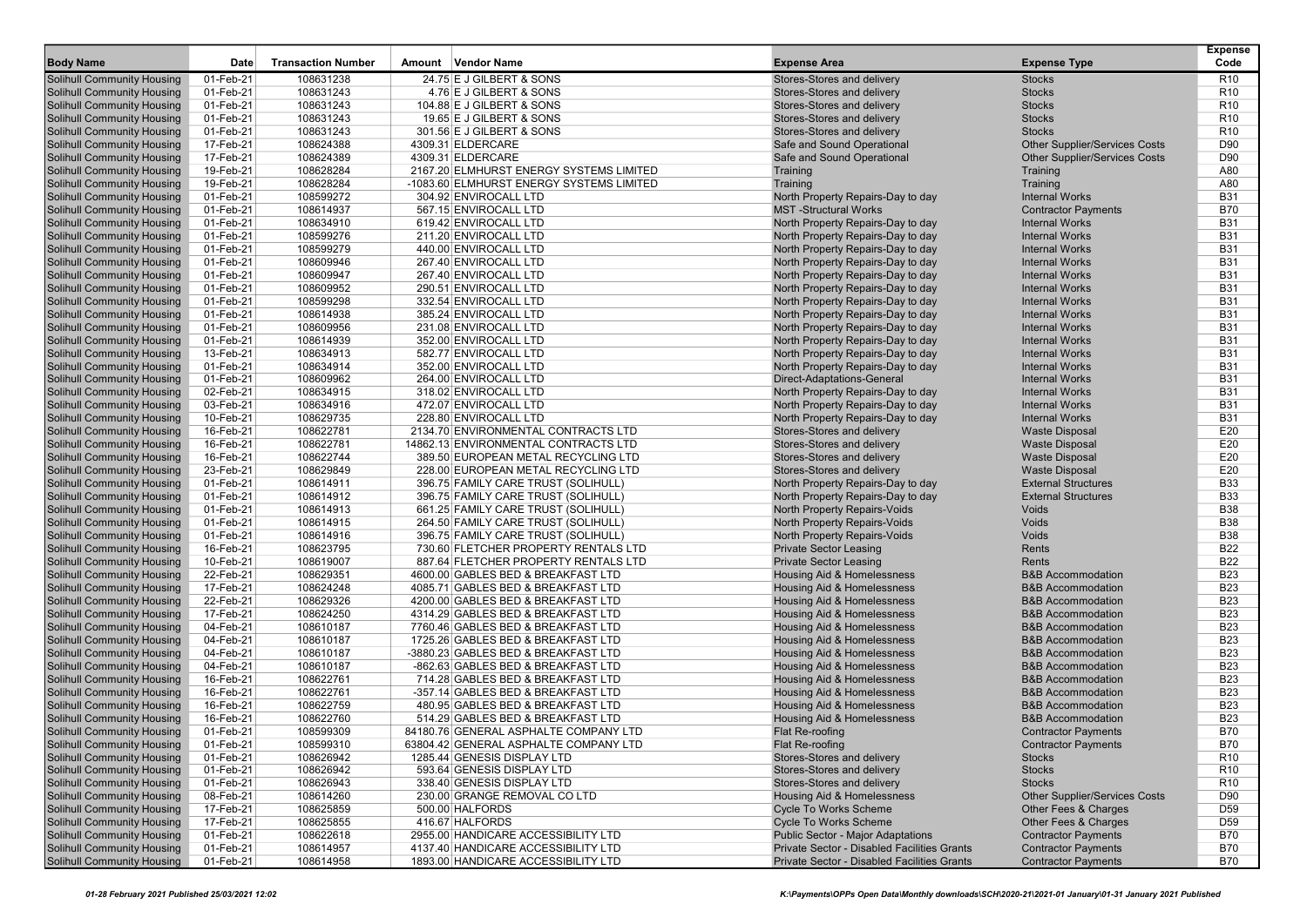| Body Name | Date | Transaction Number | Amount | Vendor Name | Expense Area | Expense Type | Expense Code |
|---|---|---|---|---|---|---|---|
| Solihull Community Housing | 01-Feb-21 | 108631238 | 24.75 | E J GILBERT & SONS | Stores-Stores and delivery | Stocks | R10 |
| Solihull Community Housing | 01-Feb-21 | 108631243 | 4.76 | E J GILBERT & SONS | Stores-Stores and delivery | Stocks | R10 |
| Solihull Community Housing | 01-Feb-21 | 108631243 | 104.88 | E J GILBERT & SONS | Stores-Stores and delivery | Stocks | R10 |
| Solihull Community Housing | 01-Feb-21 | 108631243 | 19.65 | E J GILBERT & SONS | Stores-Stores and delivery | Stocks | R10 |
| Solihull Community Housing | 01-Feb-21 | 108631243 | 301.56 | E J GILBERT & SONS | Stores-Stores and delivery | Stocks | R10 |
| Solihull Community Housing | 17-Feb-21 | 108624388 | 4309.31 | ELDERCARE | Safe and Sound Operational | Other Supplier/Services Costs | D90 |
| Solihull Community Housing | 17-Feb-21 | 108624389 | 4309.31 | ELDERCARE | Safe and Sound Operational | Other Supplier/Services Costs | D90 |
| Solihull Community Housing | 19-Feb-21 | 108628284 | 2167.20 | ELMHURST ENERGY SYSTEMS LIMITED | Training | Training | A80 |
| Solihull Community Housing | 19-Feb-21 | 108628284 | -1083.60 | ELMHURST ENERGY SYSTEMS LIMITED | Training | Training | A80 |
| Solihull Community Housing | 01-Feb-21 | 108599272 | 304.92 | ENVIROCALL LTD | North Property Repairs-Day to day | Internal Works | B31 |
| Solihull Community Housing | 01-Feb-21 | 108614937 | 567.15 | ENVIROCALL LTD | MST -Structural Works | Contractor Payments | B70 |
| Solihull Community Housing | 01-Feb-21 | 108634910 | 619.42 | ENVIROCALL LTD | North Property Repairs-Day to day | Internal Works | B31 |
| Solihull Community Housing | 01-Feb-21 | 108599276 | 211.20 | ENVIROCALL LTD | North Property Repairs-Day to day | Internal Works | B31 |
| Solihull Community Housing | 01-Feb-21 | 108599279 | 440.00 | ENVIROCALL LTD | North Property Repairs-Day to day | Internal Works | B31 |
| Solihull Community Housing | 01-Feb-21 | 108609946 | 267.40 | ENVIROCALL LTD | North Property Repairs-Day to day | Internal Works | B31 |
| Solihull Community Housing | 01-Feb-21 | 108609947 | 267.40 | ENVIROCALL LTD | North Property Repairs-Day to day | Internal Works | B31 |
| Solihull Community Housing | 01-Feb-21 | 108609952 | 290.51 | ENVIROCALL LTD | North Property Repairs-Day to day | Internal Works | B31 |
| Solihull Community Housing | 01-Feb-21 | 108599298 | 332.54 | ENVIROCALL LTD | North Property Repairs-Day to day | Internal Works | B31 |
| Solihull Community Housing | 01-Feb-21 | 108614938 | 385.24 | ENVIROCALL LTD | North Property Repairs-Day to day | Internal Works | B31 |
| Solihull Community Housing | 01-Feb-21 | 108609956 | 231.08 | ENVIROCALL LTD | North Property Repairs-Day to day | Internal Works | B31 |
| Solihull Community Housing | 01-Feb-21 | 108614939 | 352.00 | ENVIROCALL LTD | North Property Repairs-Day to day | Internal Works | B31 |
| Solihull Community Housing | 13-Feb-21 | 108634913 | 582.77 | ENVIROCALL LTD | North Property Repairs-Day to day | Internal Works | B31 |
| Solihull Community Housing | 01-Feb-21 | 108634914 | 352.00 | ENVIROCALL LTD | North Property Repairs-Day to day | Internal Works | B31 |
| Solihull Community Housing | 01-Feb-21 | 108609962 | 264.00 | ENVIROCALL LTD | Direct-Adaptations-General | Internal Works | B31 |
| Solihull Community Housing | 02-Feb-21 | 108634915 | 318.02 | ENVIROCALL LTD | North Property Repairs-Day to day | Internal Works | B31 |
| Solihull Community Housing | 03-Feb-21 | 108634916 | 472.07 | ENVIROCALL LTD | North Property Repairs-Day to day | Internal Works | B31 |
| Solihull Community Housing | 10-Feb-21 | 108629735 | 228.80 | ENVIROCALL LTD | North Property Repairs-Day to day | Internal Works | B31 |
| Solihull Community Housing | 16-Feb-21 | 108622781 | 2134.70 | ENVIRONMENTAL CONTRACTS LTD | Stores-Stores and delivery | Waste Disposal | E20 |
| Solihull Community Housing | 16-Feb-21 | 108622781 | 14862.13 | ENVIRONMENTAL CONTRACTS LTD | Stores-Stores and delivery | Waste Disposal | E20 |
| Solihull Community Housing | 16-Feb-21 | 108622744 | 389.50 | EUROPEAN METAL RECYCLING LTD | Stores-Stores and delivery | Waste Disposal | E20 |
| Solihull Community Housing | 23-Feb-21 | 108629849 | 228.00 | EUROPEAN METAL RECYCLING LTD | Stores-Stores and delivery | Waste Disposal | E20 |
| Solihull Community Housing | 01-Feb-21 | 108614911 | 396.75 | FAMILY CARE TRUST (SOLIHULL) | North Property Repairs-Day to day | External Structures | B33 |
| Solihull Community Housing | 01-Feb-21 | 108614912 | 396.75 | FAMILY CARE TRUST (SOLIHULL) | North Property Repairs-Day to day | External Structures | B33 |
| Solihull Community Housing | 01-Feb-21 | 108614913 | 661.25 | FAMILY CARE TRUST (SOLIHULL) | North Property Repairs-Voids | Voids | B38 |
| Solihull Community Housing | 01-Feb-21 | 108614915 | 264.50 | FAMILY CARE TRUST (SOLIHULL) | North Property Repairs-Voids | Voids | B38 |
| Solihull Community Housing | 01-Feb-21 | 108614916 | 396.75 | FAMILY CARE TRUST (SOLIHULL) | North Property Repairs-Voids | Voids | B38 |
| Solihull Community Housing | 16-Feb-21 | 108623795 | 730.60 | FLETCHER PROPERTY RENTALS LTD | Private Sector Leasing | Rents | B22 |
| Solihull Community Housing | 10-Feb-21 | 108619007 | 887.64 | FLETCHER PROPERTY RENTALS LTD | Private Sector Leasing | Rents | B22 |
| Solihull Community Housing | 22-Feb-21 | 108629351 | 4600.00 | GABLES BED & BREAKFAST LTD | Housing Aid & Homelessness | B&B Accommodation | B23 |
| Solihull Community Housing | 17-Feb-21 | 108624248 | 4085.71 | GABLES BED & BREAKFAST LTD | Housing Aid & Homelessness | B&B Accommodation | B23 |
| Solihull Community Housing | 22-Feb-21 | 108629326 | 4200.00 | GABLES BED & BREAKFAST LTD | Housing Aid & Homelessness | B&B Accommodation | B23 |
| Solihull Community Housing | 17-Feb-21 | 108624250 | 4314.29 | GABLES BED & BREAKFAST LTD | Housing Aid & Homelessness | B&B Accommodation | B23 |
| Solihull Community Housing | 04-Feb-21 | 108610187 | 7760.46 | GABLES BED & BREAKFAST LTD | Housing Aid & Homelessness | B&B Accommodation | B23 |
| Solihull Community Housing | 04-Feb-21 | 108610187 | 1725.26 | GABLES BED & BREAKFAST LTD | Housing Aid & Homelessness | B&B Accommodation | B23 |
| Solihull Community Housing | 04-Feb-21 | 108610187 | -3880.23 | GABLES BED & BREAKFAST LTD | Housing Aid & Homelessness | B&B Accommodation | B23 |
| Solihull Community Housing | 04-Feb-21 | 108610187 | -862.63 | GABLES BED & BREAKFAST LTD | Housing Aid & Homelessness | B&B Accommodation | B23 |
| Solihull Community Housing | 16-Feb-21 | 108622761 | 714.28 | GABLES BED & BREAKFAST LTD | Housing Aid & Homelessness | B&B Accommodation | B23 |
| Solihull Community Housing | 16-Feb-21 | 108622761 | -357.14 | GABLES BED & BREAKFAST LTD | Housing Aid & Homelessness | B&B Accommodation | B23 |
| Solihull Community Housing | 16-Feb-21 | 108622759 | 480.95 | GABLES BED & BREAKFAST LTD | Housing Aid & Homelessness | B&B Accommodation | B23 |
| Solihull Community Housing | 16-Feb-21 | 108622760 | 514.29 | GABLES BED & BREAKFAST LTD | Housing Aid & Homelessness | B&B Accommodation | B23 |
| Solihull Community Housing | 01-Feb-21 | 108599309 | 84180.76 | GENERAL ASPHALTE COMPANY LTD | Flat Re-roofing | Contractor Payments | B70 |
| Solihull Community Housing | 01-Feb-21 | 108599310 | 63804.42 | GENERAL ASPHALTE COMPANY LTD | Flat Re-roofing | Contractor Payments | B70 |
| Solihull Community Housing | 01-Feb-21 | 108626942 | 1285.44 | GENESIS DISPLAY LTD | Stores-Stores and delivery | Stocks | R10 |
| Solihull Community Housing | 01-Feb-21 | 108626942 | 593.64 | GENESIS DISPLAY LTD | Stores-Stores and delivery | Stocks | R10 |
| Solihull Community Housing | 01-Feb-21 | 108626943 | 338.40 | GENESIS DISPLAY LTD | Stores-Stores and delivery | Stocks | R10 |
| Solihull Community Housing | 08-Feb-21 | 108614260 | 230.00 | GRANGE REMOVAL CO LTD | Housing Aid & Homelessness | Other Supplier/Services Costs | D90 |
| Solihull Community Housing | 17-Feb-21 | 108625859 | 500.00 | HALFORDS | Cycle To Works Scheme | Other Fees & Charges | D59 |
| Solihull Community Housing | 17-Feb-21 | 108625855 | 416.67 | HALFORDS | Cycle To Works Scheme | Other Fees & Charges | D59 |
| Solihull Community Housing | 01-Feb-21 | 108622618 | 2955.00 | HANDICARE ACCESSIBILITY LTD | Public Sector - Major Adaptations | Contractor Payments | B70 |
| Solihull Community Housing | 01-Feb-21 | 108614957 | 4137.40 | HANDICARE ACCESSIBILITY LTD | Private Sector - Disabled Facilities Grants | Contractor Payments | B70 |
| Solihull Community Housing | 01-Feb-21 | 108614958 | 1893.00 | HANDICARE ACCESSIBILITY LTD | Private Sector - Disabled Facilities Grants | Contractor Payments | B70 |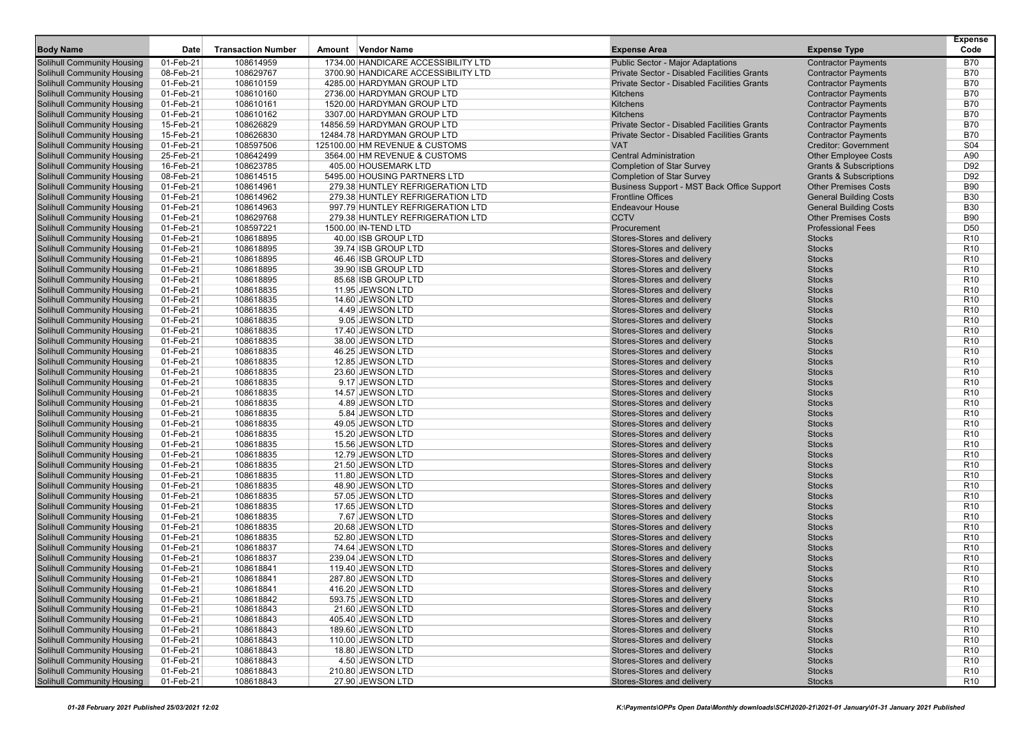| Body Name | Date | Transaction Number | Amount | Vendor Name | Expense Area | Expense Type | Expense Code |
|---|---|---|---|---|---|---|---|
| Solihull Community Housing | 01-Feb-21 | 108614959 | 1734.00 | HANDICARE ACCESSIBILITY LTD | Public Sector - Major Adaptations | Contractor Payments | B70 |
| Solihull Community Housing | 08-Feb-21 | 108629767 | 3700.90 | HANDICARE ACCESSIBILITY LTD | Private Sector - Disabled Facilities Grants | Contractor Payments | B70 |
| Solihull Community Housing | 01-Feb-21 | 108610159 | 4285.00 | HARDYMAN GROUP LTD | Private Sector - Disabled Facilities Grants | Contractor Payments | B70 |
| Solihull Community Housing | 01-Feb-21 | 108610160 | 2736.00 | HARDYMAN GROUP LTD | Kitchens | Contractor Payments | B70 |
| Solihull Community Housing | 01-Feb-21 | 108610161 | 1520.00 | HARDYMAN GROUP LTD | Kitchens | Contractor Payments | B70 |
| Solihull Community Housing | 01-Feb-21 | 108610162 | 3307.00 | HARDYMAN GROUP LTD | Kitchens | Contractor Payments | B70 |
| Solihull Community Housing | 15-Feb-21 | 108626829 | 14856.59 | HARDYMAN GROUP LTD | Private Sector - Disabled Facilities Grants | Contractor Payments | B70 |
| Solihull Community Housing | 15-Feb-21 | 108626830 | 12484.78 | HARDYMAN GROUP LTD | Private Sector - Disabled Facilities Grants | Contractor Payments | B70 |
| Solihull Community Housing | 01-Feb-21 | 108597506 | 125100.00 | HM REVENUE & CUSTOMS | VAT | Creditor: Government | S04 |
| Solihull Community Housing | 25-Feb-21 | 108642499 | 3564.00 | HM REVENUE & CUSTOMS | Central Administration | Other Employee Costs | A90 |
| Solihull Community Housing | 16-Feb-21 | 108623785 | 405.00 | HOUSEMARK LTD | Completion of Star Survey | Grants & Subscriptions | D92 |
| Solihull Community Housing | 08-Feb-21 | 108614515 | 5495.00 | HOUSING PARTNERS LTD | Completion of Star Survey | Grants & Subscriptions | D92 |
| Solihull Community Housing | 01-Feb-21 | 108614961 | 279.38 | HUNTLEY REFRIGERATION LTD | Business Support - MST Back Office Support | Other Premises Costs | B90 |
| Solihull Community Housing | 01-Feb-21 | 108614962 | 279.38 | HUNTLEY REFRIGERATION LTD | Frontline Offices | General Building Costs | B30 |
| Solihull Community Housing | 01-Feb-21 | 108614963 | 997.79 | HUNTLEY REFRIGERATION LTD | Endeavour House | General Building Costs | B30 |
| Solihull Community Housing | 01-Feb-21 | 108629768 | 279.38 | HUNTLEY REFRIGERATION LTD | CCTV | Other Premises Costs | B90 |
| Solihull Community Housing | 01-Feb-21 | 108597221 | 1500.00 | IN-TEND LTD | Procurement | Professional Fees | D50 |
| Solihull Community Housing | 01-Feb-21 | 108618895 | 40.00 | ISB GROUP LTD | Stores-Stores and delivery | Stocks | R10 |
| Solihull Community Housing | 01-Feb-21 | 108618895 | 39.74 | ISB GROUP LTD | Stores-Stores and delivery | Stocks | R10 |
| Solihull Community Housing | 01-Feb-21 | 108618895 | 46.46 | ISB GROUP LTD | Stores-Stores and delivery | Stocks | R10 |
| Solihull Community Housing | 01-Feb-21 | 108618895 | 39.90 | ISB GROUP LTD | Stores-Stores and delivery | Stocks | R10 |
| Solihull Community Housing | 01-Feb-21 | 108618895 | 85.68 | ISB GROUP LTD | Stores-Stores and delivery | Stocks | R10 |
| Solihull Community Housing | 01-Feb-21 | 108618835 | 11.95 | JEWSON LTD | Stores-Stores and delivery | Stocks | R10 |
| Solihull Community Housing | 01-Feb-21 | 108618835 | 14.60 | JEWSON LTD | Stores-Stores and delivery | Stocks | R10 |
| Solihull Community Housing | 01-Feb-21 | 108618835 | 4.49 | JEWSON LTD | Stores-Stores and delivery | Stocks | R10 |
| Solihull Community Housing | 01-Feb-21 | 108618835 | 9.05 | JEWSON LTD | Stores-Stores and delivery | Stocks | R10 |
| Solihull Community Housing | 01-Feb-21 | 108618835 | 17.40 | JEWSON LTD | Stores-Stores and delivery | Stocks | R10 |
| Solihull Community Housing | 01-Feb-21 | 108618835 | 38.00 | JEWSON LTD | Stores-Stores and delivery | Stocks | R10 |
| Solihull Community Housing | 01-Feb-21 | 108618835 | 46.25 | JEWSON LTD | Stores-Stores and delivery | Stocks | R10 |
| Solihull Community Housing | 01-Feb-21 | 108618835 | 12.85 | JEWSON LTD | Stores-Stores and delivery | Stocks | R10 |
| Solihull Community Housing | 01-Feb-21 | 108618835 | 23.60 | JEWSON LTD | Stores-Stores and delivery | Stocks | R10 |
| Solihull Community Housing | 01-Feb-21 | 108618835 | 9.17 | JEWSON LTD | Stores-Stores and delivery | Stocks | R10 |
| Solihull Community Housing | 01-Feb-21 | 108618835 | 14.57 | JEWSON LTD | Stores-Stores and delivery | Stocks | R10 |
| Solihull Community Housing | 01-Feb-21 | 108618835 | 4.89 | JEWSON LTD | Stores-Stores and delivery | Stocks | R10 |
| Solihull Community Housing | 01-Feb-21 | 108618835 | 5.84 | JEWSON LTD | Stores-Stores and delivery | Stocks | R10 |
| Solihull Community Housing | 01-Feb-21 | 108618835 | 49.05 | JEWSON LTD | Stores-Stores and delivery | Stocks | R10 |
| Solihull Community Housing | 01-Feb-21 | 108618835 | 15.20 | JEWSON LTD | Stores-Stores and delivery | Stocks | R10 |
| Solihull Community Housing | 01-Feb-21 | 108618835 | 15.56 | JEWSON LTD | Stores-Stores and delivery | Stocks | R10 |
| Solihull Community Housing | 01-Feb-21 | 108618835 | 12.79 | JEWSON LTD | Stores-Stores and delivery | Stocks | R10 |
| Solihull Community Housing | 01-Feb-21 | 108618835 | 21.50 | JEWSON LTD | Stores-Stores and delivery | Stocks | R10 |
| Solihull Community Housing | 01-Feb-21 | 108618835 | 11.80 | JEWSON LTD | Stores-Stores and delivery | Stocks | R10 |
| Solihull Community Housing | 01-Feb-21 | 108618835 | 48.90 | JEWSON LTD | Stores-Stores and delivery | Stocks | R10 |
| Solihull Community Housing | 01-Feb-21 | 108618835 | 57.05 | JEWSON LTD | Stores-Stores and delivery | Stocks | R10 |
| Solihull Community Housing | 01-Feb-21 | 108618835 | 17.65 | JEWSON LTD | Stores-Stores and delivery | Stocks | R10 |
| Solihull Community Housing | 01-Feb-21 | 108618835 | 7.67 | JEWSON LTD | Stores-Stores and delivery | Stocks | R10 |
| Solihull Community Housing | 01-Feb-21 | 108618835 | 20.68 | JEWSON LTD | Stores-Stores and delivery | Stocks | R10 |
| Solihull Community Housing | 01-Feb-21 | 108618835 | 52.80 | JEWSON LTD | Stores-Stores and delivery | Stocks | R10 |
| Solihull Community Housing | 01-Feb-21 | 108618837 | 74.64 | JEWSON LTD | Stores-Stores and delivery | Stocks | R10 |
| Solihull Community Housing | 01-Feb-21 | 108618837 | 239.04 | JEWSON LTD | Stores-Stores and delivery | Stocks | R10 |
| Solihull Community Housing | 01-Feb-21 | 108618841 | 119.40 | JEWSON LTD | Stores-Stores and delivery | Stocks | R10 |
| Solihull Community Housing | 01-Feb-21 | 108618841 | 287.80 | JEWSON LTD | Stores-Stores and delivery | Stocks | R10 |
| Solihull Community Housing | 01-Feb-21 | 108618841 | 416.20 | JEWSON LTD | Stores-Stores and delivery | Stocks | R10 |
| Solihull Community Housing | 01-Feb-21 | 108618842 | 593.75 | JEWSON LTD | Stores-Stores and delivery | Stocks | R10 |
| Solihull Community Housing | 01-Feb-21 | 108618843 | 21.60 | JEWSON LTD | Stores-Stores and delivery | Stocks | R10 |
| Solihull Community Housing | 01-Feb-21 | 108618843 | 405.40 | JEWSON LTD | Stores-Stores and delivery | Stocks | R10 |
| Solihull Community Housing | 01-Feb-21 | 108618843 | 189.60 | JEWSON LTD | Stores-Stores and delivery | Stocks | R10 |
| Solihull Community Housing | 01-Feb-21 | 108618843 | 110.00 | JEWSON LTD | Stores-Stores and delivery | Stocks | R10 |
| Solihull Community Housing | 01-Feb-21 | 108618843 | 18.80 | JEWSON LTD | Stores-Stores and delivery | Stocks | R10 |
| Solihull Community Housing | 01-Feb-21 | 108618843 | 4.50 | JEWSON LTD | Stores-Stores and delivery | Stocks | R10 |
| Solihull Community Housing | 01-Feb-21 | 108618843 | 210.80 | JEWSON LTD | Stores-Stores and delivery | Stocks | R10 |
| Solihull Community Housing | 01-Feb-21 | 108618843 | 27.90 | JEWSON LTD | Stores-Stores and delivery | Stocks | R10 |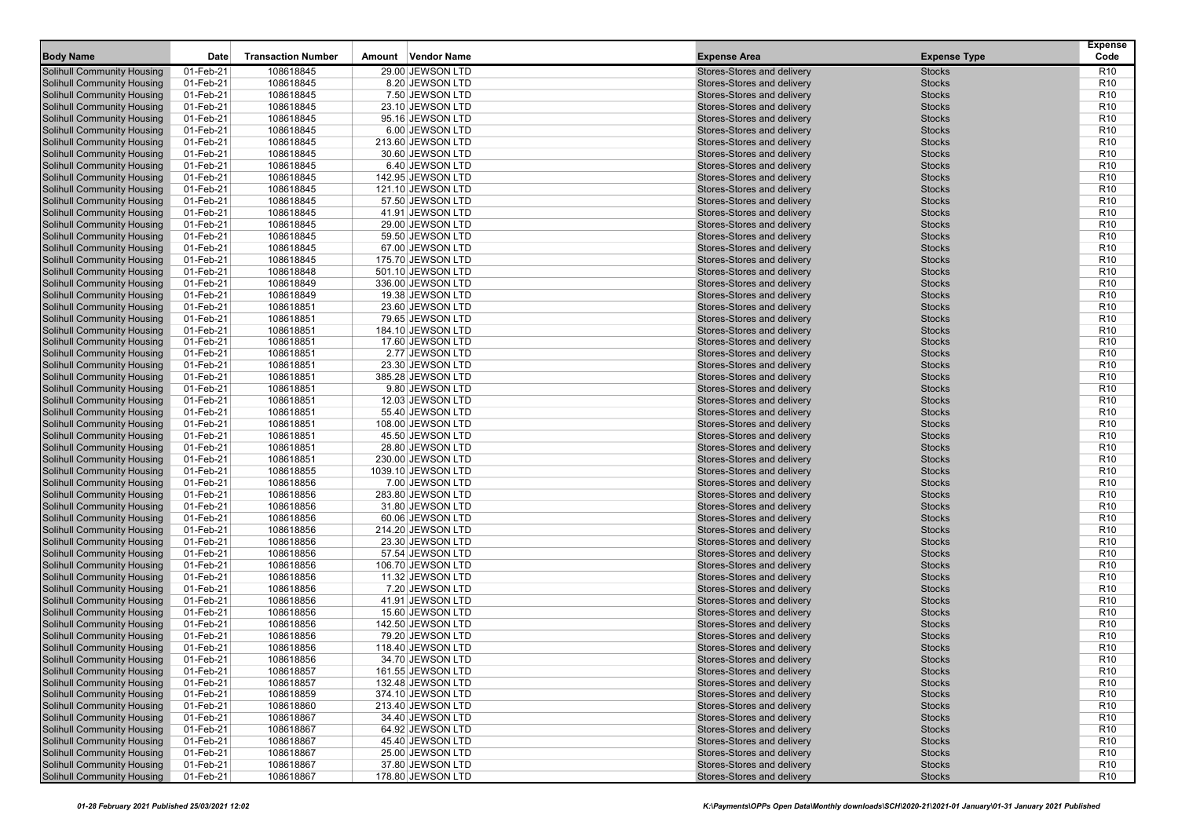| Body Name | Date | Transaction Number | Amount | Vendor Name | Expense Area | Expense Type | Expense Code |
|---|---|---|---|---|---|---|---|
| Solihull Community Housing | 01-Feb-21 | 108618845 | 29.00 | JEWSON LTD | Stores-Stores and delivery | Stocks | R10 |
| Solihull Community Housing | 01-Feb-21 | 108618845 | 8.20 | JEWSON LTD | Stores-Stores and delivery | Stocks | R10 |
| Solihull Community Housing | 01-Feb-21 | 108618845 | 7.50 | JEWSON LTD | Stores-Stores and delivery | Stocks | R10 |
| Solihull Community Housing | 01-Feb-21 | 108618845 | 23.10 | JEWSON LTD | Stores-Stores and delivery | Stocks | R10 |
| Solihull Community Housing | 01-Feb-21 | 108618845 | 95.16 | JEWSON LTD | Stores-Stores and delivery | Stocks | R10 |
| Solihull Community Housing | 01-Feb-21 | 108618845 | 6.00 | JEWSON LTD | Stores-Stores and delivery | Stocks | R10 |
| Solihull Community Housing | 01-Feb-21 | 108618845 | 213.60 | JEWSON LTD | Stores-Stores and delivery | Stocks | R10 |
| Solihull Community Housing | 01-Feb-21 | 108618845 | 30.60 | JEWSON LTD | Stores-Stores and delivery | Stocks | R10 |
| Solihull Community Housing | 01-Feb-21 | 108618845 | 6.40 | JEWSON LTD | Stores-Stores and delivery | Stocks | R10 |
| Solihull Community Housing | 01-Feb-21 | 108618845 | 142.95 | JEWSON LTD | Stores-Stores and delivery | Stocks | R10 |
| Solihull Community Housing | 01-Feb-21 | 108618845 | 121.10 | JEWSON LTD | Stores-Stores and delivery | Stocks | R10 |
| Solihull Community Housing | 01-Feb-21 | 108618845 | 57.50 | JEWSON LTD | Stores-Stores and delivery | Stocks | R10 |
| Solihull Community Housing | 01-Feb-21 | 108618845 | 41.91 | JEWSON LTD | Stores-Stores and delivery | Stocks | R10 |
| Solihull Community Housing | 01-Feb-21 | 108618845 | 29.00 | JEWSON LTD | Stores-Stores and delivery | Stocks | R10 |
| Solihull Community Housing | 01-Feb-21 | 108618845 | 59.50 | JEWSON LTD | Stores-Stores and delivery | Stocks | R10 |
| Solihull Community Housing | 01-Feb-21 | 108618845 | 67.00 | JEWSON LTD | Stores-Stores and delivery | Stocks | R10 |
| Solihull Community Housing | 01-Feb-21 | 108618845 | 175.70 | JEWSON LTD | Stores-Stores and delivery | Stocks | R10 |
| Solihull Community Housing | 01-Feb-21 | 108618848 | 501.10 | JEWSON LTD | Stores-Stores and delivery | Stocks | R10 |
| Solihull Community Housing | 01-Feb-21 | 108618849 | 336.00 | JEWSON LTD | Stores-Stores and delivery | Stocks | R10 |
| Solihull Community Housing | 01-Feb-21 | 108618849 | 19.38 | JEWSON LTD | Stores-Stores and delivery | Stocks | R10 |
| Solihull Community Housing | 01-Feb-21 | 108618851 | 23.60 | JEWSON LTD | Stores-Stores and delivery | Stocks | R10 |
| Solihull Community Housing | 01-Feb-21 | 108618851 | 79.65 | JEWSON LTD | Stores-Stores and delivery | Stocks | R10 |
| Solihull Community Housing | 01-Feb-21 | 108618851 | 184.10 | JEWSON LTD | Stores-Stores and delivery | Stocks | R10 |
| Solihull Community Housing | 01-Feb-21 | 108618851 | 17.60 | JEWSON LTD | Stores-Stores and delivery | Stocks | R10 |
| Solihull Community Housing | 01-Feb-21 | 108618851 | 2.77 | JEWSON LTD | Stores-Stores and delivery | Stocks | R10 |
| Solihull Community Housing | 01-Feb-21 | 108618851 | 23.30 | JEWSON LTD | Stores-Stores and delivery | Stocks | R10 |
| Solihull Community Housing | 01-Feb-21 | 108618851 | 385.28 | JEWSON LTD | Stores-Stores and delivery | Stocks | R10 |
| Solihull Community Housing | 01-Feb-21 | 108618851 | 9.80 | JEWSON LTD | Stores-Stores and delivery | Stocks | R10 |
| Solihull Community Housing | 01-Feb-21 | 108618851 | 12.03 | JEWSON LTD | Stores-Stores and delivery | Stocks | R10 |
| Solihull Community Housing | 01-Feb-21 | 108618851 | 55.40 | JEWSON LTD | Stores-Stores and delivery | Stocks | R10 |
| Solihull Community Housing | 01-Feb-21 | 108618851 | 108.00 | JEWSON LTD | Stores-Stores and delivery | Stocks | R10 |
| Solihull Community Housing | 01-Feb-21 | 108618851 | 45.50 | JEWSON LTD | Stores-Stores and delivery | Stocks | R10 |
| Solihull Community Housing | 01-Feb-21 | 108618851 | 28.80 | JEWSON LTD | Stores-Stores and delivery | Stocks | R10 |
| Solihull Community Housing | 01-Feb-21 | 108618851 | 230.00 | JEWSON LTD | Stores-Stores and delivery | Stocks | R10 |
| Solihull Community Housing | 01-Feb-21 | 108618855 | 1039.10 | JEWSON LTD | Stores-Stores and delivery | Stocks | R10 |
| Solihull Community Housing | 01-Feb-21 | 108618856 | 7.00 | JEWSON LTD | Stores-Stores and delivery | Stocks | R10 |
| Solihull Community Housing | 01-Feb-21 | 108618856 | 283.80 | JEWSON LTD | Stores-Stores and delivery | Stocks | R10 |
| Solihull Community Housing | 01-Feb-21 | 108618856 | 31.80 | JEWSON LTD | Stores-Stores and delivery | Stocks | R10 |
| Solihull Community Housing | 01-Feb-21 | 108618856 | 60.06 | JEWSON LTD | Stores-Stores and delivery | Stocks | R10 |
| Solihull Community Housing | 01-Feb-21 | 108618856 | 214.20 | JEWSON LTD | Stores-Stores and delivery | Stocks | R10 |
| Solihull Community Housing | 01-Feb-21 | 108618856 | 23.30 | JEWSON LTD | Stores-Stores and delivery | Stocks | R10 |
| Solihull Community Housing | 01-Feb-21 | 108618856 | 57.54 | JEWSON LTD | Stores-Stores and delivery | Stocks | R10 |
| Solihull Community Housing | 01-Feb-21 | 108618856 | 106.70 | JEWSON LTD | Stores-Stores and delivery | Stocks | R10 |
| Solihull Community Housing | 01-Feb-21 | 108618856 | 11.32 | JEWSON LTD | Stores-Stores and delivery | Stocks | R10 |
| Solihull Community Housing | 01-Feb-21 | 108618856 | 7.20 | JEWSON LTD | Stores-Stores and delivery | Stocks | R10 |
| Solihull Community Housing | 01-Feb-21 | 108618856 | 41.91 | JEWSON LTD | Stores-Stores and delivery | Stocks | R10 |
| Solihull Community Housing | 01-Feb-21 | 108618856 | 15.60 | JEWSON LTD | Stores-Stores and delivery | Stocks | R10 |
| Solihull Community Housing | 01-Feb-21 | 108618856 | 142.50 | JEWSON LTD | Stores-Stores and delivery | Stocks | R10 |
| Solihull Community Housing | 01-Feb-21 | 108618856 | 79.20 | JEWSON LTD | Stores-Stores and delivery | Stocks | R10 |
| Solihull Community Housing | 01-Feb-21 | 108618856 | 118.40 | JEWSON LTD | Stores-Stores and delivery | Stocks | R10 |
| Solihull Community Housing | 01-Feb-21 | 108618856 | 34.70 | JEWSON LTD | Stores-Stores and delivery | Stocks | R10 |
| Solihull Community Housing | 01-Feb-21 | 108618857 | 161.55 | JEWSON LTD | Stores-Stores and delivery | Stocks | R10 |
| Solihull Community Housing | 01-Feb-21 | 108618857 | 132.48 | JEWSON LTD | Stores-Stores and delivery | Stocks | R10 |
| Solihull Community Housing | 01-Feb-21 | 108618859 | 374.10 | JEWSON LTD | Stores-Stores and delivery | Stocks | R10 |
| Solihull Community Housing | 01-Feb-21 | 108618860 | 213.40 | JEWSON LTD | Stores-Stores and delivery | Stocks | R10 |
| Solihull Community Housing | 01-Feb-21 | 108618867 | 34.40 | JEWSON LTD | Stores-Stores and delivery | Stocks | R10 |
| Solihull Community Housing | 01-Feb-21 | 108618867 | 64.92 | JEWSON LTD | Stores-Stores and delivery | Stocks | R10 |
| Solihull Community Housing | 01-Feb-21 | 108618867 | 45.40 | JEWSON LTD | Stores-Stores and delivery | Stocks | R10 |
| Solihull Community Housing | 01-Feb-21 | 108618867 | 25.00 | JEWSON LTD | Stores-Stores and delivery | Stocks | R10 |
| Solihull Community Housing | 01-Feb-21 | 108618867 | 37.80 | JEWSON LTD | Stores-Stores and delivery | Stocks | R10 |
| Solihull Community Housing | 01-Feb-21 | 108618867 | 178.80 | JEWSON LTD | Stores-Stores and delivery | Stocks | R10 |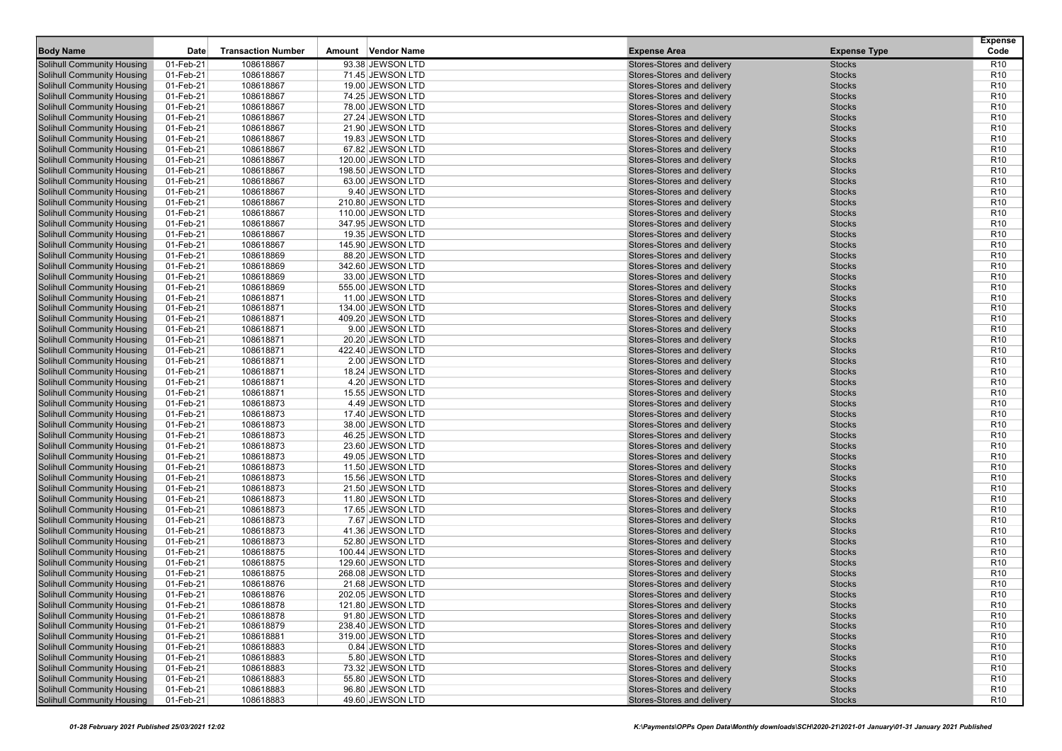| Body Name | Date | Transaction Number | Amount | Vendor Name | Expense Area | Expense Type | Expense Code |
|---|---|---|---|---|---|---|---|
| Solihull Community Housing | 01-Feb-21 | 108618867 | 93.38 | JEWSON LTD | Stores-Stores and delivery | Stocks | R10 |
| Solihull Community Housing | 01-Feb-21 | 108618867 | 71.45 | JEWSON LTD | Stores-Stores and delivery | Stocks | R10 |
| Solihull Community Housing | 01-Feb-21 | 108618867 | 19.00 | JEWSON LTD | Stores-Stores and delivery | Stocks | R10 |
| Solihull Community Housing | 01-Feb-21 | 108618867 | 74.25 | JEWSON LTD | Stores-Stores and delivery | Stocks | R10 |
| Solihull Community Housing | 01-Feb-21 | 108618867 | 78.00 | JEWSON LTD | Stores-Stores and delivery | Stocks | R10 |
| Solihull Community Housing | 01-Feb-21 | 108618867 | 27.24 | JEWSON LTD | Stores-Stores and delivery | Stocks | R10 |
| Solihull Community Housing | 01-Feb-21 | 108618867 | 21.90 | JEWSON LTD | Stores-Stores and delivery | Stocks | R10 |
| Solihull Community Housing | 01-Feb-21 | 108618867 | 19.83 | JEWSON LTD | Stores-Stores and delivery | Stocks | R10 |
| Solihull Community Housing | 01-Feb-21 | 108618867 | 67.82 | JEWSON LTD | Stores-Stores and delivery | Stocks | R10 |
| Solihull Community Housing | 01-Feb-21 | 108618867 | 120.00 | JEWSON LTD | Stores-Stores and delivery | Stocks | R10 |
| Solihull Community Housing | 01-Feb-21 | 108618867 | 198.50 | JEWSON LTD | Stores-Stores and delivery | Stocks | R10 |
| Solihull Community Housing | 01-Feb-21 | 108618867 | 63.00 | JEWSON LTD | Stores-Stores and delivery | Stocks | R10 |
| Solihull Community Housing | 01-Feb-21 | 108618867 | 9.40 | JEWSON LTD | Stores-Stores and delivery | Stocks | R10 |
| Solihull Community Housing | 01-Feb-21 | 108618867 | 210.80 | JEWSON LTD | Stores-Stores and delivery | Stocks | R10 |
| Solihull Community Housing | 01-Feb-21 | 108618867 | 110.00 | JEWSON LTD | Stores-Stores and delivery | Stocks | R10 |
| Solihull Community Housing | 01-Feb-21 | 108618867 | 347.95 | JEWSON LTD | Stores-Stores and delivery | Stocks | R10 |
| Solihull Community Housing | 01-Feb-21 | 108618867 | 19.35 | JEWSON LTD | Stores-Stores and delivery | Stocks | R10 |
| Solihull Community Housing | 01-Feb-21 | 108618867 | 145.90 | JEWSON LTD | Stores-Stores and delivery | Stocks | R10 |
| Solihull Community Housing | 01-Feb-21 | 108618869 | 88.20 | JEWSON LTD | Stores-Stores and delivery | Stocks | R10 |
| Solihull Community Housing | 01-Feb-21 | 108618869 | 342.60 | JEWSON LTD | Stores-Stores and delivery | Stocks | R10 |
| Solihull Community Housing | 01-Feb-21 | 108618869 | 33.00 | JEWSON LTD | Stores-Stores and delivery | Stocks | R10 |
| Solihull Community Housing | 01-Feb-21 | 108618869 | 555.00 | JEWSON LTD | Stores-Stores and delivery | Stocks | R10 |
| Solihull Community Housing | 01-Feb-21 | 108618871 | 11.00 | JEWSON LTD | Stores-Stores and delivery | Stocks | R10 |
| Solihull Community Housing | 01-Feb-21 | 108618871 | 134.00 | JEWSON LTD | Stores-Stores and delivery | Stocks | R10 |
| Solihull Community Housing | 01-Feb-21 | 108618871 | 409.20 | JEWSON LTD | Stores-Stores and delivery | Stocks | R10 |
| Solihull Community Housing | 01-Feb-21 | 108618871 | 9.00 | JEWSON LTD | Stores-Stores and delivery | Stocks | R10 |
| Solihull Community Housing | 01-Feb-21 | 108618871 | 20.20 | JEWSON LTD | Stores-Stores and delivery | Stocks | R10 |
| Solihull Community Housing | 01-Feb-21 | 108618871 | 422.40 | JEWSON LTD | Stores-Stores and delivery | Stocks | R10 |
| Solihull Community Housing | 01-Feb-21 | 108618871 | 2.00 | JEWSON LTD | Stores-Stores and delivery | Stocks | R10 |
| Solihull Community Housing | 01-Feb-21 | 108618871 | 18.24 | JEWSON LTD | Stores-Stores and delivery | Stocks | R10 |
| Solihull Community Housing | 01-Feb-21 | 108618871 | 4.20 | JEWSON LTD | Stores-Stores and delivery | Stocks | R10 |
| Solihull Community Housing | 01-Feb-21 | 108618871 | 15.55 | JEWSON LTD | Stores-Stores and delivery | Stocks | R10 |
| Solihull Community Housing | 01-Feb-21 | 108618873 | 4.49 | JEWSON LTD | Stores-Stores and delivery | Stocks | R10 |
| Solihull Community Housing | 01-Feb-21 | 108618873 | 17.40 | JEWSON LTD | Stores-Stores and delivery | Stocks | R10 |
| Solihull Community Housing | 01-Feb-21 | 108618873 | 38.00 | JEWSON LTD | Stores-Stores and delivery | Stocks | R10 |
| Solihull Community Housing | 01-Feb-21 | 108618873 | 46.25 | JEWSON LTD | Stores-Stores and delivery | Stocks | R10 |
| Solihull Community Housing | 01-Feb-21 | 108618873 | 23.60 | JEWSON LTD | Stores-Stores and delivery | Stocks | R10 |
| Solihull Community Housing | 01-Feb-21 | 108618873 | 49.05 | JEWSON LTD | Stores-Stores and delivery | Stocks | R10 |
| Solihull Community Housing | 01-Feb-21 | 108618873 | 11.50 | JEWSON LTD | Stores-Stores and delivery | Stocks | R10 |
| Solihull Community Housing | 01-Feb-21 | 108618873 | 15.56 | JEWSON LTD | Stores-Stores and delivery | Stocks | R10 |
| Solihull Community Housing | 01-Feb-21 | 108618873 | 21.50 | JEWSON LTD | Stores-Stores and delivery | Stocks | R10 |
| Solihull Community Housing | 01-Feb-21 | 108618873 | 11.80 | JEWSON LTD | Stores-Stores and delivery | Stocks | R10 |
| Solihull Community Housing | 01-Feb-21 | 108618873 | 17.65 | JEWSON LTD | Stores-Stores and delivery | Stocks | R10 |
| Solihull Community Housing | 01-Feb-21 | 108618873 | 7.67 | JEWSON LTD | Stores-Stores and delivery | Stocks | R10 |
| Solihull Community Housing | 01-Feb-21 | 108618873 | 41.36 | JEWSON LTD | Stores-Stores and delivery | Stocks | R10 |
| Solihull Community Housing | 01-Feb-21 | 108618873 | 52.80 | JEWSON LTD | Stores-Stores and delivery | Stocks | R10 |
| Solihull Community Housing | 01-Feb-21 | 108618875 | 100.44 | JEWSON LTD | Stores-Stores and delivery | Stocks | R10 |
| Solihull Community Housing | 01-Feb-21 | 108618875 | 129.60 | JEWSON LTD | Stores-Stores and delivery | Stocks | R10 |
| Solihull Community Housing | 01-Feb-21 | 108618875 | 268.08 | JEWSON LTD | Stores-Stores and delivery | Stocks | R10 |
| Solihull Community Housing | 01-Feb-21 | 108618876 | 21.68 | JEWSON LTD | Stores-Stores and delivery | Stocks | R10 |
| Solihull Community Housing | 01-Feb-21 | 108618876 | 202.05 | JEWSON LTD | Stores-Stores and delivery | Stocks | R10 |
| Solihull Community Housing | 01-Feb-21 | 108618878 | 121.80 | JEWSON LTD | Stores-Stores and delivery | Stocks | R10 |
| Solihull Community Housing | 01-Feb-21 | 108618878 | 91.80 | JEWSON LTD | Stores-Stores and delivery | Stocks | R10 |
| Solihull Community Housing | 01-Feb-21 | 108618879 | 238.40 | JEWSON LTD | Stores-Stores and delivery | Stocks | R10 |
| Solihull Community Housing | 01-Feb-21 | 108618881 | 319.00 | JEWSON LTD | Stores-Stores and delivery | Stocks | R10 |
| Solihull Community Housing | 01-Feb-21 | 108618883 | 0.84 | JEWSON LTD | Stores-Stores and delivery | Stocks | R10 |
| Solihull Community Housing | 01-Feb-21 | 108618883 | 5.80 | JEWSON LTD | Stores-Stores and delivery | Stocks | R10 |
| Solihull Community Housing | 01-Feb-21 | 108618883 | 73.32 | JEWSON LTD | Stores-Stores and delivery | Stocks | R10 |
| Solihull Community Housing | 01-Feb-21 | 108618883 | 55.80 | JEWSON LTD | Stores-Stores and delivery | Stocks | R10 |
| Solihull Community Housing | 01-Feb-21 | 108618883 | 96.80 | JEWSON LTD | Stores-Stores and delivery | Stocks | R10 |
| Solihull Community Housing | 01-Feb-21 | 108618883 | 49.60 | JEWSON LTD | Stores-Stores and delivery | Stocks | R10 |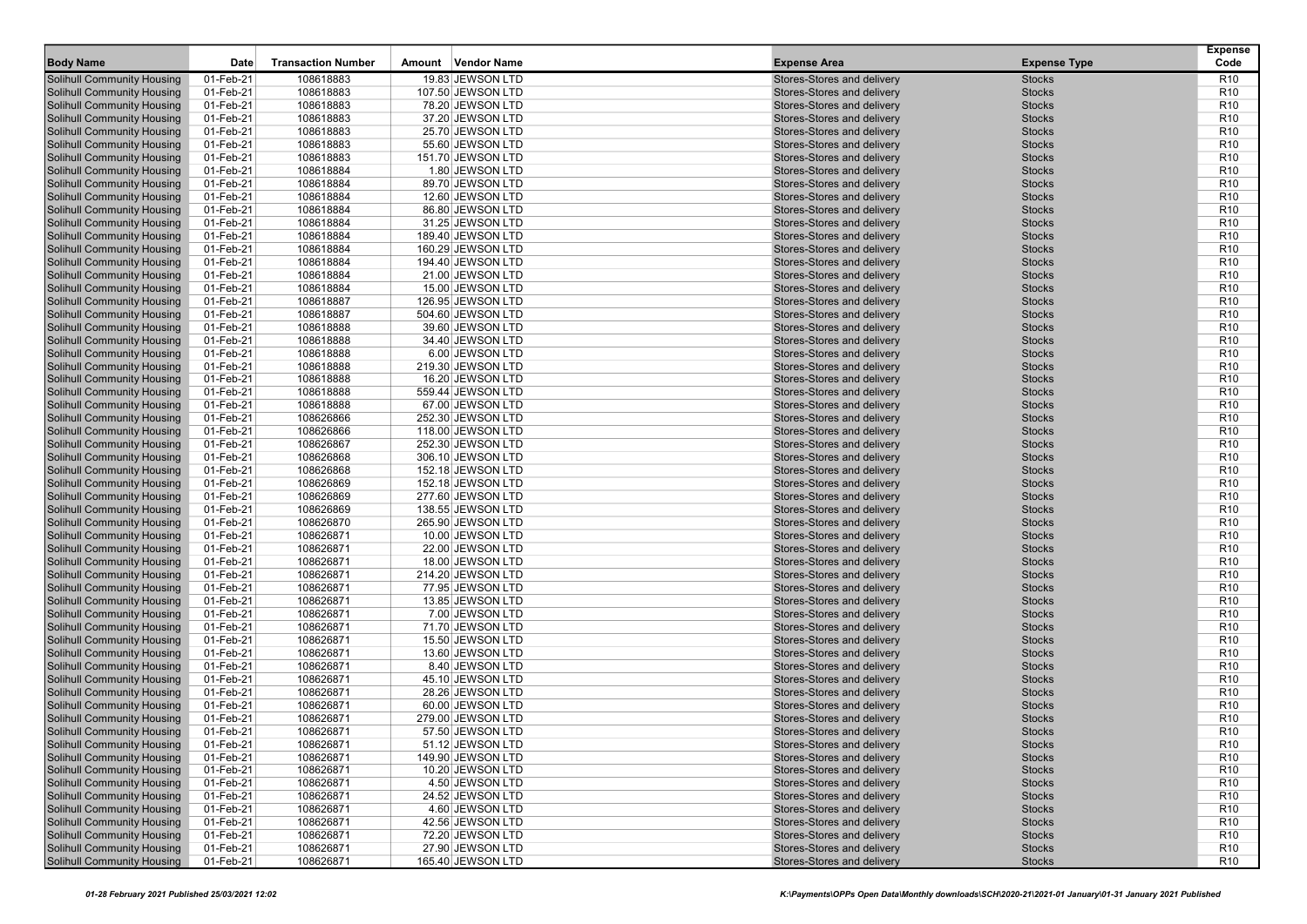| Body Name | Date | Transaction Number | Amount | Vendor Name | Expense Area | Expense Type | Expense Code |
|---|---|---|---|---|---|---|---|
| Solihull Community Housing | 01-Feb-21 | 108618883 | 19.83 | JEWSON LTD | Stores-Stores and delivery | Stocks | R10 |
| Solihull Community Housing | 01-Feb-21 | 108618883 | 107.50 | JEWSON LTD | Stores-Stores and delivery | Stocks | R10 |
| Solihull Community Housing | 01-Feb-21 | 108618883 | 78.20 | JEWSON LTD | Stores-Stores and delivery | Stocks | R10 |
| Solihull Community Housing | 01-Feb-21 | 108618883 | 37.20 | JEWSON LTD | Stores-Stores and delivery | Stocks | R10 |
| Solihull Community Housing | 01-Feb-21 | 108618883 | 25.70 | JEWSON LTD | Stores-Stores and delivery | Stocks | R10 |
| Solihull Community Housing | 01-Feb-21 | 108618883 | 55.60 | JEWSON LTD | Stores-Stores and delivery | Stocks | R10 |
| Solihull Community Housing | 01-Feb-21 | 108618883 | 151.70 | JEWSON LTD | Stores-Stores and delivery | Stocks | R10 |
| Solihull Community Housing | 01-Feb-21 | 108618884 | 1.80 | JEWSON LTD | Stores-Stores and delivery | Stocks | R10 |
| Solihull Community Housing | 01-Feb-21 | 108618884 | 89.70 | JEWSON LTD | Stores-Stores and delivery | Stocks | R10 |
| Solihull Community Housing | 01-Feb-21 | 108618884 | 12.60 | JEWSON LTD | Stores-Stores and delivery | Stocks | R10 |
| Solihull Community Housing | 01-Feb-21 | 108618884 | 86.80 | JEWSON LTD | Stores-Stores and delivery | Stocks | R10 |
| Solihull Community Housing | 01-Feb-21 | 108618884 | 31.25 | JEWSON LTD | Stores-Stores and delivery | Stocks | R10 |
| Solihull Community Housing | 01-Feb-21 | 108618884 | 189.40 | JEWSON LTD | Stores-Stores and delivery | Stocks | R10 |
| Solihull Community Housing | 01-Feb-21 | 108618884 | 160.29 | JEWSON LTD | Stores-Stores and delivery | Stocks | R10 |
| Solihull Community Housing | 01-Feb-21 | 108618884 | 194.40 | JEWSON LTD | Stores-Stores and delivery | Stocks | R10 |
| Solihull Community Housing | 01-Feb-21 | 108618884 | 21.00 | JEWSON LTD | Stores-Stores and delivery | Stocks | R10 |
| Solihull Community Housing | 01-Feb-21 | 108618884 | 15.00 | JEWSON LTD | Stores-Stores and delivery | Stocks | R10 |
| Solihull Community Housing | 01-Feb-21 | 108618887 | 126.95 | JEWSON LTD | Stores-Stores and delivery | Stocks | R10 |
| Solihull Community Housing | 01-Feb-21 | 108618887 | 504.60 | JEWSON LTD | Stores-Stores and delivery | Stocks | R10 |
| Solihull Community Housing | 01-Feb-21 | 108618888 | 39.60 | JEWSON LTD | Stores-Stores and delivery | Stocks | R10 |
| Solihull Community Housing | 01-Feb-21 | 108618888 | 34.40 | JEWSON LTD | Stores-Stores and delivery | Stocks | R10 |
| Solihull Community Housing | 01-Feb-21 | 108618888 | 6.00 | JEWSON LTD | Stores-Stores and delivery | Stocks | R10 |
| Solihull Community Housing | 01-Feb-21 | 108618888 | 219.30 | JEWSON LTD | Stores-Stores and delivery | Stocks | R10 |
| Solihull Community Housing | 01-Feb-21 | 108618888 | 16.20 | JEWSON LTD | Stores-Stores and delivery | Stocks | R10 |
| Solihull Community Housing | 01-Feb-21 | 108618888 | 559.44 | JEWSON LTD | Stores-Stores and delivery | Stocks | R10 |
| Solihull Community Housing | 01-Feb-21 | 108618888 | 67.00 | JEWSON LTD | Stores-Stores and delivery | Stocks | R10 |
| Solihull Community Housing | 01-Feb-21 | 108626866 | 252.30 | JEWSON LTD | Stores-Stores and delivery | Stocks | R10 |
| Solihull Community Housing | 01-Feb-21 | 108626866 | 118.00 | JEWSON LTD | Stores-Stores and delivery | Stocks | R10 |
| Solihull Community Housing | 01-Feb-21 | 108626867 | 252.30 | JEWSON LTD | Stores-Stores and delivery | Stocks | R10 |
| Solihull Community Housing | 01-Feb-21 | 108626868 | 306.10 | JEWSON LTD | Stores-Stores and delivery | Stocks | R10 |
| Solihull Community Housing | 01-Feb-21 | 108626868 | 152.18 | JEWSON LTD | Stores-Stores and delivery | Stocks | R10 |
| Solihull Community Housing | 01-Feb-21 | 108626869 | 152.18 | JEWSON LTD | Stores-Stores and delivery | Stocks | R10 |
| Solihull Community Housing | 01-Feb-21 | 108626869 | 277.60 | JEWSON LTD | Stores-Stores and delivery | Stocks | R10 |
| Solihull Community Housing | 01-Feb-21 | 108626869 | 138.55 | JEWSON LTD | Stores-Stores and delivery | Stocks | R10 |
| Solihull Community Housing | 01-Feb-21 | 108626870 | 265.90 | JEWSON LTD | Stores-Stores and delivery | Stocks | R10 |
| Solihull Community Housing | 01-Feb-21 | 108626871 | 10.00 | JEWSON LTD | Stores-Stores and delivery | Stocks | R10 |
| Solihull Community Housing | 01-Feb-21 | 108626871 | 22.00 | JEWSON LTD | Stores-Stores and delivery | Stocks | R10 |
| Solihull Community Housing | 01-Feb-21 | 108626871 | 18.00 | JEWSON LTD | Stores-Stores and delivery | Stocks | R10 |
| Solihull Community Housing | 01-Feb-21 | 108626871 | 214.20 | JEWSON LTD | Stores-Stores and delivery | Stocks | R10 |
| Solihull Community Housing | 01-Feb-21 | 108626871 | 77.95 | JEWSON LTD | Stores-Stores and delivery | Stocks | R10 |
| Solihull Community Housing | 01-Feb-21 | 108626871 | 13.85 | JEWSON LTD | Stores-Stores and delivery | Stocks | R10 |
| Solihull Community Housing | 01-Feb-21 | 108626871 | 7.00 | JEWSON LTD | Stores-Stores and delivery | Stocks | R10 |
| Solihull Community Housing | 01-Feb-21 | 108626871 | 71.70 | JEWSON LTD | Stores-Stores and delivery | Stocks | R10 |
| Solihull Community Housing | 01-Feb-21 | 108626871 | 15.50 | JEWSON LTD | Stores-Stores and delivery | Stocks | R10 |
| Solihull Community Housing | 01-Feb-21 | 108626871 | 13.60 | JEWSON LTD | Stores-Stores and delivery | Stocks | R10 |
| Solihull Community Housing | 01-Feb-21 | 108626871 | 8.40 | JEWSON LTD | Stores-Stores and delivery | Stocks | R10 |
| Solihull Community Housing | 01-Feb-21 | 108626871 | 45.10 | JEWSON LTD | Stores-Stores and delivery | Stocks | R10 |
| Solihull Community Housing | 01-Feb-21 | 108626871 | 28.26 | JEWSON LTD | Stores-Stores and delivery | Stocks | R10 |
| Solihull Community Housing | 01-Feb-21 | 108626871 | 60.00 | JEWSON LTD | Stores-Stores and delivery | Stocks | R10 |
| Solihull Community Housing | 01-Feb-21 | 108626871 | 279.00 | JEWSON LTD | Stores-Stores and delivery | Stocks | R10 |
| Solihull Community Housing | 01-Feb-21 | 108626871 | 57.50 | JEWSON LTD | Stores-Stores and delivery | Stocks | R10 |
| Solihull Community Housing | 01-Feb-21 | 108626871 | 51.12 | JEWSON LTD | Stores-Stores and delivery | Stocks | R10 |
| Solihull Community Housing | 01-Feb-21 | 108626871 | 149.90 | JEWSON LTD | Stores-Stores and delivery | Stocks | R10 |
| Solihull Community Housing | 01-Feb-21 | 108626871 | 10.20 | JEWSON LTD | Stores-Stores and delivery | Stocks | R10 |
| Solihull Community Housing | 01-Feb-21 | 108626871 | 4.50 | JEWSON LTD | Stores-Stores and delivery | Stocks | R10 |
| Solihull Community Housing | 01-Feb-21 | 108626871 | 24.52 | JEWSON LTD | Stores-Stores and delivery | Stocks | R10 |
| Solihull Community Housing | 01-Feb-21 | 108626871 | 4.60 | JEWSON LTD | Stores-Stores and delivery | Stocks | R10 |
| Solihull Community Housing | 01-Feb-21 | 108626871 | 42.56 | JEWSON LTD | Stores-Stores and delivery | Stocks | R10 |
| Solihull Community Housing | 01-Feb-21 | 108626871 | 72.20 | JEWSON LTD | Stores-Stores and delivery | Stocks | R10 |
| Solihull Community Housing | 01-Feb-21 | 108626871 | 27.90 | JEWSON LTD | Stores-Stores and delivery | Stocks | R10 |
| Solihull Community Housing | 01-Feb-21 | 108626871 | 165.40 | JEWSON LTD | Stores-Stores and delivery | Stocks | R10 |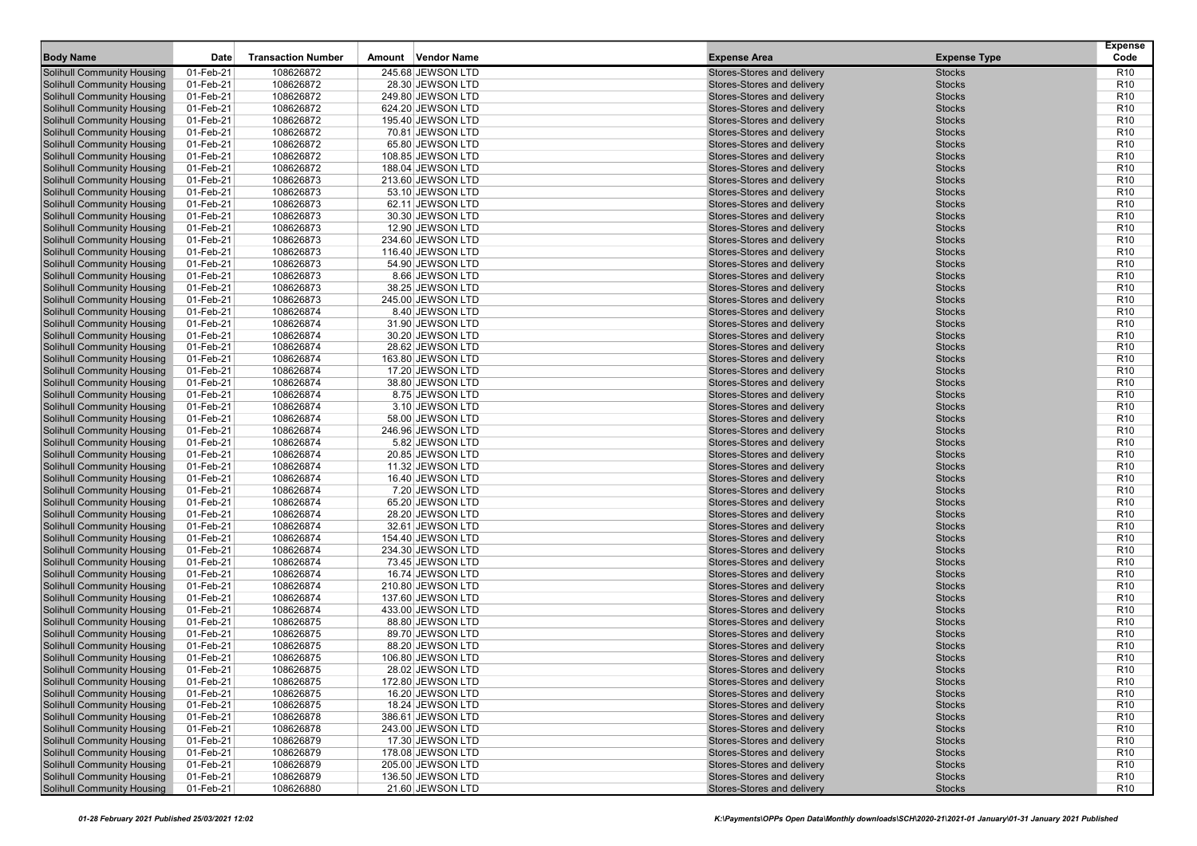| Body Name | Date | Transaction Number | Amount | Vendor Name | Expense Area | Expense Type | Expense Code |
|---|---|---|---|---|---|---|---|
| Solihull Community Housing | 01-Feb-21 | 108626872 | 245.68 | JEWSON LTD | Stores-Stores and delivery | Stocks | R10 |
| Solihull Community Housing | 01-Feb-21 | 108626872 | 28.30 | JEWSON LTD | Stores-Stores and delivery | Stocks | R10 |
| Solihull Community Housing | 01-Feb-21 | 108626872 | 249.80 | JEWSON LTD | Stores-Stores and delivery | Stocks | R10 |
| Solihull Community Housing | 01-Feb-21 | 108626872 | 624.20 | JEWSON LTD | Stores-Stores and delivery | Stocks | R10 |
| Solihull Community Housing | 01-Feb-21 | 108626872 | 195.40 | JEWSON LTD | Stores-Stores and delivery | Stocks | R10 |
| Solihull Community Housing | 01-Feb-21 | 108626872 | 70.81 | JEWSON LTD | Stores-Stores and delivery | Stocks | R10 |
| Solihull Community Housing | 01-Feb-21 | 108626872 | 65.80 | JEWSON LTD | Stores-Stores and delivery | Stocks | R10 |
| Solihull Community Housing | 01-Feb-21 | 108626872 | 108.85 | JEWSON LTD | Stores-Stores and delivery | Stocks | R10 |
| Solihull Community Housing | 01-Feb-21 | 108626872 | 188.04 | JEWSON LTD | Stores-Stores and delivery | Stocks | R10 |
| Solihull Community Housing | 01-Feb-21 | 108626873 | 213.60 | JEWSON LTD | Stores-Stores and delivery | Stocks | R10 |
| Solihull Community Housing | 01-Feb-21 | 108626873 | 53.10 | JEWSON LTD | Stores-Stores and delivery | Stocks | R10 |
| Solihull Community Housing | 01-Feb-21 | 108626873 | 62.11 | JEWSON LTD | Stores-Stores and delivery | Stocks | R10 |
| Solihull Community Housing | 01-Feb-21 | 108626873 | 30.30 | JEWSON LTD | Stores-Stores and delivery | Stocks | R10 |
| Solihull Community Housing | 01-Feb-21 | 108626873 | 12.90 | JEWSON LTD | Stores-Stores and delivery | Stocks | R10 |
| Solihull Community Housing | 01-Feb-21 | 108626873 | 234.60 | JEWSON LTD | Stores-Stores and delivery | Stocks | R10 |
| Solihull Community Housing | 01-Feb-21 | 108626873 | 116.40 | JEWSON LTD | Stores-Stores and delivery | Stocks | R10 |
| Solihull Community Housing | 01-Feb-21 | 108626873 | 54.90 | JEWSON LTD | Stores-Stores and delivery | Stocks | R10 |
| Solihull Community Housing | 01-Feb-21 | 108626873 | 8.66 | JEWSON LTD | Stores-Stores and delivery | Stocks | R10 |
| Solihull Community Housing | 01-Feb-21 | 108626873 | 38.25 | JEWSON LTD | Stores-Stores and delivery | Stocks | R10 |
| Solihull Community Housing | 01-Feb-21 | 108626873 | 245.00 | JEWSON LTD | Stores-Stores and delivery | Stocks | R10 |
| Solihull Community Housing | 01-Feb-21 | 108626874 | 8.40 | JEWSON LTD | Stores-Stores and delivery | Stocks | R10 |
| Solihull Community Housing | 01-Feb-21 | 108626874 | 31.90 | JEWSON LTD | Stores-Stores and delivery | Stocks | R10 |
| Solihull Community Housing | 01-Feb-21 | 108626874 | 30.20 | JEWSON LTD | Stores-Stores and delivery | Stocks | R10 |
| Solihull Community Housing | 01-Feb-21 | 108626874 | 28.62 | JEWSON LTD | Stores-Stores and delivery | Stocks | R10 |
| Solihull Community Housing | 01-Feb-21 | 108626874 | 163.80 | JEWSON LTD | Stores-Stores and delivery | Stocks | R10 |
| Solihull Community Housing | 01-Feb-21 | 108626874 | 17.20 | JEWSON LTD | Stores-Stores and delivery | Stocks | R10 |
| Solihull Community Housing | 01-Feb-21 | 108626874 | 38.80 | JEWSON LTD | Stores-Stores and delivery | Stocks | R10 |
| Solihull Community Housing | 01-Feb-21 | 108626874 | 8.75 | JEWSON LTD | Stores-Stores and delivery | Stocks | R10 |
| Solihull Community Housing | 01-Feb-21 | 108626874 | 3.10 | JEWSON LTD | Stores-Stores and delivery | Stocks | R10 |
| Solihull Community Housing | 01-Feb-21 | 108626874 | 58.00 | JEWSON LTD | Stores-Stores and delivery | Stocks | R10 |
| Solihull Community Housing | 01-Feb-21 | 108626874 | 246.96 | JEWSON LTD | Stores-Stores and delivery | Stocks | R10 |
| Solihull Community Housing | 01-Feb-21 | 108626874 | 5.82 | JEWSON LTD | Stores-Stores and delivery | Stocks | R10 |
| Solihull Community Housing | 01-Feb-21 | 108626874 | 20.85 | JEWSON LTD | Stores-Stores and delivery | Stocks | R10 |
| Solihull Community Housing | 01-Feb-21 | 108626874 | 11.32 | JEWSON LTD | Stores-Stores and delivery | Stocks | R10 |
| Solihull Community Housing | 01-Feb-21 | 108626874 | 16.40 | JEWSON LTD | Stores-Stores and delivery | Stocks | R10 |
| Solihull Community Housing | 01-Feb-21 | 108626874 | 7.20 | JEWSON LTD | Stores-Stores and delivery | Stocks | R10 |
| Solihull Community Housing | 01-Feb-21 | 108626874 | 65.20 | JEWSON LTD | Stores-Stores and delivery | Stocks | R10 |
| Solihull Community Housing | 01-Feb-21 | 108626874 | 28.20 | JEWSON LTD | Stores-Stores and delivery | Stocks | R10 |
| Solihull Community Housing | 01-Feb-21 | 108626874 | 32.61 | JEWSON LTD | Stores-Stores and delivery | Stocks | R10 |
| Solihull Community Housing | 01-Feb-21 | 108626874 | 154.40 | JEWSON LTD | Stores-Stores and delivery | Stocks | R10 |
| Solihull Community Housing | 01-Feb-21 | 108626874 | 234.30 | JEWSON LTD | Stores-Stores and delivery | Stocks | R10 |
| Solihull Community Housing | 01-Feb-21 | 108626874 | 73.45 | JEWSON LTD | Stores-Stores and delivery | Stocks | R10 |
| Solihull Community Housing | 01-Feb-21 | 108626874 | 16.74 | JEWSON LTD | Stores-Stores and delivery | Stocks | R10 |
| Solihull Community Housing | 01-Feb-21 | 108626874 | 210.80 | JEWSON LTD | Stores-Stores and delivery | Stocks | R10 |
| Solihull Community Housing | 01-Feb-21 | 108626874 | 137.60 | JEWSON LTD | Stores-Stores and delivery | Stocks | R10 |
| Solihull Community Housing | 01-Feb-21 | 108626874 | 433.00 | JEWSON LTD | Stores-Stores and delivery | Stocks | R10 |
| Solihull Community Housing | 01-Feb-21 | 108626875 | 88.80 | JEWSON LTD | Stores-Stores and delivery | Stocks | R10 |
| Solihull Community Housing | 01-Feb-21 | 108626875 | 89.70 | JEWSON LTD | Stores-Stores and delivery | Stocks | R10 |
| Solihull Community Housing | 01-Feb-21 | 108626875 | 88.20 | JEWSON LTD | Stores-Stores and delivery | Stocks | R10 |
| Solihull Community Housing | 01-Feb-21 | 108626875 | 106.80 | JEWSON LTD | Stores-Stores and delivery | Stocks | R10 |
| Solihull Community Housing | 01-Feb-21 | 108626875 | 28.02 | JEWSON LTD | Stores-Stores and delivery | Stocks | R10 |
| Solihull Community Housing | 01-Feb-21 | 108626875 | 172.80 | JEWSON LTD | Stores-Stores and delivery | Stocks | R10 |
| Solihull Community Housing | 01-Feb-21 | 108626875 | 16.20 | JEWSON LTD | Stores-Stores and delivery | Stocks | R10 |
| Solihull Community Housing | 01-Feb-21 | 108626875 | 18.24 | JEWSON LTD | Stores-Stores and delivery | Stocks | R10 |
| Solihull Community Housing | 01-Feb-21 | 108626878 | 386.61 | JEWSON LTD | Stores-Stores and delivery | Stocks | R10 |
| Solihull Community Housing | 01-Feb-21 | 108626878 | 243.00 | JEWSON LTD | Stores-Stores and delivery | Stocks | R10 |
| Solihull Community Housing | 01-Feb-21 | 108626879 | 17.30 | JEWSON LTD | Stores-Stores and delivery | Stocks | R10 |
| Solihull Community Housing | 01-Feb-21 | 108626879 | 178.08 | JEWSON LTD | Stores-Stores and delivery | Stocks | R10 |
| Solihull Community Housing | 01-Feb-21 | 108626879 | 205.00 | JEWSON LTD | Stores-Stores and delivery | Stocks | R10 |
| Solihull Community Housing | 01-Feb-21 | 108626879 | 136.50 | JEWSON LTD | Stores-Stores and delivery | Stocks | R10 |
| Solihull Community Housing | 01-Feb-21 | 108626880 | 21.60 | JEWSON LTD | Stores-Stores and delivery | Stocks | R10 |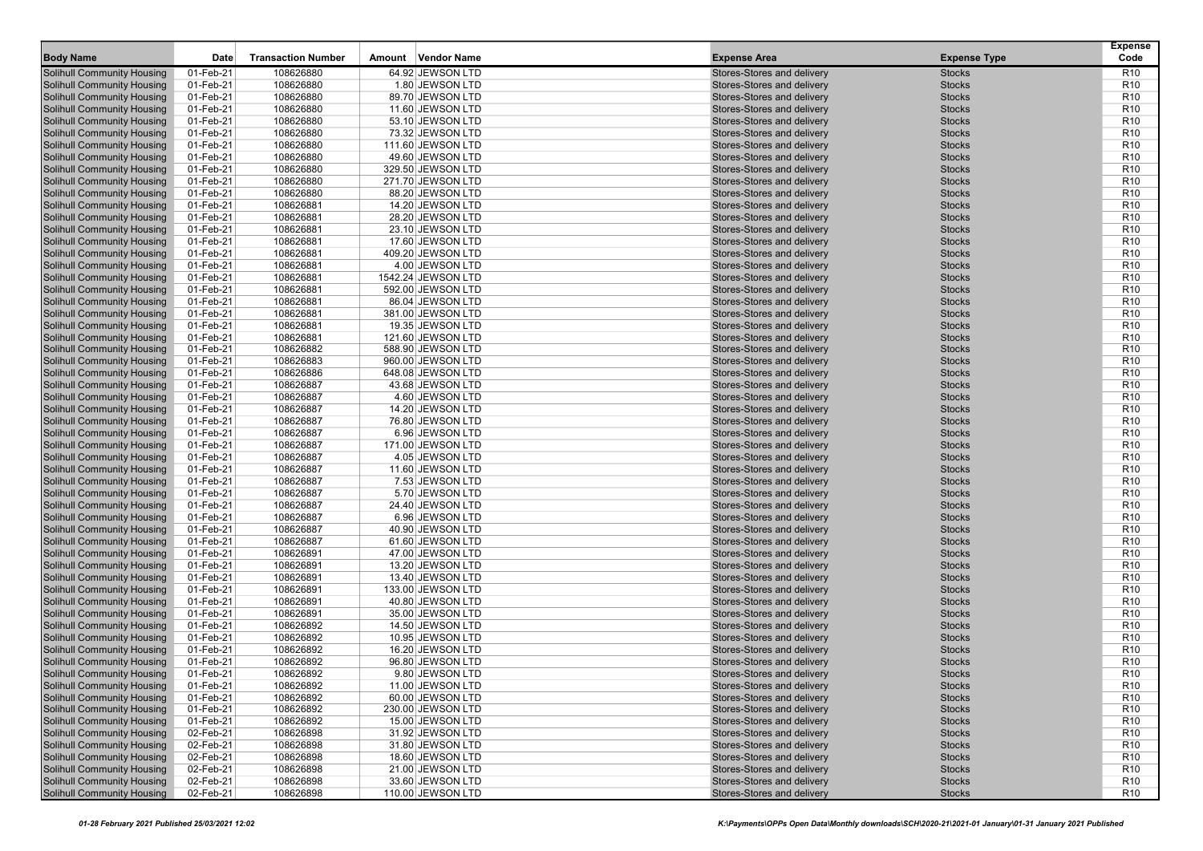| Body Name | Date | Transaction Number | Amount | Vendor Name | Expense Area | Expense Type | Expense Code |
|---|---|---|---|---|---|---|---|
| Solihull Community Housing | 01-Feb-21 | 108626880 | 64.92 | JEWSON LTD | Stores-Stores and delivery | Stocks | R10 |
| Solihull Community Housing | 01-Feb-21 | 108626880 | 1.80 | JEWSON LTD | Stores-Stores and delivery | Stocks | R10 |
| Solihull Community Housing | 01-Feb-21 | 108626880 | 89.70 | JEWSON LTD | Stores-Stores and delivery | Stocks | R10 |
| Solihull Community Housing | 01-Feb-21 | 108626880 | 11.60 | JEWSON LTD | Stores-Stores and delivery | Stocks | R10 |
| Solihull Community Housing | 01-Feb-21 | 108626880 | 53.10 | JEWSON LTD | Stores-Stores and delivery | Stocks | R10 |
| Solihull Community Housing | 01-Feb-21 | 108626880 | 73.32 | JEWSON LTD | Stores-Stores and delivery | Stocks | R10 |
| Solihull Community Housing | 01-Feb-21 | 108626880 | 111.60 | JEWSON LTD | Stores-Stores and delivery | Stocks | R10 |
| Solihull Community Housing | 01-Feb-21 | 108626880 | 49.60 | JEWSON LTD | Stores-Stores and delivery | Stocks | R10 |
| Solihull Community Housing | 01-Feb-21 | 108626880 | 329.50 | JEWSON LTD | Stores-Stores and delivery | Stocks | R10 |
| Solihull Community Housing | 01-Feb-21 | 108626880 | 271.70 | JEWSON LTD | Stores-Stores and delivery | Stocks | R10 |
| Solihull Community Housing | 01-Feb-21 | 108626880 | 88.20 | JEWSON LTD | Stores-Stores and delivery | Stocks | R10 |
| Solihull Community Housing | 01-Feb-21 | 108626881 | 14.20 | JEWSON LTD | Stores-Stores and delivery | Stocks | R10 |
| Solihull Community Housing | 01-Feb-21 | 108626881 | 28.20 | JEWSON LTD | Stores-Stores and delivery | Stocks | R10 |
| Solihull Community Housing | 01-Feb-21 | 108626881 | 23.10 | JEWSON LTD | Stores-Stores and delivery | Stocks | R10 |
| Solihull Community Housing | 01-Feb-21 | 108626881 | 17.60 | JEWSON LTD | Stores-Stores and delivery | Stocks | R10 |
| Solihull Community Housing | 01-Feb-21 | 108626881 | 409.20 | JEWSON LTD | Stores-Stores and delivery | Stocks | R10 |
| Solihull Community Housing | 01-Feb-21 | 108626881 | 4.00 | JEWSON LTD | Stores-Stores and delivery | Stocks | R10 |
| Solihull Community Housing | 01-Feb-21 | 108626881 | 1542.24 | JEWSON LTD | Stores-Stores and delivery | Stocks | R10 |
| Solihull Community Housing | 01-Feb-21 | 108626881 | 592.00 | JEWSON LTD | Stores-Stores and delivery | Stocks | R10 |
| Solihull Community Housing | 01-Feb-21 | 108626881 | 86.04 | JEWSON LTD | Stores-Stores and delivery | Stocks | R10 |
| Solihull Community Housing | 01-Feb-21 | 108626881 | 381.00 | JEWSON LTD | Stores-Stores and delivery | Stocks | R10 |
| Solihull Community Housing | 01-Feb-21 | 108626881 | 19.35 | JEWSON LTD | Stores-Stores and delivery | Stocks | R10 |
| Solihull Community Housing | 01-Feb-21 | 108626881 | 121.60 | JEWSON LTD | Stores-Stores and delivery | Stocks | R10 |
| Solihull Community Housing | 01-Feb-21 | 108626882 | 588.90 | JEWSON LTD | Stores-Stores and delivery | Stocks | R10 |
| Solihull Community Housing | 01-Feb-21 | 108626883 | 960.00 | JEWSON LTD | Stores-Stores and delivery | Stocks | R10 |
| Solihull Community Housing | 01-Feb-21 | 108626886 | 648.08 | JEWSON LTD | Stores-Stores and delivery | Stocks | R10 |
| Solihull Community Housing | 01-Feb-21 | 108626887 | 43.68 | JEWSON LTD | Stores-Stores and delivery | Stocks | R10 |
| Solihull Community Housing | 01-Feb-21 | 108626887 | 4.60 | JEWSON LTD | Stores-Stores and delivery | Stocks | R10 |
| Solihull Community Housing | 01-Feb-21 | 108626887 | 14.20 | JEWSON LTD | Stores-Stores and delivery | Stocks | R10 |
| Solihull Community Housing | 01-Feb-21 | 108626887 | 76.80 | JEWSON LTD | Stores-Stores and delivery | Stocks | R10 |
| Solihull Community Housing | 01-Feb-21 | 108626887 | 6.96 | JEWSON LTD | Stores-Stores and delivery | Stocks | R10 |
| Solihull Community Housing | 01-Feb-21 | 108626887 | 171.00 | JEWSON LTD | Stores-Stores and delivery | Stocks | R10 |
| Solihull Community Housing | 01-Feb-21 | 108626887 | 4.05 | JEWSON LTD | Stores-Stores and delivery | Stocks | R10 |
| Solihull Community Housing | 01-Feb-21 | 108626887 | 11.60 | JEWSON LTD | Stores-Stores and delivery | Stocks | R10 |
| Solihull Community Housing | 01-Feb-21 | 108626887 | 7.53 | JEWSON LTD | Stores-Stores and delivery | Stocks | R10 |
| Solihull Community Housing | 01-Feb-21 | 108626887 | 5.70 | JEWSON LTD | Stores-Stores and delivery | Stocks | R10 |
| Solihull Community Housing | 01-Feb-21 | 108626887 | 24.40 | JEWSON LTD | Stores-Stores and delivery | Stocks | R10 |
| Solihull Community Housing | 01-Feb-21 | 108626887 | 6.96 | JEWSON LTD | Stores-Stores and delivery | Stocks | R10 |
| Solihull Community Housing | 01-Feb-21 | 108626887 | 40.90 | JEWSON LTD | Stores-Stores and delivery | Stocks | R10 |
| Solihull Community Housing | 01-Feb-21 | 108626887 | 61.60 | JEWSON LTD | Stores-Stores and delivery | Stocks | R10 |
| Solihull Community Housing | 01-Feb-21 | 108626891 | 47.00 | JEWSON LTD | Stores-Stores and delivery | Stocks | R10 |
| Solihull Community Housing | 01-Feb-21 | 108626891 | 13.20 | JEWSON LTD | Stores-Stores and delivery | Stocks | R10 |
| Solihull Community Housing | 01-Feb-21 | 108626891 | 13.40 | JEWSON LTD | Stores-Stores and delivery | Stocks | R10 |
| Solihull Community Housing | 01-Feb-21 | 108626891 | 133.00 | JEWSON LTD | Stores-Stores and delivery | Stocks | R10 |
| Solihull Community Housing | 01-Feb-21 | 108626891 | 40.80 | JEWSON LTD | Stores-Stores and delivery | Stocks | R10 |
| Solihull Community Housing | 01-Feb-21 | 108626891 | 35.00 | JEWSON LTD | Stores-Stores and delivery | Stocks | R10 |
| Solihull Community Housing | 01-Feb-21 | 108626892 | 14.50 | JEWSON LTD | Stores-Stores and delivery | Stocks | R10 |
| Solihull Community Housing | 01-Feb-21 | 108626892 | 10.95 | JEWSON LTD | Stores-Stores and delivery | Stocks | R10 |
| Solihull Community Housing | 01-Feb-21 | 108626892 | 16.20 | JEWSON LTD | Stores-Stores and delivery | Stocks | R10 |
| Solihull Community Housing | 01-Feb-21 | 108626892 | 96.80 | JEWSON LTD | Stores-Stores and delivery | Stocks | R10 |
| Solihull Community Housing | 01-Feb-21 | 108626892 | 9.80 | JEWSON LTD | Stores-Stores and delivery | Stocks | R10 |
| Solihull Community Housing | 01-Feb-21 | 108626892 | 11.00 | JEWSON LTD | Stores-Stores and delivery | Stocks | R10 |
| Solihull Community Housing | 01-Feb-21 | 108626892 | 60.00 | JEWSON LTD | Stores-Stores and delivery | Stocks | R10 |
| Solihull Community Housing | 01-Feb-21 | 108626892 | 230.00 | JEWSON LTD | Stores-Stores and delivery | Stocks | R10 |
| Solihull Community Housing | 01-Feb-21 | 108626892 | 15.00 | JEWSON LTD | Stores-Stores and delivery | Stocks | R10 |
| Solihull Community Housing | 02-Feb-21 | 108626898 | 31.92 | JEWSON LTD | Stores-Stores and delivery | Stocks | R10 |
| Solihull Community Housing | 02-Feb-21 | 108626898 | 31.80 | JEWSON LTD | Stores-Stores and delivery | Stocks | R10 |
| Solihull Community Housing | 02-Feb-21 | 108626898 | 18.60 | JEWSON LTD | Stores-Stores and delivery | Stocks | R10 |
| Solihull Community Housing | 02-Feb-21 | 108626898 | 21.00 | JEWSON LTD | Stores-Stores and delivery | Stocks | R10 |
| Solihull Community Housing | 02-Feb-21 | 108626898 | 33.60 | JEWSON LTD | Stores-Stores and delivery | Stocks | R10 |
| Solihull Community Housing | 02-Feb-21 | 108626898 | 110.00 | JEWSON LTD | Stores-Stores and delivery | Stocks | R10 |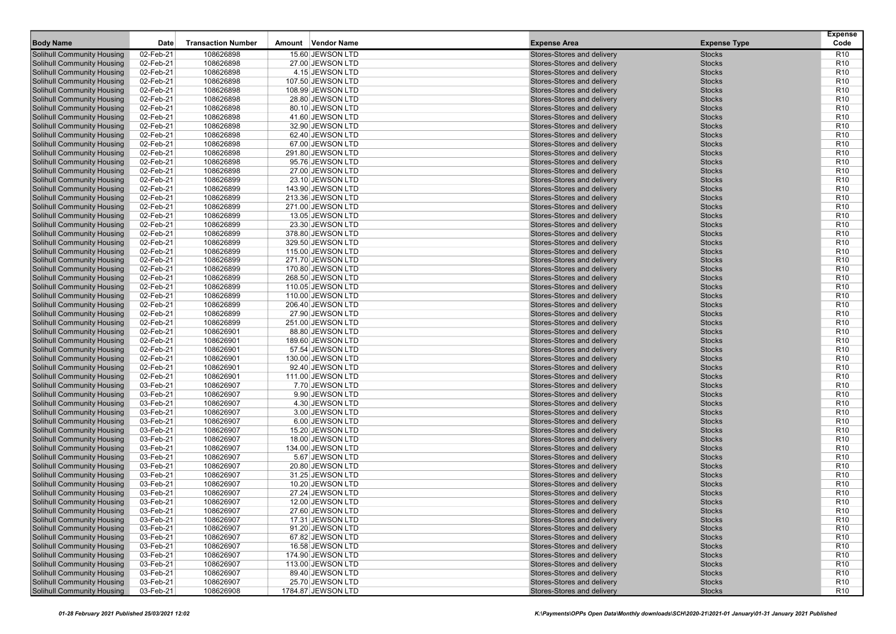| Body Name | Date | Transaction Number | Amount | Vendor Name | Expense Area | Expense Type | Expense Code |
|---|---|---|---|---|---|---|---|
| Solihull Community Housing | 02-Feb-21 | 108626898 | 15.60 | JEWSON LTD | Stores-Stores and delivery | Stocks | R10 |
| Solihull Community Housing | 02-Feb-21 | 108626898 | 27.00 | JEWSON LTD | Stores-Stores and delivery | Stocks | R10 |
| Solihull Community Housing | 02-Feb-21 | 108626898 | 4.15 | JEWSON LTD | Stores-Stores and delivery | Stocks | R10 |
| Solihull Community Housing | 02-Feb-21 | 108626898 | 107.50 | JEWSON LTD | Stores-Stores and delivery | Stocks | R10 |
| Solihull Community Housing | 02-Feb-21 | 108626898 | 108.99 | JEWSON LTD | Stores-Stores and delivery | Stocks | R10 |
| Solihull Community Housing | 02-Feb-21 | 108626898 | 28.80 | JEWSON LTD | Stores-Stores and delivery | Stocks | R10 |
| Solihull Community Housing | 02-Feb-21 | 108626898 | 80.10 | JEWSON LTD | Stores-Stores and delivery | Stocks | R10 |
| Solihull Community Housing | 02-Feb-21 | 108626898 | 41.60 | JEWSON LTD | Stores-Stores and delivery | Stocks | R10 |
| Solihull Community Housing | 02-Feb-21 | 108626898 | 32.90 | JEWSON LTD | Stores-Stores and delivery | Stocks | R10 |
| Solihull Community Housing | 02-Feb-21 | 108626898 | 62.40 | JEWSON LTD | Stores-Stores and delivery | Stocks | R10 |
| Solihull Community Housing | 02-Feb-21 | 108626898 | 67.00 | JEWSON LTD | Stores-Stores and delivery | Stocks | R10 |
| Solihull Community Housing | 02-Feb-21 | 108626898 | 291.80 | JEWSON LTD | Stores-Stores and delivery | Stocks | R10 |
| Solihull Community Housing | 02-Feb-21 | 108626898 | 95.76 | JEWSON LTD | Stores-Stores and delivery | Stocks | R10 |
| Solihull Community Housing | 02-Feb-21 | 108626898 | 27.00 | JEWSON LTD | Stores-Stores and delivery | Stocks | R10 |
| Solihull Community Housing | 02-Feb-21 | 108626899 | 23.10 | JEWSON LTD | Stores-Stores and delivery | Stocks | R10 |
| Solihull Community Housing | 02-Feb-21 | 108626899 | 143.90 | JEWSON LTD | Stores-Stores and delivery | Stocks | R10 |
| Solihull Community Housing | 02-Feb-21 | 108626899 | 213.36 | JEWSON LTD | Stores-Stores and delivery | Stocks | R10 |
| Solihull Community Housing | 02-Feb-21 | 108626899 | 271.00 | JEWSON LTD | Stores-Stores and delivery | Stocks | R10 |
| Solihull Community Housing | 02-Feb-21 | 108626899 | 13.05 | JEWSON LTD | Stores-Stores and delivery | Stocks | R10 |
| Solihull Community Housing | 02-Feb-21 | 108626899 | 23.30 | JEWSON LTD | Stores-Stores and delivery | Stocks | R10 |
| Solihull Community Housing | 02-Feb-21 | 108626899 | 378.80 | JEWSON LTD | Stores-Stores and delivery | Stocks | R10 |
| Solihull Community Housing | 02-Feb-21 | 108626899 | 329.50 | JEWSON LTD | Stores-Stores and delivery | Stocks | R10 |
| Solihull Community Housing | 02-Feb-21 | 108626899 | 115.00 | JEWSON LTD | Stores-Stores and delivery | Stocks | R10 |
| Solihull Community Housing | 02-Feb-21 | 108626899 | 271.70 | JEWSON LTD | Stores-Stores and delivery | Stocks | R10 |
| Solihull Community Housing | 02-Feb-21 | 108626899 | 170.80 | JEWSON LTD | Stores-Stores and delivery | Stocks | R10 |
| Solihull Community Housing | 02-Feb-21 | 108626899 | 268.50 | JEWSON LTD | Stores-Stores and delivery | Stocks | R10 |
| Solihull Community Housing | 02-Feb-21 | 108626899 | 110.05 | JEWSON LTD | Stores-Stores and delivery | Stocks | R10 |
| Solihull Community Housing | 02-Feb-21 | 108626899 | 110.00 | JEWSON LTD | Stores-Stores and delivery | Stocks | R10 |
| Solihull Community Housing | 02-Feb-21 | 108626899 | 206.40 | JEWSON LTD | Stores-Stores and delivery | Stocks | R10 |
| Solihull Community Housing | 02-Feb-21 | 108626899 | 27.90 | JEWSON LTD | Stores-Stores and delivery | Stocks | R10 |
| Solihull Community Housing | 02-Feb-21 | 108626899 | 251.00 | JEWSON LTD | Stores-Stores and delivery | Stocks | R10 |
| Solihull Community Housing | 02-Feb-21 | 108626901 | 88.80 | JEWSON LTD | Stores-Stores and delivery | Stocks | R10 |
| Solihull Community Housing | 02-Feb-21 | 108626901 | 189.60 | JEWSON LTD | Stores-Stores and delivery | Stocks | R10 |
| Solihull Community Housing | 02-Feb-21 | 108626901 | 57.54 | JEWSON LTD | Stores-Stores and delivery | Stocks | R10 |
| Solihull Community Housing | 02-Feb-21 | 108626901 | 130.00 | JEWSON LTD | Stores-Stores and delivery | Stocks | R10 |
| Solihull Community Housing | 02-Feb-21 | 108626901 | 92.40 | JEWSON LTD | Stores-Stores and delivery | Stocks | R10 |
| Solihull Community Housing | 02-Feb-21 | 108626901 | 111.00 | JEWSON LTD | Stores-Stores and delivery | Stocks | R10 |
| Solihull Community Housing | 03-Feb-21 | 108626907 | 7.70 | JEWSON LTD | Stores-Stores and delivery | Stocks | R10 |
| Solihull Community Housing | 03-Feb-21 | 108626907 | 9.90 | JEWSON LTD | Stores-Stores and delivery | Stocks | R10 |
| Solihull Community Housing | 03-Feb-21 | 108626907 | 4.30 | JEWSON LTD | Stores-Stores and delivery | Stocks | R10 |
| Solihull Community Housing | 03-Feb-21 | 108626907 | 3.00 | JEWSON LTD | Stores-Stores and delivery | Stocks | R10 |
| Solihull Community Housing | 03-Feb-21 | 108626907 | 6.00 | JEWSON LTD | Stores-Stores and delivery | Stocks | R10 |
| Solihull Community Housing | 03-Feb-21 | 108626907 | 15.20 | JEWSON LTD | Stores-Stores and delivery | Stocks | R10 |
| Solihull Community Housing | 03-Feb-21 | 108626907 | 18.00 | JEWSON LTD | Stores-Stores and delivery | Stocks | R10 |
| Solihull Community Housing | 03-Feb-21 | 108626907 | 134.00 | JEWSON LTD | Stores-Stores and delivery | Stocks | R10 |
| Solihull Community Housing | 03-Feb-21 | 108626907 | 5.67 | JEWSON LTD | Stores-Stores and delivery | Stocks | R10 |
| Solihull Community Housing | 03-Feb-21 | 108626907 | 20.80 | JEWSON LTD | Stores-Stores and delivery | Stocks | R10 |
| Solihull Community Housing | 03-Feb-21 | 108626907 | 31.25 | JEWSON LTD | Stores-Stores and delivery | Stocks | R10 |
| Solihull Community Housing | 03-Feb-21 | 108626907 | 10.20 | JEWSON LTD | Stores-Stores and delivery | Stocks | R10 |
| Solihull Community Housing | 03-Feb-21 | 108626907 | 27.24 | JEWSON LTD | Stores-Stores and delivery | Stocks | R10 |
| Solihull Community Housing | 03-Feb-21 | 108626907 | 12.00 | JEWSON LTD | Stores-Stores and delivery | Stocks | R10 |
| Solihull Community Housing | 03-Feb-21 | 108626907 | 27.60 | JEWSON LTD | Stores-Stores and delivery | Stocks | R10 |
| Solihull Community Housing | 03-Feb-21 | 108626907 | 17.31 | JEWSON LTD | Stores-Stores and delivery | Stocks | R10 |
| Solihull Community Housing | 03-Feb-21 | 108626907 | 91.20 | JEWSON LTD | Stores-Stores and delivery | Stocks | R10 |
| Solihull Community Housing | 03-Feb-21 | 108626907 | 67.82 | JEWSON LTD | Stores-Stores and delivery | Stocks | R10 |
| Solihull Community Housing | 03-Feb-21 | 108626907 | 16.58 | JEWSON LTD | Stores-Stores and delivery | Stocks | R10 |
| Solihull Community Housing | 03-Feb-21 | 108626907 | 174.90 | JEWSON LTD | Stores-Stores and delivery | Stocks | R10 |
| Solihull Community Housing | 03-Feb-21 | 108626907 | 113.00 | JEWSON LTD | Stores-Stores and delivery | Stocks | R10 |
| Solihull Community Housing | 03-Feb-21 | 108626907 | 89.40 | JEWSON LTD | Stores-Stores and delivery | Stocks | R10 |
| Solihull Community Housing | 03-Feb-21 | 108626907 | 25.70 | JEWSON LTD | Stores-Stores and delivery | Stocks | R10 |
| Solihull Community Housing | 03-Feb-21 | 108626908 | 1784.87 | JEWSON LTD | Stores-Stores and delivery | Stocks | R10 |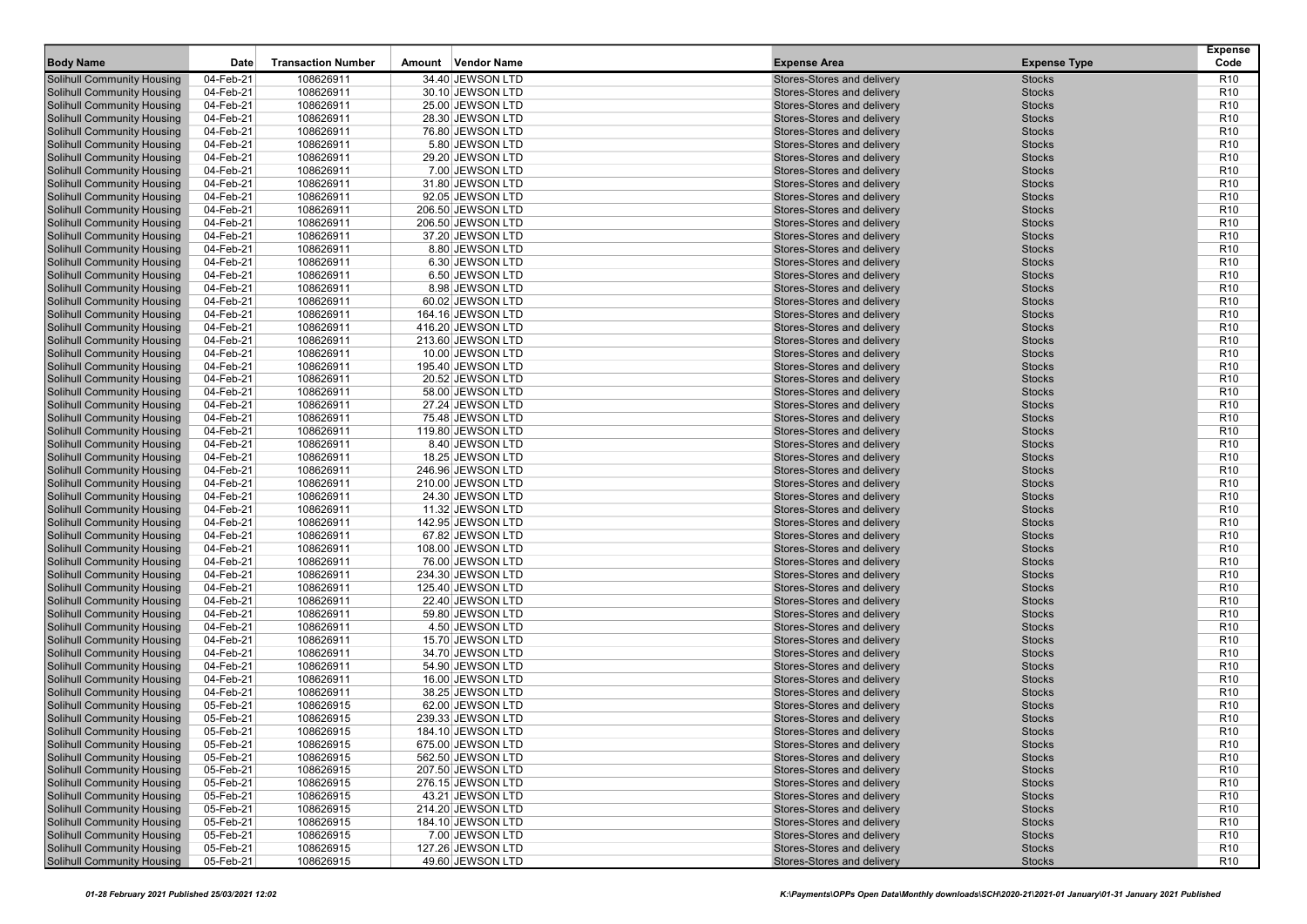| Body Name | Date | Transaction Number | Amount | Vendor Name | Expense Area | Expense Type | Expense Code |
|---|---|---|---|---|---|---|---|
| Solihull Community Housing | 04-Feb-21 | 108626911 | 34.40 | JEWSON LTD | Stores-Stores and delivery | Stocks | R10 |
| Solihull Community Housing | 04-Feb-21 | 108626911 | 30.10 | JEWSON LTD | Stores-Stores and delivery | Stocks | R10 |
| Solihull Community Housing | 04-Feb-21 | 108626911 | 25.00 | JEWSON LTD | Stores-Stores and delivery | Stocks | R10 |
| Solihull Community Housing | 04-Feb-21 | 108626911 | 28.30 | JEWSON LTD | Stores-Stores and delivery | Stocks | R10 |
| Solihull Community Housing | 04-Feb-21 | 108626911 | 76.80 | JEWSON LTD | Stores-Stores and delivery | Stocks | R10 |
| Solihull Community Housing | 04-Feb-21 | 108626911 | 5.80 | JEWSON LTD | Stores-Stores and delivery | Stocks | R10 |
| Solihull Community Housing | 04-Feb-21 | 108626911 | 29.20 | JEWSON LTD | Stores-Stores and delivery | Stocks | R10 |
| Solihull Community Housing | 04-Feb-21 | 108626911 | 7.00 | JEWSON LTD | Stores-Stores and delivery | Stocks | R10 |
| Solihull Community Housing | 04-Feb-21 | 108626911 | 31.80 | JEWSON LTD | Stores-Stores and delivery | Stocks | R10 |
| Solihull Community Housing | 04-Feb-21 | 108626911 | 92.05 | JEWSON LTD | Stores-Stores and delivery | Stocks | R10 |
| Solihull Community Housing | 04-Feb-21 | 108626911 | 206.50 | JEWSON LTD | Stores-Stores and delivery | Stocks | R10 |
| Solihull Community Housing | 04-Feb-21 | 108626911 | 206.50 | JEWSON LTD | Stores-Stores and delivery | Stocks | R10 |
| Solihull Community Housing | 04-Feb-21 | 108626911 | 37.20 | JEWSON LTD | Stores-Stores and delivery | Stocks | R10 |
| Solihull Community Housing | 04-Feb-21 | 108626911 | 8.80 | JEWSON LTD | Stores-Stores and delivery | Stocks | R10 |
| Solihull Community Housing | 04-Feb-21 | 108626911 | 6.30 | JEWSON LTD | Stores-Stores and delivery | Stocks | R10 |
| Solihull Community Housing | 04-Feb-21 | 108626911 | 6.50 | JEWSON LTD | Stores-Stores and delivery | Stocks | R10 |
| Solihull Community Housing | 04-Feb-21 | 108626911 | 8.98 | JEWSON LTD | Stores-Stores and delivery | Stocks | R10 |
| Solihull Community Housing | 04-Feb-21 | 108626911 | 60.02 | JEWSON LTD | Stores-Stores and delivery | Stocks | R10 |
| Solihull Community Housing | 04-Feb-21 | 108626911 | 164.16 | JEWSON LTD | Stores-Stores and delivery | Stocks | R10 |
| Solihull Community Housing | 04-Feb-21 | 108626911 | 416.20 | JEWSON LTD | Stores-Stores and delivery | Stocks | R10 |
| Solihull Community Housing | 04-Feb-21 | 108626911 | 213.60 | JEWSON LTD | Stores-Stores and delivery | Stocks | R10 |
| Solihull Community Housing | 04-Feb-21 | 108626911 | 10.00 | JEWSON LTD | Stores-Stores and delivery | Stocks | R10 |
| Solihull Community Housing | 04-Feb-21 | 108626911 | 195.40 | JEWSON LTD | Stores-Stores and delivery | Stocks | R10 |
| Solihull Community Housing | 04-Feb-21 | 108626911 | 20.52 | JEWSON LTD | Stores-Stores and delivery | Stocks | R10 |
| Solihull Community Housing | 04-Feb-21 | 108626911 | 58.00 | JEWSON LTD | Stores-Stores and delivery | Stocks | R10 |
| Solihull Community Housing | 04-Feb-21 | 108626911 | 27.24 | JEWSON LTD | Stores-Stores and delivery | Stocks | R10 |
| Solihull Community Housing | 04-Feb-21 | 108626911 | 75.48 | JEWSON LTD | Stores-Stores and delivery | Stocks | R10 |
| Solihull Community Housing | 04-Feb-21 | 108626911 | 119.80 | JEWSON LTD | Stores-Stores and delivery | Stocks | R10 |
| Solihull Community Housing | 04-Feb-21 | 108626911 | 8.40 | JEWSON LTD | Stores-Stores and delivery | Stocks | R10 |
| Solihull Community Housing | 04-Feb-21 | 108626911 | 18.25 | JEWSON LTD | Stores-Stores and delivery | Stocks | R10 |
| Solihull Community Housing | 04-Feb-21 | 108626911 | 246.96 | JEWSON LTD | Stores-Stores and delivery | Stocks | R10 |
| Solihull Community Housing | 04-Feb-21 | 108626911 | 210.00 | JEWSON LTD | Stores-Stores and delivery | Stocks | R10 |
| Solihull Community Housing | 04-Feb-21 | 108626911 | 24.30 | JEWSON LTD | Stores-Stores and delivery | Stocks | R10 |
| Solihull Community Housing | 04-Feb-21 | 108626911 | 11.32 | JEWSON LTD | Stores-Stores and delivery | Stocks | R10 |
| Solihull Community Housing | 04-Feb-21 | 108626911 | 142.95 | JEWSON LTD | Stores-Stores and delivery | Stocks | R10 |
| Solihull Community Housing | 04-Feb-21 | 108626911 | 67.82 | JEWSON LTD | Stores-Stores and delivery | Stocks | R10 |
| Solihull Community Housing | 04-Feb-21 | 108626911 | 108.00 | JEWSON LTD | Stores-Stores and delivery | Stocks | R10 |
| Solihull Community Housing | 04-Feb-21 | 108626911 | 76.00 | JEWSON LTD | Stores-Stores and delivery | Stocks | R10 |
| Solihull Community Housing | 04-Feb-21 | 108626911 | 234.30 | JEWSON LTD | Stores-Stores and delivery | Stocks | R10 |
| Solihull Community Housing | 04-Feb-21 | 108626911 | 125.40 | JEWSON LTD | Stores-Stores and delivery | Stocks | R10 |
| Solihull Community Housing | 04-Feb-21 | 108626911 | 22.40 | JEWSON LTD | Stores-Stores and delivery | Stocks | R10 |
| Solihull Community Housing | 04-Feb-21 | 108626911 | 59.80 | JEWSON LTD | Stores-Stores and delivery | Stocks | R10 |
| Solihull Community Housing | 04-Feb-21 | 108626911 | 4.50 | JEWSON LTD | Stores-Stores and delivery | Stocks | R10 |
| Solihull Community Housing | 04-Feb-21 | 108626911 | 15.70 | JEWSON LTD | Stores-Stores and delivery | Stocks | R10 |
| Solihull Community Housing | 04-Feb-21 | 108626911 | 34.70 | JEWSON LTD | Stores-Stores and delivery | Stocks | R10 |
| Solihull Community Housing | 04-Feb-21 | 108626911 | 54.90 | JEWSON LTD | Stores-Stores and delivery | Stocks | R10 |
| Solihull Community Housing | 04-Feb-21 | 108626911 | 16.00 | JEWSON LTD | Stores-Stores and delivery | Stocks | R10 |
| Solihull Community Housing | 04-Feb-21 | 108626911 | 38.25 | JEWSON LTD | Stores-Stores and delivery | Stocks | R10 |
| Solihull Community Housing | 05-Feb-21 | 108626915 | 62.00 | JEWSON LTD | Stores-Stores and delivery | Stocks | R10 |
| Solihull Community Housing | 05-Feb-21 | 108626915 | 239.33 | JEWSON LTD | Stores-Stores and delivery | Stocks | R10 |
| Solihull Community Housing | 05-Feb-21 | 108626915 | 184.10 | JEWSON LTD | Stores-Stores and delivery | Stocks | R10 |
| Solihull Community Housing | 05-Feb-21 | 108626915 | 675.00 | JEWSON LTD | Stores-Stores and delivery | Stocks | R10 |
| Solihull Community Housing | 05-Feb-21 | 108626915 | 562.50 | JEWSON LTD | Stores-Stores and delivery | Stocks | R10 |
| Solihull Community Housing | 05-Feb-21 | 108626915 | 207.50 | JEWSON LTD | Stores-Stores and delivery | Stocks | R10 |
| Solihull Community Housing | 05-Feb-21 | 108626915 | 276.15 | JEWSON LTD | Stores-Stores and delivery | Stocks | R10 |
| Solihull Community Housing | 05-Feb-21 | 108626915 | 43.21 | JEWSON LTD | Stores-Stores and delivery | Stocks | R10 |
| Solihull Community Housing | 05-Feb-21 | 108626915 | 214.20 | JEWSON LTD | Stores-Stores and delivery | Stocks | R10 |
| Solihull Community Housing | 05-Feb-21 | 108626915 | 184.10 | JEWSON LTD | Stores-Stores and delivery | Stocks | R10 |
| Solihull Community Housing | 05-Feb-21 | 108626915 | 7.00 | JEWSON LTD | Stores-Stores and delivery | Stocks | R10 |
| Solihull Community Housing | 05-Feb-21 | 108626915 | 127.26 | JEWSON LTD | Stores-Stores and delivery | Stocks | R10 |
| Solihull Community Housing | 05-Feb-21 | 108626915 | 49.60 | JEWSON LTD | Stores-Stores and delivery | Stocks | R10 |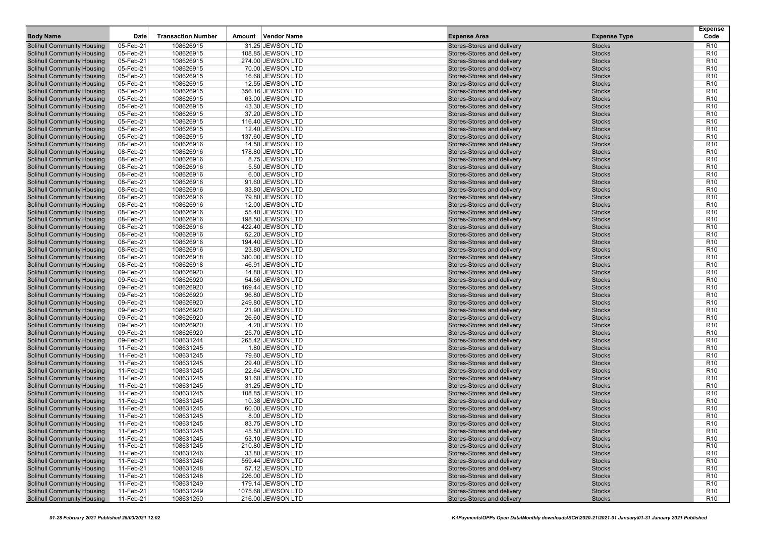| Body Name | Date | Transaction Number | Amount | Vendor Name | Expense Area | Expense Type | Expense Code |
|---|---|---|---|---|---|---|---|
| Solihull Community Housing | 05-Feb-21 | 108626915 | 31.25 | JEWSON LTD | Stores-Stores and delivery | Stocks | R10 |
| Solihull Community Housing | 05-Feb-21 | 108626915 | 108.85 | JEWSON LTD | Stores-Stores and delivery | Stocks | R10 |
| Solihull Community Housing | 05-Feb-21 | 108626915 | 274.00 | JEWSON LTD | Stores-Stores and delivery | Stocks | R10 |
| Solihull Community Housing | 05-Feb-21 | 108626915 | 70.00 | JEWSON LTD | Stores-Stores and delivery | Stocks | R10 |
| Solihull Community Housing | 05-Feb-21 | 108626915 | 16.68 | JEWSON LTD | Stores-Stores and delivery | Stocks | R10 |
| Solihull Community Housing | 05-Feb-21 | 108626915 | 12.55 | JEWSON LTD | Stores-Stores and delivery | Stocks | R10 |
| Solihull Community Housing | 05-Feb-21 | 108626915 | 356.16 | JEWSON LTD | Stores-Stores and delivery | Stocks | R10 |
| Solihull Community Housing | 05-Feb-21 | 108626915 | 63.00 | JEWSON LTD | Stores-Stores and delivery | Stocks | R10 |
| Solihull Community Housing | 05-Feb-21 | 108626915 | 43.30 | JEWSON LTD | Stores-Stores and delivery | Stocks | R10 |
| Solihull Community Housing | 05-Feb-21 | 108626915 | 37.20 | JEWSON LTD | Stores-Stores and delivery | Stocks | R10 |
| Solihull Community Housing | 05-Feb-21 | 108626915 | 116.40 | JEWSON LTD | Stores-Stores and delivery | Stocks | R10 |
| Solihull Community Housing | 05-Feb-21 | 108626915 | 12.40 | JEWSON LTD | Stores-Stores and delivery | Stocks | R10 |
| Solihull Community Housing | 05-Feb-21 | 108626915 | 137.60 | JEWSON LTD | Stores-Stores and delivery | Stocks | R10 |
| Solihull Community Housing | 08-Feb-21 | 108626916 | 14.50 | JEWSON LTD | Stores-Stores and delivery | Stocks | R10 |
| Solihull Community Housing | 08-Feb-21 | 108626916 | 178.80 | JEWSON LTD | Stores-Stores and delivery | Stocks | R10 |
| Solihull Community Housing | 08-Feb-21 | 108626916 | 8.75 | JEWSON LTD | Stores-Stores and delivery | Stocks | R10 |
| Solihull Community Housing | 08-Feb-21 | 108626916 | 5.50 | JEWSON LTD | Stores-Stores and delivery | Stocks | R10 |
| Solihull Community Housing | 08-Feb-21 | 108626916 | 6.00 | JEWSON LTD | Stores-Stores and delivery | Stocks | R10 |
| Solihull Community Housing | 08-Feb-21 | 108626916 | 91.60 | JEWSON LTD | Stores-Stores and delivery | Stocks | R10 |
| Solihull Community Housing | 08-Feb-21 | 108626916 | 33.80 | JEWSON LTD | Stores-Stores and delivery | Stocks | R10 |
| Solihull Community Housing | 08-Feb-21 | 108626916 | 79.80 | JEWSON LTD | Stores-Stores and delivery | Stocks | R10 |
| Solihull Community Housing | 08-Feb-21 | 108626916 | 12.00 | JEWSON LTD | Stores-Stores and delivery | Stocks | R10 |
| Solihull Community Housing | 08-Feb-21 | 108626916 | 55.40 | JEWSON LTD | Stores-Stores and delivery | Stocks | R10 |
| Solihull Community Housing | 08-Feb-21 | 108626916 | 198.50 | JEWSON LTD | Stores-Stores and delivery | Stocks | R10 |
| Solihull Community Housing | 08-Feb-21 | 108626916 | 422.40 | JEWSON LTD | Stores-Stores and delivery | Stocks | R10 |
| Solihull Community Housing | 08-Feb-21 | 108626916 | 52.20 | JEWSON LTD | Stores-Stores and delivery | Stocks | R10 |
| Solihull Community Housing | 08-Feb-21 | 108626916 | 194.40 | JEWSON LTD | Stores-Stores and delivery | Stocks | R10 |
| Solihull Community Housing | 08-Feb-21 | 108626916 | 23.80 | JEWSON LTD | Stores-Stores and delivery | Stocks | R10 |
| Solihull Community Housing | 08-Feb-21 | 108626918 | 380.00 | JEWSON LTD | Stores-Stores and delivery | Stocks | R10 |
| Solihull Community Housing | 08-Feb-21 | 108626918 | 46.91 | JEWSON LTD | Stores-Stores and delivery | Stocks | R10 |
| Solihull Community Housing | 09-Feb-21 | 108626920 | 14.80 | JEWSON LTD | Stores-Stores and delivery | Stocks | R10 |
| Solihull Community Housing | 09-Feb-21 | 108626920 | 54.56 | JEWSON LTD | Stores-Stores and delivery | Stocks | R10 |
| Solihull Community Housing | 09-Feb-21 | 108626920 | 169.44 | JEWSON LTD | Stores-Stores and delivery | Stocks | R10 |
| Solihull Community Housing | 09-Feb-21 | 108626920 | 96.80 | JEWSON LTD | Stores-Stores and delivery | Stocks | R10 |
| Solihull Community Housing | 09-Feb-21 | 108626920 | 249.80 | JEWSON LTD | Stores-Stores and delivery | Stocks | R10 |
| Solihull Community Housing | 09-Feb-21 | 108626920 | 21.90 | JEWSON LTD | Stores-Stores and delivery | Stocks | R10 |
| Solihull Community Housing | 09-Feb-21 | 108626920 | 26.60 | JEWSON LTD | Stores-Stores and delivery | Stocks | R10 |
| Solihull Community Housing | 09-Feb-21 | 108626920 | 4.20 | JEWSON LTD | Stores-Stores and delivery | Stocks | R10 |
| Solihull Community Housing | 09-Feb-21 | 108626920 | 25.70 | JEWSON LTD | Stores-Stores and delivery | Stocks | R10 |
| Solihull Community Housing | 09-Feb-21 | 108631244 | 265.42 | JEWSON LTD | Stores-Stores and delivery | Stocks | R10 |
| Solihull Community Housing | 11-Feb-21 | 108631245 | 1.80 | JEWSON LTD | Stores-Stores and delivery | Stocks | R10 |
| Solihull Community Housing | 11-Feb-21 | 108631245 | 79.60 | JEWSON LTD | Stores-Stores and delivery | Stocks | R10 |
| Solihull Community Housing | 11-Feb-21 | 108631245 | 29.40 | JEWSON LTD | Stores-Stores and delivery | Stocks | R10 |
| Solihull Community Housing | 11-Feb-21 | 108631245 | 22.64 | JEWSON LTD | Stores-Stores and delivery | Stocks | R10 |
| Solihull Community Housing | 11-Feb-21 | 108631245 | 91.60 | JEWSON LTD | Stores-Stores and delivery | Stocks | R10 |
| Solihull Community Housing | 11-Feb-21 | 108631245 | 31.25 | JEWSON LTD | Stores-Stores and delivery | Stocks | R10 |
| Solihull Community Housing | 11-Feb-21 | 108631245 | 108.85 | JEWSON LTD | Stores-Stores and delivery | Stocks | R10 |
| Solihull Community Housing | 11-Feb-21 | 108631245 | 10.38 | JEWSON LTD | Stores-Stores and delivery | Stocks | R10 |
| Solihull Community Housing | 11-Feb-21 | 108631245 | 60.00 | JEWSON LTD | Stores-Stores and delivery | Stocks | R10 |
| Solihull Community Housing | 11-Feb-21 | 108631245 | 8.00 | JEWSON LTD | Stores-Stores and delivery | Stocks | R10 |
| Solihull Community Housing | 11-Feb-21 | 108631245 | 83.75 | JEWSON LTD | Stores-Stores and delivery | Stocks | R10 |
| Solihull Community Housing | 11-Feb-21 | 108631245 | 45.50 | JEWSON LTD | Stores-Stores and delivery | Stocks | R10 |
| Solihull Community Housing | 11-Feb-21 | 108631245 | 53.10 | JEWSON LTD | Stores-Stores and delivery | Stocks | R10 |
| Solihull Community Housing | 11-Feb-21 | 108631245 | 210.80 | JEWSON LTD | Stores-Stores and delivery | Stocks | R10 |
| Solihull Community Housing | 11-Feb-21 | 108631246 | 33.80 | JEWSON LTD | Stores-Stores and delivery | Stocks | R10 |
| Solihull Community Housing | 11-Feb-21 | 108631246 | 559.44 | JEWSON LTD | Stores-Stores and delivery | Stocks | R10 |
| Solihull Community Housing | 11-Feb-21 | 108631248 | 57.12 | JEWSON LTD | Stores-Stores and delivery | Stocks | R10 |
| Solihull Community Housing | 11-Feb-21 | 108631248 | 226.00 | JEWSON LTD | Stores-Stores and delivery | Stocks | R10 |
| Solihull Community Housing | 11-Feb-21 | 108631249 | 179.14 | JEWSON LTD | Stores-Stores and delivery | Stocks | R10 |
| Solihull Community Housing | 11-Feb-21 | 108631249 | 1075.68 | JEWSON LTD | Stores-Stores and delivery | Stocks | R10 |
| Solihull Community Housing | 11-Feb-21 | 108631250 | 216.00 | JEWSON LTD | Stores-Stores and delivery | Stocks | R10 |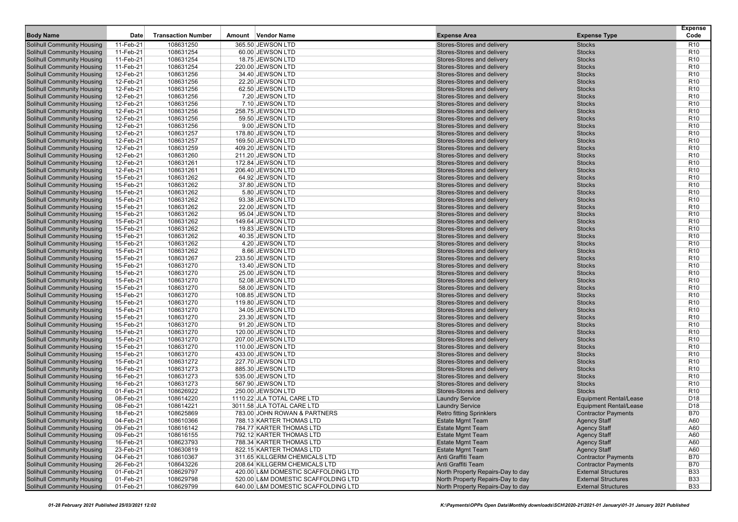| Body Name | Date | Transaction Number | Amount | Vendor Name | Expense Area | Expense Type | Expense Code |
|---|---|---|---|---|---|---|---|
| Solihull Community Housing | 11-Feb-21 | 108631250 | 365.50 | JEWSON LTD | Stores-Stores and delivery | Stocks | R10 |
| Solihull Community Housing | 11-Feb-21 | 108631254 | 60.00 | JEWSON LTD | Stores-Stores and delivery | Stocks | R10 |
| Solihull Community Housing | 11-Feb-21 | 108631254 | 18.75 | JEWSON LTD | Stores-Stores and delivery | Stocks | R10 |
| Solihull Community Housing | 11-Feb-21 | 108631254 | 220.00 | JEWSON LTD | Stores-Stores and delivery | Stocks | R10 |
| Solihull Community Housing | 12-Feb-21 | 108631256 | 34.40 | JEWSON LTD | Stores-Stores and delivery | Stocks | R10 |
| Solihull Community Housing | 12-Feb-21 | 108631256 | 22.20 | JEWSON LTD | Stores-Stores and delivery | Stocks | R10 |
| Solihull Community Housing | 12-Feb-21 | 108631256 | 62.50 | JEWSON LTD | Stores-Stores and delivery | Stocks | R10 |
| Solihull Community Housing | 12-Feb-21 | 108631256 | 7.20 | JEWSON LTD | Stores-Stores and delivery | Stocks | R10 |
| Solihull Community Housing | 12-Feb-21 | 108631256 | 7.10 | JEWSON LTD | Stores-Stores and delivery | Stocks | R10 |
| Solihull Community Housing | 12-Feb-21 | 108631256 | 258.75 | JEWSON LTD | Stores-Stores and delivery | Stocks | R10 |
| Solihull Community Housing | 12-Feb-21 | 108631256 | 59.50 | JEWSON LTD | Stores-Stores and delivery | Stocks | R10 |
| Solihull Community Housing | 12-Feb-21 | 108631256 | 9.00 | JEWSON LTD | Stores-Stores and delivery | Stocks | R10 |
| Solihull Community Housing | 12-Feb-21 | 108631257 | 178.80 | JEWSON LTD | Stores-Stores and delivery | Stocks | R10 |
| Solihull Community Housing | 12-Feb-21 | 108631257 | 169.50 | JEWSON LTD | Stores-Stores and delivery | Stocks | R10 |
| Solihull Community Housing | 12-Feb-21 | 108631259 | 409.20 | JEWSON LTD | Stores-Stores and delivery | Stocks | R10 |
| Solihull Community Housing | 12-Feb-21 | 108631260 | 211.20 | JEWSON LTD | Stores-Stores and delivery | Stocks | R10 |
| Solihull Community Housing | 12-Feb-21 | 108631261 | 172.84 | JEWSON LTD | Stores-Stores and delivery | Stocks | R10 |
| Solihull Community Housing | 12-Feb-21 | 108631261 | 206.40 | JEWSON LTD | Stores-Stores and delivery | Stocks | R10 |
| Solihull Community Housing | 15-Feb-21 | 108631262 | 64.92 | JEWSON LTD | Stores-Stores and delivery | Stocks | R10 |
| Solihull Community Housing | 15-Feb-21 | 108631262 | 37.80 | JEWSON LTD | Stores-Stores and delivery | Stocks | R10 |
| Solihull Community Housing | 15-Feb-21 | 108631262 | 5.80 | JEWSON LTD | Stores-Stores and delivery | Stocks | R10 |
| Solihull Community Housing | 15-Feb-21 | 108631262 | 93.38 | JEWSON LTD | Stores-Stores and delivery | Stocks | R10 |
| Solihull Community Housing | 15-Feb-21 | 108631262 | 22.00 | JEWSON LTD | Stores-Stores and delivery | Stocks | R10 |
| Solihull Community Housing | 15-Feb-21 | 108631262 | 95.04 | JEWSON LTD | Stores-Stores and delivery | Stocks | R10 |
| Solihull Community Housing | 15-Feb-21 | 108631262 | 149.64 | JEWSON LTD | Stores-Stores and delivery | Stocks | R10 |
| Solihull Community Housing | 15-Feb-21 | 108631262 | 19.83 | JEWSON LTD | Stores-Stores and delivery | Stocks | R10 |
| Solihull Community Housing | 15-Feb-21 | 108631262 | 40.35 | JEWSON LTD | Stores-Stores and delivery | Stocks | R10 |
| Solihull Community Housing | 15-Feb-21 | 108631262 | 4.20 | JEWSON LTD | Stores-Stores and delivery | Stocks | R10 |
| Solihull Community Housing | 15-Feb-21 | 108631262 | 8.66 | JEWSON LTD | Stores-Stores and delivery | Stocks | R10 |
| Solihull Community Housing | 15-Feb-21 | 108631267 | 233.50 | JEWSON LTD | Stores-Stores and delivery | Stocks | R10 |
| Solihull Community Housing | 15-Feb-21 | 108631270 | 13.40 | JEWSON LTD | Stores-Stores and delivery | Stocks | R10 |
| Solihull Community Housing | 15-Feb-21 | 108631270 | 25.00 | JEWSON LTD | Stores-Stores and delivery | Stocks | R10 |
| Solihull Community Housing | 15-Feb-21 | 108631270 | 52.08 | JEWSON LTD | Stores-Stores and delivery | Stocks | R10 |
| Solihull Community Housing | 15-Feb-21 | 108631270 | 58.00 | JEWSON LTD | Stores-Stores and delivery | Stocks | R10 |
| Solihull Community Housing | 15-Feb-21 | 108631270 | 108.85 | JEWSON LTD | Stores-Stores and delivery | Stocks | R10 |
| Solihull Community Housing | 15-Feb-21 | 108631270 | 119.80 | JEWSON LTD | Stores-Stores and delivery | Stocks | R10 |
| Solihull Community Housing | 15-Feb-21 | 108631270 | 34.05 | JEWSON LTD | Stores-Stores and delivery | Stocks | R10 |
| Solihull Community Housing | 15-Feb-21 | 108631270 | 23.30 | JEWSON LTD | Stores-Stores and delivery | Stocks | R10 |
| Solihull Community Housing | 15-Feb-21 | 108631270 | 91.20 | JEWSON LTD | Stores-Stores and delivery | Stocks | R10 |
| Solihull Community Housing | 15-Feb-21 | 108631270 | 120.00 | JEWSON LTD | Stores-Stores and delivery | Stocks | R10 |
| Solihull Community Housing | 15-Feb-21 | 108631270 | 207.00 | JEWSON LTD | Stores-Stores and delivery | Stocks | R10 |
| Solihull Community Housing | 15-Feb-21 | 108631270 | 110.00 | JEWSON LTD | Stores-Stores and delivery | Stocks | R10 |
| Solihull Community Housing | 15-Feb-21 | 108631270 | 433.00 | JEWSON LTD | Stores-Stores and delivery | Stocks | R10 |
| Solihull Community Housing | 15-Feb-21 | 108631272 | 227.70 | JEWSON LTD | Stores-Stores and delivery | Stocks | R10 |
| Solihull Community Housing | 16-Feb-21 | 108631273 | 885.30 | JEWSON LTD | Stores-Stores and delivery | Stocks | R10 |
| Solihull Community Housing | 16-Feb-21 | 108631273 | 535.00 | JEWSON LTD | Stores-Stores and delivery | Stocks | R10 |
| Solihull Community Housing | 16-Feb-21 | 108631273 | 567.90 | JEWSON LTD | Stores-Stores and delivery | Stocks | R10 |
| Solihull Community Housing | 01-Feb-21 | 108626922 | 250.00 | JEWSON LTD | Stores-Stores and delivery | Stocks | R10 |
| Solihull Community Housing | 08-Feb-21 | 108614220 | 1110.22 | JLA TOTAL CARE LTD | Laundry Service | Equipment Rental/Lease | D18 |
| Solihull Community Housing | 08-Feb-21 | 108614221 | 3011.58 | JLA TOTAL CARE LTD | Laundry Service | Equipment Rental/Lease | D18 |
| Solihull Community Housing | 18-Feb-21 | 108625869 | 783.00 | JOHN ROWAN & PARTNERS | Retro fitting Sprinklers | Contractor Payments | B70 |
| Solihull Community Housing | 04-Feb-21 | 108610366 | 788.13 | KARTER THOMAS LTD | Estate Mgmt Team | Agency Staff | A60 |
| Solihull Community Housing | 09-Feb-21 | 108616142 | 784.77 | KARTER THOMAS LTD | Estate Mgmt Team | Agency Staff | A60 |
| Solihull Community Housing | 09-Feb-21 | 108616155 | 792.12 | KARTER THOMAS LTD | Estate Mgmt Team | Agency Staff | A60 |
| Solihull Community Housing | 16-Feb-21 | 108623793 | 788.34 | KARTER THOMAS LTD | Estate Mgmt Team | Agency Staff | A60 |
| Solihull Community Housing | 23-Feb-21 | 108630819 | 822.15 | KARTER THOMAS LTD | Estate Mgmt Team | Agency Staff | A60 |
| Solihull Community Housing | 04-Feb-21 | 108610367 | 311.65 | KILLGERM CHEMICALS LTD | Anti Graffiti Team | Contractor Payments | B70 |
| Solihull Community Housing | 26-Feb-21 | 108643226 | 208.64 | KILLGERM CHEMICALS LTD | Anti Graffiti Team | Contractor Payments | B70 |
| Solihull Community Housing | 01-Feb-21 | 108629797 | 420.00 | L&M DOMESTIC SCAFFOLDING LTD | North Property Repairs-Day to day | External Structures | B33 |
| Solihull Community Housing | 01-Feb-21 | 108629798 | 520.00 | L&M DOMESTIC SCAFFOLDING LTD | North Property Repairs-Day to day | External Structures | B33 |
| Solihull Community Housing | 01-Feb-21 | 108629799 | 640.00 | L&M DOMESTIC SCAFFOLDING LTD | North Property Repairs-Day to day | External Structures | B33 |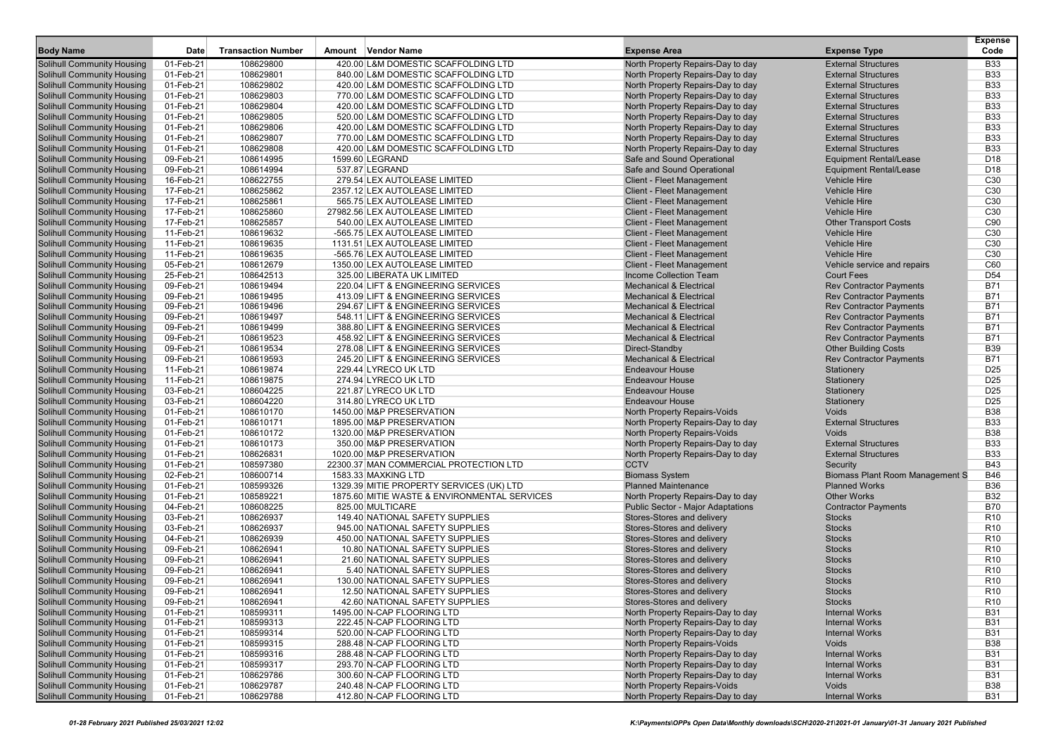| Body Name | Date | Transaction Number | Amount | Vendor Name | Expense Area | Expense Type | Expense Code |
|---|---|---|---|---|---|---|---|
| Solihull Community Housing | 01-Feb-21 | 108629800 | 420.00 | L&M DOMESTIC SCAFFOLDING LTD | North Property Repairs-Day to day | External Structures | B33 |
| Solihull Community Housing | 01-Feb-21 | 108629801 | 840.00 | L&M DOMESTIC SCAFFOLDING LTD | North Property Repairs-Day to day | External Structures | B33 |
| Solihull Community Housing | 01-Feb-21 | 108629802 | 420.00 | L&M DOMESTIC SCAFFOLDING LTD | North Property Repairs-Day to day | External Structures | B33 |
| Solihull Community Housing | 01-Feb-21 | 108629803 | 770.00 | L&M DOMESTIC SCAFFOLDING LTD | North Property Repairs-Day to day | External Structures | B33 |
| Solihull Community Housing | 01-Feb-21 | 108629804 | 420.00 | L&M DOMESTIC SCAFFOLDING LTD | North Property Repairs-Day to day | External Structures | B33 |
| Solihull Community Housing | 01-Feb-21 | 108629805 | 520.00 | L&M DOMESTIC SCAFFOLDING LTD | North Property Repairs-Day to day | External Structures | B33 |
| Solihull Community Housing | 01-Feb-21 | 108629806 | 420.00 | L&M DOMESTIC SCAFFOLDING LTD | North Property Repairs-Day to day | External Structures | B33 |
| Solihull Community Housing | 01-Feb-21 | 108629807 | 770.00 | L&M DOMESTIC SCAFFOLDING LTD | North Property Repairs-Day to day | External Structures | B33 |
| Solihull Community Housing | 01-Feb-21 | 108629808 | 420.00 | L&M DOMESTIC SCAFFOLDING LTD | North Property Repairs-Day to day | External Structures | B33 |
| Solihull Community Housing | 09-Feb-21 | 108614995 | 1599.60 | LEGRAND | Safe and Sound Operational | Equipment Rental/Lease | D18 |
| Solihull Community Housing | 09-Feb-21 | 108614994 | 537.87 | LEGRAND | Safe and Sound Operational | Equipment Rental/Lease | D18 |
| Solihull Community Housing | 16-Feb-21 | 108622755 | 279.54 | LEX AUTOLEASE LIMITED | Client - Fleet Management | Vehicle Hire | C30 |
| Solihull Community Housing | 17-Feb-21 | 108625862 | 2357.12 | LEX AUTOLEASE LIMITED | Client - Fleet Management | Vehicle Hire | C30 |
| Solihull Community Housing | 17-Feb-21 | 108625861 | 565.75 | LEX AUTOLEASE LIMITED | Client - Fleet Management | Vehicle Hire | C30 |
| Solihull Community Housing | 17-Feb-21 | 108625860 | 27982.56 | LEX AUTOLEASE LIMITED | Client - Fleet Management | Vehicle Hire | C30 |
| Solihull Community Housing | 17-Feb-21 | 108625857 | 540.00 | LEX AUTOLEASE LIMITED | Client - Fleet Management | Other Transport Costs | C90 |
| Solihull Community Housing | 11-Feb-21 | 108619632 | -565.75 | LEX AUTOLEASE LIMITED | Client - Fleet Management | Vehicle Hire | C30 |
| Solihull Community Housing | 11-Feb-21 | 108619635 | 1131.51 | LEX AUTOLEASE LIMITED | Client - Fleet Management | Vehicle Hire | C30 |
| Solihull Community Housing | 11-Feb-21 | 108619635 | -565.76 | LEX AUTOLEASE LIMITED | Client - Fleet Management | Vehicle Hire | C30 |
| Solihull Community Housing | 05-Feb-21 | 108612679 | 1350.00 | LEX AUTOLEASE LIMITED | Client - Fleet Management | Vehicle service and repairs | C60 |
| Solihull Community Housing | 25-Feb-21 | 108642513 | 325.00 | LIBERATA UK LIMITED | Income Collection Team | Court Fees | D54 |
| Solihull Community Housing | 09-Feb-21 | 108619494 | 220.04 | LIFT & ENGINEERING SERVICES | Mechanical & Electrical | Rev Contractor Payments | B71 |
| Solihull Community Housing | 09-Feb-21 | 108619495 | 413.09 | LIFT & ENGINEERING SERVICES | Mechanical & Electrical | Rev Contractor Payments | B71 |
| Solihull Community Housing | 09-Feb-21 | 108619496 | 294.67 | LIFT & ENGINEERING SERVICES | Mechanical & Electrical | Rev Contractor Payments | B71 |
| Solihull Community Housing | 09-Feb-21 | 108619497 | 548.11 | LIFT & ENGINEERING SERVICES | Mechanical & Electrical | Rev Contractor Payments | B71 |
| Solihull Community Housing | 09-Feb-21 | 108619499 | 388.80 | LIFT & ENGINEERING SERVICES | Mechanical & Electrical | Rev Contractor Payments | B71 |
| Solihull Community Housing | 09-Feb-21 | 108619523 | 458.92 | LIFT & ENGINEERING SERVICES | Mechanical & Electrical | Rev Contractor Payments | B71 |
| Solihull Community Housing | 09-Feb-21 | 108619534 | 278.08 | LIFT & ENGINEERING SERVICES | Direct-Standby | Other Building Costs | B39 |
| Solihull Community Housing | 09-Feb-21 | 108619593 | 245.20 | LIFT & ENGINEERING SERVICES | Mechanical & Electrical | Rev Contractor Payments | B71 |
| Solihull Community Housing | 11-Feb-21 | 108619874 | 229.44 | LYRECO UK LTD | Endeavour House | Stationery | D25 |
| Solihull Community Housing | 11-Feb-21 | 108619875 | 274.94 | LYRECO UK LTD | Endeavour House | Stationery | D25 |
| Solihull Community Housing | 03-Feb-21 | 108604225 | 221.87 | LYRECO UK LTD | Endeavour House | Stationery | D25 |
| Solihull Community Housing | 03-Feb-21 | 108604220 | 314.80 | LYRECO UK LTD | Endeavour House | Stationery | D25 |
| Solihull Community Housing | 01-Feb-21 | 108610170 | 1450.00 | M&P PRESERVATION | North Property Repairs-Voids | Voids | B38 |
| Solihull Community Housing | 01-Feb-21 | 108610171 | 1895.00 | M&P PRESERVATION | North Property Repairs-Day to day | External Structures | B33 |
| Solihull Community Housing | 01-Feb-21 | 108610172 | 1320.00 | M&P PRESERVATION | North Property Repairs-Voids | Voids | B38 |
| Solihull Community Housing | 01-Feb-21 | 108610173 | 350.00 | M&P PRESERVATION | North Property Repairs-Day to day | External Structures | B33 |
| Solihull Community Housing | 01-Feb-21 | 108626831 | 1020.00 | M&P PRESERVATION | North Property Repairs-Day to day | External Structures | B33 |
| Solihull Community Housing | 01-Feb-21 | 108597380 | 22300.37 | MAN COMMERCIAL PROTECTION LTD | CCTV | Security | B43 |
| Solihull Community Housing | 02-Feb-21 | 108600714 | 1583.33 | MAXKING LTD | Biomass System | Biomass Plant Room Management S | B46 |
| Solihull Community Housing | 01-Feb-21 | 108599326 | 1329.39 | MITIE PROPERTY SERVICES (UK) LTD | Planned Maintenance | Planned Works | B36 |
| Solihull Community Housing | 01-Feb-21 | 108589221 | 1875.00 | MITIE WASTE & ENVIRONMENTAL SERVICES | North Property Repairs-Day to day | Other Works | B32 |
| Solihull Community Housing | 04-Feb-21 | 108608225 | 825.00 | MULTICARE | Public Sector - Major Adaptations | Contractor Payments | B70 |
| Solihull Community Housing | 03-Feb-21 | 108626937 | 149.40 | NATIONAL SAFETY SUPPLIES | Stores-Stores and delivery | Stocks | R10 |
| Solihull Community Housing | 03-Feb-21 | 108626937 | 945.00 | NATIONAL SAFETY SUPPLIES | Stores-Stores and delivery | Stocks | R10 |
| Solihull Community Housing | 04-Feb-21 | 108626939 | 450.00 | NATIONAL SAFETY SUPPLIES | Stores-Stores and delivery | Stocks | R10 |
| Solihull Community Housing | 09-Feb-21 | 108626941 | 10.80 | NATIONAL SAFETY SUPPLIES | Stores-Stores and delivery | Stocks | R10 |
| Solihull Community Housing | 09-Feb-21 | 108626941 | 21.60 | NATIONAL SAFETY SUPPLIES | Stores-Stores and delivery | Stocks | R10 |
| Solihull Community Housing | 09-Feb-21 | 108626941 | 5.40 | NATIONAL SAFETY SUPPLIES | Stores-Stores and delivery | Stocks | R10 |
| Solihull Community Housing | 09-Feb-21 | 108626941 | 130.00 | NATIONAL SAFETY SUPPLIES | Stores-Stores and delivery | Stocks | R10 |
| Solihull Community Housing | 09-Feb-21 | 108626941 | 12.50 | NATIONAL SAFETY SUPPLIES | Stores-Stores and delivery | Stocks | R10 |
| Solihull Community Housing | 09-Feb-21 | 108626941 | 42.60 | NATIONAL SAFETY SUPPLIES | Stores-Stores and delivery | Stocks | R10 |
| Solihull Community Housing | 01-Feb-21 | 108599311 | 1495.00 | N-CAP FLOORING LTD | North Property Repairs-Day to day | Internal Works | B31 |
| Solihull Community Housing | 01-Feb-21 | 108599313 | 222.45 | N-CAP FLOORING LTD | North Property Repairs-Day to day | Internal Works | B31 |
| Solihull Community Housing | 01-Feb-21 | 108599314 | 520.00 | N-CAP FLOORING LTD | North Property Repairs-Day to day | Internal Works | B31 |
| Solihull Community Housing | 01-Feb-21 | 108599315 | 288.48 | N-CAP FLOORING LTD | North Property Repairs-Voids | Voids | B38 |
| Solihull Community Housing | 01-Feb-21 | 108599316 | 288.48 | N-CAP FLOORING LTD | North Property Repairs-Day to day | Internal Works | B31 |
| Solihull Community Housing | 01-Feb-21 | 108599317 | 293.70 | N-CAP FLOORING LTD | North Property Repairs-Day to day | Internal Works | B31 |
| Solihull Community Housing | 01-Feb-21 | 108629786 | 300.60 | N-CAP FLOORING LTD | North Property Repairs-Day to day | Internal Works | B31 |
| Solihull Community Housing | 01-Feb-21 | 108629787 | 240.48 | N-CAP FLOORING LTD | North Property Repairs-Voids | Voids | B38 |
| Solihull Community Housing | 01-Feb-21 | 108629788 | 412.80 | N-CAP FLOORING LTD | North Property Repairs-Day to day | Internal Works | B31 |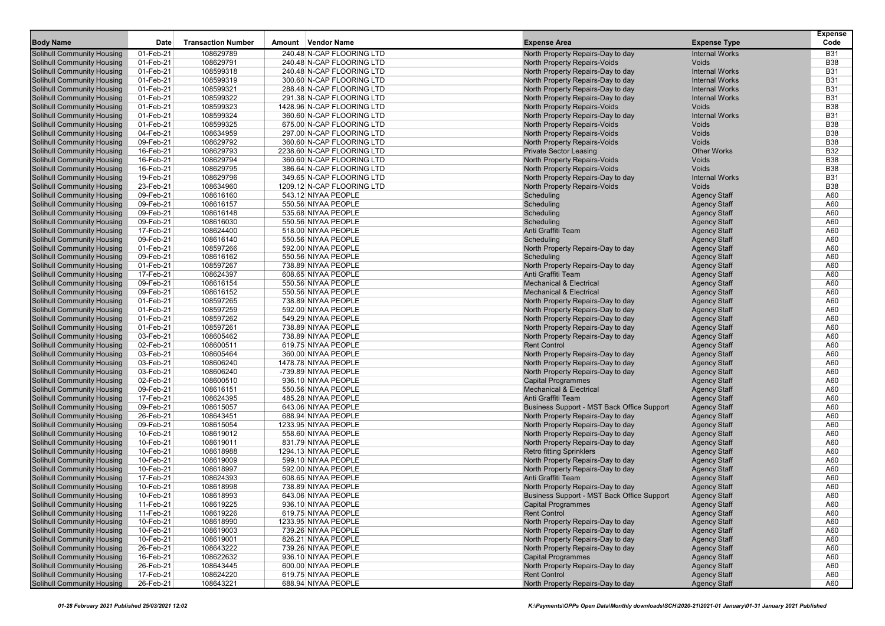| Body Name | Date | Transaction Number | Amount | Vendor Name | Expense Area | Expense Type | Expense Code |
|---|---|---|---|---|---|---|---|
| Solihull Community Housing | 01-Feb-21 | 108629789 | 240.48 | N-CAP FLOORING LTD | North Property Repairs-Day to day | Internal Works | B31 |
| Solihull Community Housing | 01-Feb-21 | 108629791 | 240.48 | N-CAP FLOORING LTD | North Property Repairs-Voids | Voids | B38 |
| Solihull Community Housing | 01-Feb-21 | 108599318 | 240.48 | N-CAP FLOORING LTD | North Property Repairs-Day to day | Internal Works | B31 |
| Solihull Community Housing | 01-Feb-21 | 108599319 | 300.60 | N-CAP FLOORING LTD | North Property Repairs-Day to day | Internal Works | B31 |
| Solihull Community Housing | 01-Feb-21 | 108599321 | 288.48 | N-CAP FLOORING LTD | North Property Repairs-Day to day | Internal Works | B31 |
| Solihull Community Housing | 01-Feb-21 | 108599322 | 291.38 | N-CAP FLOORING LTD | North Property Repairs-Day to day | Internal Works | B31 |
| Solihull Community Housing | 01-Feb-21 | 108599323 | 1428.96 | N-CAP FLOORING LTD | North Property Repairs-Voids | Voids | B38 |
| Solihull Community Housing | 01-Feb-21 | 108599324 | 360.60 | N-CAP FLOORING LTD | North Property Repairs-Day to day | Internal Works | B31 |
| Solihull Community Housing | 01-Feb-21 | 108599325 | 675.00 | N-CAP FLOORING LTD | North Property Repairs-Voids | Voids | B38 |
| Solihull Community Housing | 04-Feb-21 | 108634959 | 297.00 | N-CAP FLOORING LTD | North Property Repairs-Voids | Voids | B38 |
| Solihull Community Housing | 09-Feb-21 | 108629792 | 360.60 | N-CAP FLOORING LTD | North Property Repairs-Voids | Voids | B38 |
| Solihull Community Housing | 16-Feb-21 | 108629793 | 2238.60 | N-CAP FLOORING LTD | Private Sector Leasing | Other Works | B32 |
| Solihull Community Housing | 16-Feb-21 | 108629794 | 360.60 | N-CAP FLOORING LTD | North Property Repairs-Voids | Voids | B38 |
| Solihull Community Housing | 16-Feb-21 | 108629795 | 386.64 | N-CAP FLOORING LTD | North Property Repairs-Voids | Voids | B38 |
| Solihull Community Housing | 19-Feb-21 | 108629796 | 349.65 | N-CAP FLOORING LTD | North Property Repairs-Day to day | Internal Works | B31 |
| Solihull Community Housing | 23-Feb-21 | 108634960 | 1209.12 | N-CAP FLOORING LTD | North Property Repairs-Voids | Voids | B38 |
| Solihull Community Housing | 09-Feb-21 | 108616160 | 543.12 | NIYAA PEOPLE | Scheduling | Agency Staff | A60 |
| Solihull Community Housing | 09-Feb-21 | 108616157 | 550.56 | NIYAA PEOPLE | Scheduling | Agency Staff | A60 |
| Solihull Community Housing | 09-Feb-21 | 108616148 | 535.68 | NIYAA PEOPLE | Scheduling | Agency Staff | A60 |
| Solihull Community Housing | 09-Feb-21 | 108616030 | 550.56 | NIYAA PEOPLE | Scheduling | Agency Staff | A60 |
| Solihull Community Housing | 17-Feb-21 | 108624400 | 518.00 | NIYAA PEOPLE | Anti Graffiti Team | Agency Staff | A60 |
| Solihull Community Housing | 09-Feb-21 | 108616140 | 550.56 | NIYAA PEOPLE | Scheduling | Agency Staff | A60 |
| Solihull Community Housing | 01-Feb-21 | 108597266 | 592.00 | NIYAA PEOPLE | North Property Repairs-Day to day | Agency Staff | A60 |
| Solihull Community Housing | 09-Feb-21 | 108616162 | 550.56 | NIYAA PEOPLE | Scheduling | Agency Staff | A60 |
| Solihull Community Housing | 01-Feb-21 | 108597267 | 738.89 | NIYAA PEOPLE | North Property Repairs-Day to day | Agency Staff | A60 |
| Solihull Community Housing | 17-Feb-21 | 108624397 | 608.65 | NIYAA PEOPLE | Anti Graffiti Team | Agency Staff | A60 |
| Solihull Community Housing | 09-Feb-21 | 108616154 | 550.56 | NIYAA PEOPLE | Mechanical & Electrical | Agency Staff | A60 |
| Solihull Community Housing | 09-Feb-21 | 108616152 | 550.56 | NIYAA PEOPLE | Mechanical & Electrical | Agency Staff | A60 |
| Solihull Community Housing | 01-Feb-21 | 108597265 | 738.89 | NIYAA PEOPLE | North Property Repairs-Day to day | Agency Staff | A60 |
| Solihull Community Housing | 01-Feb-21 | 108597259 | 592.00 | NIYAA PEOPLE | North Property Repairs-Day to day | Agency Staff | A60 |
| Solihull Community Housing | 01-Feb-21 | 108597262 | 549.29 | NIYAA PEOPLE | North Property Repairs-Day to day | Agency Staff | A60 |
| Solihull Community Housing | 01-Feb-21 | 108597261 | 738.89 | NIYAA PEOPLE | North Property Repairs-Day to day | Agency Staff | A60 |
| Solihull Community Housing | 03-Feb-21 | 108605462 | 738.89 | NIYAA PEOPLE | North Property Repairs-Day to day | Agency Staff | A60 |
| Solihull Community Housing | 02-Feb-21 | 108600511 | 619.75 | NIYAA PEOPLE | Rent Control | Agency Staff | A60 |
| Solihull Community Housing | 03-Feb-21 | 108605464 | 360.00 | NIYAA PEOPLE | North Property Repairs-Day to day | Agency Staff | A60 |
| Solihull Community Housing | 03-Feb-21 | 108606240 | 1478.78 | NIYAA PEOPLE | North Property Repairs-Day to day | Agency Staff | A60 |
| Solihull Community Housing | 03-Feb-21 | 108606240 | -739.89 | NIYAA PEOPLE | North Property Repairs-Day to day | Agency Staff | A60 |
| Solihull Community Housing | 02-Feb-21 | 108600510 | 936.10 | NIYAA PEOPLE | Capital Programmes | Agency Staff | A60 |
| Solihull Community Housing | 09-Feb-21 | 108616151 | 550.56 | NIYAA PEOPLE | Mechanical & Electrical | Agency Staff | A60 |
| Solihull Community Housing | 17-Feb-21 | 108624395 | 485.28 | NIYAA PEOPLE | Anti Graffiti Team | Agency Staff | A60 |
| Solihull Community Housing | 09-Feb-21 | 108615057 | 643.06 | NIYAA PEOPLE | Business Support - MST Back Office Support | Agency Staff | A60 |
| Solihull Community Housing | 26-Feb-21 | 108643451 | 688.94 | NIYAA PEOPLE | North Property Repairs-Day to day | Agency Staff | A60 |
| Solihull Community Housing | 09-Feb-21 | 108615054 | 1233.95 | NIYAA PEOPLE | North Property Repairs-Day to day | Agency Staff | A60 |
| Solihull Community Housing | 10-Feb-21 | 108619012 | 558.60 | NIYAA PEOPLE | North Property Repairs-Day to day | Agency Staff | A60 |
| Solihull Community Housing | 10-Feb-21 | 108619011 | 831.79 | NIYAA PEOPLE | North Property Repairs-Day to day | Agency Staff | A60 |
| Solihull Community Housing | 10-Feb-21 | 108618988 | 1294.13 | NIYAA PEOPLE | Retro fitting Sprinklers | Agency Staff | A60 |
| Solihull Community Housing | 10-Feb-21 | 108619009 | 599.10 | NIYAA PEOPLE | North Property Repairs-Day to day | Agency Staff | A60 |
| Solihull Community Housing | 10-Feb-21 | 108618997 | 592.00 | NIYAA PEOPLE | North Property Repairs-Day to day | Agency Staff | A60 |
| Solihull Community Housing | 17-Feb-21 | 108624393 | 608.65 | NIYAA PEOPLE | Anti Graffiti Team | Agency Staff | A60 |
| Solihull Community Housing | 10-Feb-21 | 108618998 | 738.89 | NIYAA PEOPLE | North Property Repairs-Day to day | Agency Staff | A60 |
| Solihull Community Housing | 10-Feb-21 | 108618993 | 643.06 | NIYAA PEOPLE | Business Support - MST Back Office Support | Agency Staff | A60 |
| Solihull Community Housing | 11-Feb-21 | 108619225 | 936.10 | NIYAA PEOPLE | Capital Programmes | Agency Staff | A60 |
| Solihull Community Housing | 11-Feb-21 | 108619226 | 619.75 | NIYAA PEOPLE | Rent Control | Agency Staff | A60 |
| Solihull Community Housing | 10-Feb-21 | 108618990 | 1233.95 | NIYAA PEOPLE | North Property Repairs-Day to day | Agency Staff | A60 |
| Solihull Community Housing | 10-Feb-21 | 108619003 | 739.26 | NIYAA PEOPLE | North Property Repairs-Day to day | Agency Staff | A60 |
| Solihull Community Housing | 10-Feb-21 | 108619001 | 826.21 | NIYAA PEOPLE | North Property Repairs-Day to day | Agency Staff | A60 |
| Solihull Community Housing | 26-Feb-21 | 108643222 | 739.26 | NIYAA PEOPLE | North Property Repairs-Day to day | Agency Staff | A60 |
| Solihull Community Housing | 16-Feb-21 | 108622632 | 936.10 | NIYAA PEOPLE | Capital Programmes | Agency Staff | A60 |
| Solihull Community Housing | 26-Feb-21 | 108643445 | 600.00 | NIYAA PEOPLE | North Property Repairs-Day to day | Agency Staff | A60 |
| Solihull Community Housing | 17-Feb-21 | 108624220 | 619.75 | NIYAA PEOPLE | Rent Control | Agency Staff | A60 |
| Solihull Community Housing | 26-Feb-21 | 108643221 | 688.94 | NIYAA PEOPLE | North Property Repairs-Day to day | Agency Staff | A60 |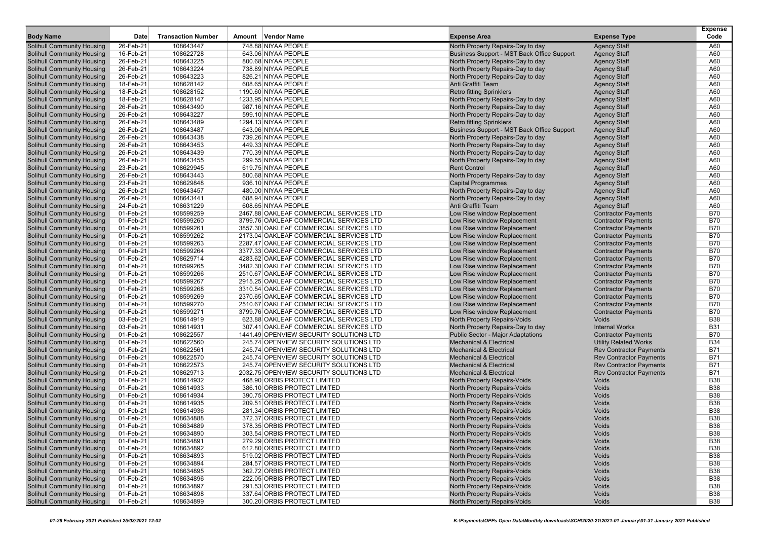| Body Name | Date | Transaction Number | Amount | Vendor Name | Expense Area | Expense Type | Expense Code |
|---|---|---|---|---|---|---|---|
| Solihull Community Housing | 26-Feb-21 | 108643447 | 748.88 | NIYAA PEOPLE | North Property Repairs-Day to day | Agency Staff | A60 |
| Solihull Community Housing | 16-Feb-21 | 108622728 | 643.06 | NIYAA PEOPLE | Business Support - MST Back Office Support | Agency Staff | A60 |
| Solihull Community Housing | 26-Feb-21 | 108643225 | 800.68 | NIYAA PEOPLE | North Property Repairs-Day to day | Agency Staff | A60 |
| Solihull Community Housing | 26-Feb-21 | 108643224 | 738.89 | NIYAA PEOPLE | North Property Repairs-Day to day | Agency Staff | A60 |
| Solihull Community Housing | 26-Feb-21 | 108643223 | 826.21 | NIYAA PEOPLE | North Property Repairs-Day to day | Agency Staff | A60 |
| Solihull Community Housing | 18-Feb-21 | 108628142 | 608.65 | NIYAA PEOPLE | Anti Graffiti Team | Agency Staff | A60 |
| Solihull Community Housing | 18-Feb-21 | 108628152 | 1190.60 | NIYAA PEOPLE | Retro fitting Sprinklers | Agency Staff | A60 |
| Solihull Community Housing | 18-Feb-21 | 108628147 | 1233.95 | NIYAA PEOPLE | North Property Repairs-Day to day | Agency Staff | A60 |
| Solihull Community Housing | 26-Feb-21 | 108643490 | 987.16 | NIYAA PEOPLE | North Property Repairs-Day to day | Agency Staff | A60 |
| Solihull Community Housing | 26-Feb-21 | 108643227 | 599.10 | NIYAA PEOPLE | North Property Repairs-Day to day | Agency Staff | A60 |
| Solihull Community Housing | 26-Feb-21 | 108643489 | 1294.13 | NIYAA PEOPLE | Retro fitting Sprinklers | Agency Staff | A60 |
| Solihull Community Housing | 26-Feb-21 | 108643487 | 643.06 | NIYAA PEOPLE | Business Support - MST Back Office Support | Agency Staff | A60 |
| Solihull Community Housing | 26-Feb-21 | 108643438 | 739.26 | NIYAA PEOPLE | North Property Repairs-Day to day | Agency Staff | A60 |
| Solihull Community Housing | 26-Feb-21 | 108643453 | 449.33 | NIYAA PEOPLE | North Property Repairs-Day to day | Agency Staff | A60 |
| Solihull Community Housing | 26-Feb-21 | 108643439 | 770.39 | NIYAA PEOPLE | North Property Repairs-Day to day | Agency Staff | A60 |
| Solihull Community Housing | 26-Feb-21 | 108643455 | 299.55 | NIYAA PEOPLE | North Property Repairs-Day to day | Agency Staff | A60 |
| Solihull Community Housing | 23-Feb-21 | 108629945 | 619.75 | NIYAA PEOPLE | Rent Control | Agency Staff | A60 |
| Solihull Community Housing | 26-Feb-21 | 108643443 | 800.68 | NIYAA PEOPLE | North Property Repairs-Day to day | Agency Staff | A60 |
| Solihull Community Housing | 23-Feb-21 | 108629848 | 936.10 | NIYAA PEOPLE | Capital Programmes | Agency Staff | A60 |
| Solihull Community Housing | 26-Feb-21 | 108643457 | 480.00 | NIYAA PEOPLE | North Property Repairs-Day to day | Agency Staff | A60 |
| Solihull Community Housing | 26-Feb-21 | 108643441 | 688.94 | NIYAA PEOPLE | North Property Repairs-Day to day | Agency Staff | A60 |
| Solihull Community Housing | 24-Feb-21 | 108631229 | 608.65 | NIYAA PEOPLE | Anti Graffiti Team | Agency Staff | A60 |
| Solihull Community Housing | 01-Feb-21 | 108599259 | 2467.88 | OAKLEAF COMMERCIAL SERVICES LTD | Low Rise window Replacement | Contractor Payments | B70 |
| Solihull Community Housing | 01-Feb-21 | 108599260 | 3799.76 | OAKLEAF COMMERCIAL SERVICES LTD | Low Rise window Replacement | Contractor Payments | B70 |
| Solihull Community Housing | 01-Feb-21 | 108599261 | 3857.30 | OAKLEAF COMMERCIAL SERVICES LTD | Low Rise window Replacement | Contractor Payments | B70 |
| Solihull Community Housing | 01-Feb-21 | 108599262 | 2173.04 | OAKLEAF COMMERCIAL SERVICES LTD | Low Rise window Replacement | Contractor Payments | B70 |
| Solihull Community Housing | 01-Feb-21 | 108599263 | 2287.47 | OAKLEAF COMMERCIAL SERVICES LTD | Low Rise window Replacement | Contractor Payments | B70 |
| Solihull Community Housing | 01-Feb-21 | 108599264 | 3377.33 | OAKLEAF COMMERCIAL SERVICES LTD | Low Rise window Replacement | Contractor Payments | B70 |
| Solihull Community Housing | 01-Feb-21 | 108629714 | 4283.62 | OAKLEAF COMMERCIAL SERVICES LTD | Low Rise window Replacement | Contractor Payments | B70 |
| Solihull Community Housing | 01-Feb-21 | 108599265 | 3482.30 | OAKLEAF COMMERCIAL SERVICES LTD | Low Rise window Replacement | Contractor Payments | B70 |
| Solihull Community Housing | 01-Feb-21 | 108599266 | 2510.67 | OAKLEAF COMMERCIAL SERVICES LTD | Low Rise window Replacement | Contractor Payments | B70 |
| Solihull Community Housing | 01-Feb-21 | 108599267 | 2915.25 | OAKLEAF COMMERCIAL SERVICES LTD | Low Rise window Replacement | Contractor Payments | B70 |
| Solihull Community Housing | 01-Feb-21 | 108599268 | 3310.54 | OAKLEAF COMMERCIAL SERVICES LTD | Low Rise window Replacement | Contractor Payments | B70 |
| Solihull Community Housing | 01-Feb-21 | 108599269 | 2370.65 | OAKLEAF COMMERCIAL SERVICES LTD | Low Rise window Replacement | Contractor Payments | B70 |
| Solihull Community Housing | 01-Feb-21 | 108599270 | 2510.67 | OAKLEAF COMMERCIAL SERVICES LTD | Low Rise window Replacement | Contractor Payments | B70 |
| Solihull Community Housing | 01-Feb-21 | 108599271 | 3799.76 | OAKLEAF COMMERCIAL SERVICES LTD | Low Rise window Replacement | Contractor Payments | B70 |
| Solihull Community Housing | 03-Feb-21 | 108614919 | 623.88 | OAKLEAF COMMERCIAL SERVICES LTD | North Property Repairs-Voids | Voids | B38 |
| Solihull Community Housing | 03-Feb-21 | 108614931 | 307.41 | OAKLEAF COMMERCIAL SERVICES LTD | North Property Repairs-Day to day | Internal Works | B31 |
| Solihull Community Housing | 01-Feb-21 | 108622557 | 1441.49 | OPENVIEW SECURITY SOLUTIONS LTD | Public Sector - Major Adaptations | Contractor Payments | B70 |
| Solihull Community Housing | 01-Feb-21 | 108622560 | 245.74 | OPENVIEW SECURITY SOLUTIONS LTD | Mechanical & Electrical | Utility Related Works | B34 |
| Solihull Community Housing | 01-Feb-21 | 108622561 | 245.74 | OPENVIEW SECURITY SOLUTIONS LTD | Mechanical & Electrical | Rev Contractor Payments | B71 |
| Solihull Community Housing | 01-Feb-21 | 108622570 | 245.74 | OPENVIEW SECURITY SOLUTIONS LTD | Mechanical & Electrical | Rev Contractor Payments | B71 |
| Solihull Community Housing | 01-Feb-21 | 108622573 | 245.74 | OPENVIEW SECURITY SOLUTIONS LTD | Mechanical & Electrical | Rev Contractor Payments | B71 |
| Solihull Community Housing | 01-Feb-21 | 108629713 | 2032.75 | OPENVIEW SECURITY SOLUTIONS LTD | Mechanical & Electrical | Rev Contractor Payments | B71 |
| Solihull Community Housing | 01-Feb-21 | 108614932 | 468.90 | ORBIS PROTECT LIMITED | North Property Repairs-Voids | Voids | B38 |
| Solihull Community Housing | 01-Feb-21 | 108614933 | 386.10 | ORBIS PROTECT LIMITED | North Property Repairs-Voids | Voids | B38 |
| Solihull Community Housing | 01-Feb-21 | 108614934 | 390.75 | ORBIS PROTECT LIMITED | North Property Repairs-Voids | Voids | B38 |
| Solihull Community Housing | 01-Feb-21 | 108614935 | 209.51 | ORBIS PROTECT LIMITED | North Property Repairs-Voids | Voids | B38 |
| Solihull Community Housing | 01-Feb-21 | 108614936 | 281.34 | ORBIS PROTECT LIMITED | North Property Repairs-Voids | Voids | B38 |
| Solihull Community Housing | 01-Feb-21 | 108634888 | 372.37 | ORBIS PROTECT LIMITED | North Property Repairs-Voids | Voids | B38 |
| Solihull Community Housing | 01-Feb-21 | 108634889 | 378.35 | ORBIS PROTECT LIMITED | North Property Repairs-Voids | Voids | B38 |
| Solihull Community Housing | 01-Feb-21 | 108634890 | 303.54 | ORBIS PROTECT LIMITED | North Property Repairs-Voids | Voids | B38 |
| Solihull Community Housing | 01-Feb-21 | 108634891 | 279.29 | ORBIS PROTECT LIMITED | North Property Repairs-Voids | Voids | B38 |
| Solihull Community Housing | 01-Feb-21 | 108634892 | 612.80 | ORBIS PROTECT LIMITED | North Property Repairs-Voids | Voids | B38 |
| Solihull Community Housing | 01-Feb-21 | 108634893 | 519.02 | ORBIS PROTECT LIMITED | North Property Repairs-Voids | Voids | B38 |
| Solihull Community Housing | 01-Feb-21 | 108634894 | 284.57 | ORBIS PROTECT LIMITED | North Property Repairs-Voids | Voids | B38 |
| Solihull Community Housing | 01-Feb-21 | 108634895 | 362.72 | ORBIS PROTECT LIMITED | North Property Repairs-Voids | Voids | B38 |
| Solihull Community Housing | 01-Feb-21 | 108634896 | 222.05 | ORBIS PROTECT LIMITED | North Property Repairs-Voids | Voids | B38 |
| Solihull Community Housing | 01-Feb-21 | 108634897 | 291.53 | ORBIS PROTECT LIMITED | North Property Repairs-Voids | Voids | B38 |
| Solihull Community Housing | 01-Feb-21 | 108634898 | 337.64 | ORBIS PROTECT LIMITED | North Property Repairs-Voids | Voids | B38 |
| Solihull Community Housing | 01-Feb-21 | 108634899 | 300.20 | ORBIS PROTECT LIMITED | North Property Repairs-Voids | Voids | B38 |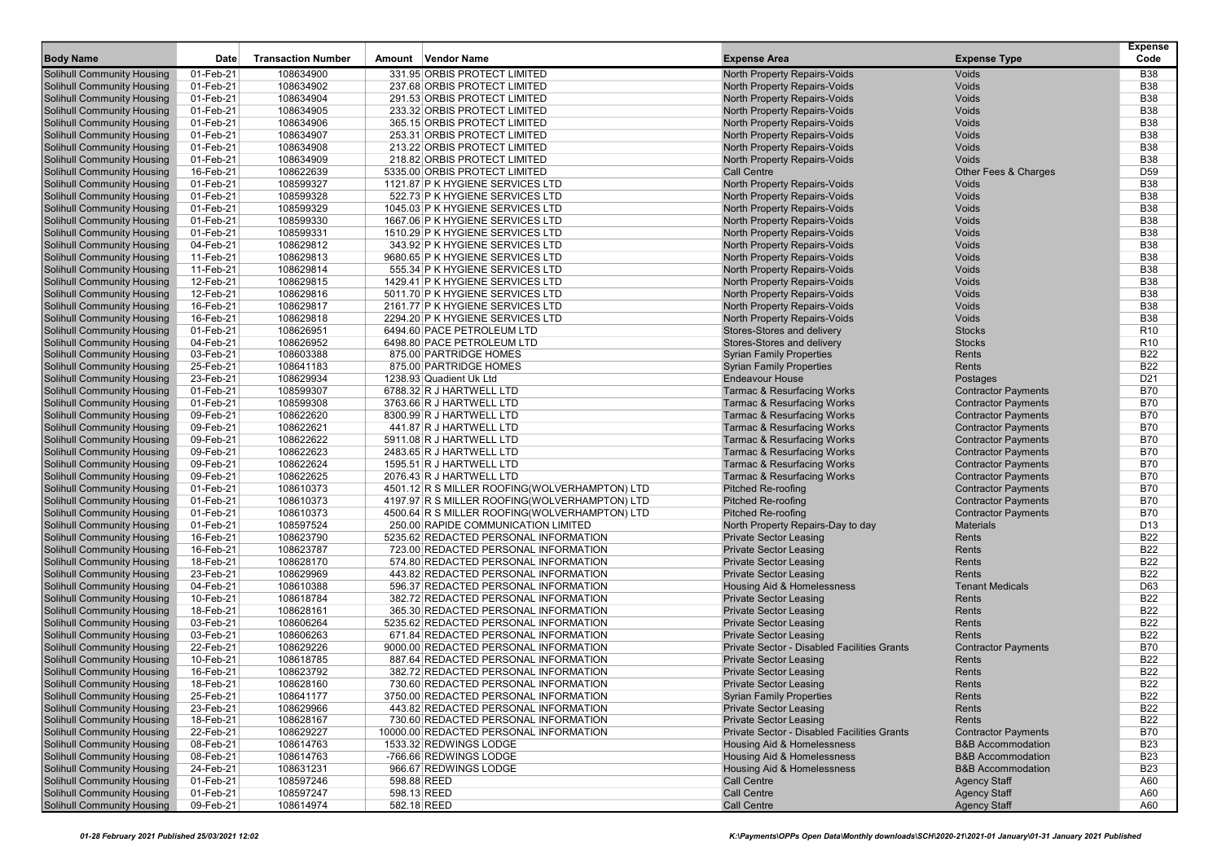| Body Name | Date | Transaction Number | Amount | Vendor Name | Expense Area | Expense Type | Expense Code |
|---|---|---|---|---|---|---|---|
| Solihull Community Housing | 01-Feb-21 | 108634900 | 331.95 | ORBIS PROTECT LIMITED | North Property Repairs-Voids | Voids | B38 |
| Solihull Community Housing | 01-Feb-21 | 108634902 | 237.68 | ORBIS PROTECT LIMITED | North Property Repairs-Voids | Voids | B38 |
| Solihull Community Housing | 01-Feb-21 | 108634904 | 291.53 | ORBIS PROTECT LIMITED | North Property Repairs-Voids | Voids | B38 |
| Solihull Community Housing | 01-Feb-21 | 108634905 | 233.32 | ORBIS PROTECT LIMITED | North Property Repairs-Voids | Voids | B38 |
| Solihull Community Housing | 01-Feb-21 | 108634906 | 365.15 | ORBIS PROTECT LIMITED | North Property Repairs-Voids | Voids | B38 |
| Solihull Community Housing | 01-Feb-21 | 108634907 | 253.31 | ORBIS PROTECT LIMITED | North Property Repairs-Voids | Voids | B38 |
| Solihull Community Housing | 01-Feb-21 | 108634908 | 213.22 | ORBIS PROTECT LIMITED | North Property Repairs-Voids | Voids | B38 |
| Solihull Community Housing | 01-Feb-21 | 108634909 | 218.82 | ORBIS PROTECT LIMITED | North Property Repairs-Voids | Voids | B38 |
| Solihull Community Housing | 16-Feb-21 | 108622639 | 5335.00 | ORBIS PROTECT LIMITED | Call Centre | Other Fees & Charges | D59 |
| Solihull Community Housing | 01-Feb-21 | 108599327 | 1121.87 | P K HYGIENE SERVICES LTD | North Property Repairs-Voids | Voids | B38 |
| Solihull Community Housing | 01-Feb-21 | 108599328 | 522.73 | P K HYGIENE SERVICES LTD | North Property Repairs-Voids | Voids | B38 |
| Solihull Community Housing | 01-Feb-21 | 108599329 | 1045.03 | P K HYGIENE SERVICES LTD | North Property Repairs-Voids | Voids | B38 |
| Solihull Community Housing | 01-Feb-21 | 108599330 | 1667.06 | P K HYGIENE SERVICES LTD | North Property Repairs-Voids | Voids | B38 |
| Solihull Community Housing | 01-Feb-21 | 108599331 | 1510.29 | P K HYGIENE SERVICES LTD | North Property Repairs-Voids | Voids | B38 |
| Solihull Community Housing | 04-Feb-21 | 108629812 | 343.92 | P K HYGIENE SERVICES LTD | North Property Repairs-Voids | Voids | B38 |
| Solihull Community Housing | 11-Feb-21 | 108629813 | 9680.65 | P K HYGIENE SERVICES LTD | North Property Repairs-Voids | Voids | B38 |
| Solihull Community Housing | 11-Feb-21 | 108629814 | 555.34 | P K HYGIENE SERVICES LTD | North Property Repairs-Voids | Voids | B38 |
| Solihull Community Housing | 12-Feb-21 | 108629815 | 1429.41 | P K HYGIENE SERVICES LTD | North Property Repairs-Voids | Voids | B38 |
| Solihull Community Housing | 12-Feb-21 | 108629816 | 5011.70 | P K HYGIENE SERVICES LTD | North Property Repairs-Voids | Voids | B38 |
| Solihull Community Housing | 16-Feb-21 | 108629817 | 2161.77 | P K HYGIENE SERVICES LTD | North Property Repairs-Voids | Voids | B38 |
| Solihull Community Housing | 16-Feb-21 | 108629818 | 2294.20 | P K HYGIENE SERVICES LTD | North Property Repairs-Voids | Voids | B38 |
| Solihull Community Housing | 01-Feb-21 | 108626951 | 6494.60 | PACE PETROLEUM LTD | Stores-Stores and delivery | Stocks | R10 |
| Solihull Community Housing | 04-Feb-21 | 108626952 | 6498.80 | PACE PETROLEUM LTD | Stores-Stores and delivery | Stocks | R10 |
| Solihull Community Housing | 03-Feb-21 | 108603388 | 875.00 | PARTRIDGE HOMES | Syrian Family Properties | Rents | B22 |
| Solihull Community Housing | 25-Feb-21 | 108641183 | 875.00 | PARTRIDGE HOMES | Syrian Family Properties | Rents | B22 |
| Solihull Community Housing | 23-Feb-21 | 108629934 | 1238.93 | Quadient Uk Ltd | Endeavour House | Postages | D21 |
| Solihull Community Housing | 01-Feb-21 | 108599307 | 6788.32 | R J HARTWELL LTD | Tarmac & Resurfacing Works | Contractor Payments | B70 |
| Solihull Community Housing | 01-Feb-21 | 108599308 | 3763.66 | R J HARTWELL LTD | Tarmac & Resurfacing Works | Contractor Payments | B70 |
| Solihull Community Housing | 09-Feb-21 | 108622620 | 8300.99 | R J HARTWELL LTD | Tarmac & Resurfacing Works | Contractor Payments | B70 |
| Solihull Community Housing | 09-Feb-21 | 108622621 | 441.87 | R J HARTWELL LTD | Tarmac & Resurfacing Works | Contractor Payments | B70 |
| Solihull Community Housing | 09-Feb-21 | 108622622 | 5911.08 | R J HARTWELL LTD | Tarmac & Resurfacing Works | Contractor Payments | B70 |
| Solihull Community Housing | 09-Feb-21 | 108622623 | 2483.65 | R J HARTWELL LTD | Tarmac & Resurfacing Works | Contractor Payments | B70 |
| Solihull Community Housing | 09-Feb-21 | 108622624 | 1595.51 | R J HARTWELL LTD | Tarmac & Resurfacing Works | Contractor Payments | B70 |
| Solihull Community Housing | 09-Feb-21 | 108622625 | 2076.43 | R J HARTWELL LTD | Tarmac & Resurfacing Works | Contractor Payments | B70 |
| Solihull Community Housing | 01-Feb-21 | 108610373 | 4501.12 | R S MILLER ROOFING(WOLVERHAMPTON) LTD | Pitched Re-roofing | Contractor Payments | B70 |
| Solihull Community Housing | 01-Feb-21 | 108610373 | 4197.97 | R S MILLER ROOFING(WOLVERHAMPTON) LTD | Pitched Re-roofing | Contractor Payments | B70 |
| Solihull Community Housing | 01-Feb-21 | 108610373 | 4500.64 | R S MILLER ROOFING(WOLVERHAMPTON) LTD | Pitched Re-roofing | Contractor Payments | B70 |
| Solihull Community Housing | 01-Feb-21 | 108597524 | 250.00 | RAPIDE COMMUNICATION LIMITED | North Property Repairs-Day to day | Materials | D13 |
| Solihull Community Housing | 16-Feb-21 | 108623790 | 5235.62 | REDACTED PERSONAL INFORMATION | Private Sector Leasing | Rents | B22 |
| Solihull Community Housing | 16-Feb-21 | 108623787 | 723.00 | REDACTED PERSONAL INFORMATION | Private Sector Leasing | Rents | B22 |
| Solihull Community Housing | 18-Feb-21 | 108628170 | 574.80 | REDACTED PERSONAL INFORMATION | Private Sector Leasing | Rents | B22 |
| Solihull Community Housing | 23-Feb-21 | 108629969 | 443.82 | REDACTED PERSONAL INFORMATION | Private Sector Leasing | Rents | B22 |
| Solihull Community Housing | 04-Feb-21 | 108610388 | 596.37 | REDACTED PERSONAL INFORMATION | Housing Aid & Homelessness | Tenant Medicals | D63 |
| Solihull Community Housing | 10-Feb-21 | 108618784 | 382.72 | REDACTED PERSONAL INFORMATION | Private Sector Leasing | Rents | B22 |
| Solihull Community Housing | 18-Feb-21 | 108628161 | 365.30 | REDACTED PERSONAL INFORMATION | Private Sector Leasing | Rents | B22 |
| Solihull Community Housing | 03-Feb-21 | 108606264 | 5235.62 | REDACTED PERSONAL INFORMATION | Private Sector Leasing | Rents | B22 |
| Solihull Community Housing | 03-Feb-21 | 108606263 | 671.84 | REDACTED PERSONAL INFORMATION | Private Sector Leasing | Rents | B22 |
| Solihull Community Housing | 22-Feb-21 | 108629226 | 9000.00 | REDACTED PERSONAL INFORMATION | Private Sector - Disabled Facilities Grants | Contractor Payments | B70 |
| Solihull Community Housing | 10-Feb-21 | 108618785 | 887.64 | REDACTED PERSONAL INFORMATION | Private Sector Leasing | Rents | B22 |
| Solihull Community Housing | 16-Feb-21 | 108623792 | 382.72 | REDACTED PERSONAL INFORMATION | Private Sector Leasing | Rents | B22 |
| Solihull Community Housing | 18-Feb-21 | 108628160 | 730.60 | REDACTED PERSONAL INFORMATION | Private Sector Leasing | Rents | B22 |
| Solihull Community Housing | 25-Feb-21 | 108641177 | 3750.00 | REDACTED PERSONAL INFORMATION | Syrian Family Properties | Rents | B22 |
| Solihull Community Housing | 23-Feb-21 | 108629966 | 443.82 | REDACTED PERSONAL INFORMATION | Private Sector Leasing | Rents | B22 |
| Solihull Community Housing | 18-Feb-21 | 108628167 | 730.60 | REDACTED PERSONAL INFORMATION | Private Sector Leasing | Rents | B22 |
| Solihull Community Housing | 22-Feb-21 | 108629227 | 10000.00 | REDACTED PERSONAL INFORMATION | Private Sector - Disabled Facilities Grants | Contractor Payments | B70 |
| Solihull Community Housing | 08-Feb-21 | 108614763 | 1533.32 | REDWINGS LODGE | Housing Aid & Homelessness | B&B Accommodation | B23 |
| Solihull Community Housing | 08-Feb-21 | 108614763 | -766.66 | REDWINGS LODGE | Housing Aid & Homelessness | B&B Accommodation | B23 |
| Solihull Community Housing | 24-Feb-21 | 108631231 | 966.67 | REDWINGS LODGE | Housing Aid & Homelessness | B&B Accommodation | B23 |
| Solihull Community Housing | 01-Feb-21 | 108597246 | 598.88 | REED | Call Centre | Agency Staff | A60 |
| Solihull Community Housing | 01-Feb-21 | 108597247 | 598.13 | REED | Call Centre | Agency Staff | A60 |
| Solihull Community Housing | 09-Feb-21 | 108614974 | 582.18 | REED | Call Centre | Agency Staff | A60 |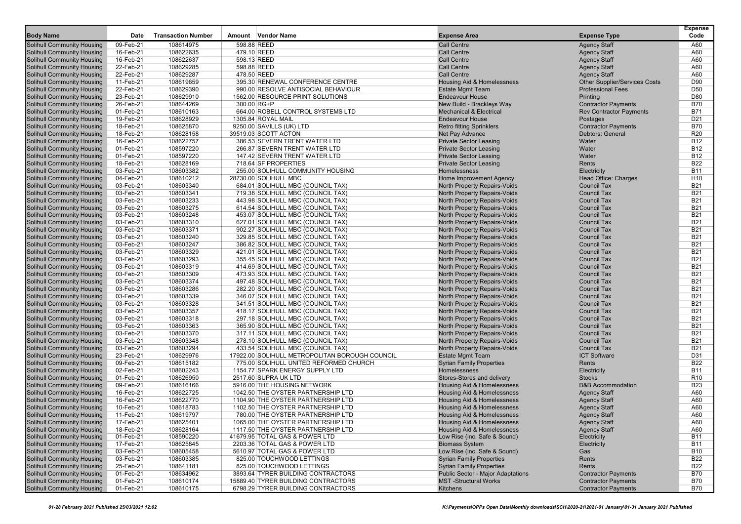| Body Name | Date | Transaction Number | Amount | Vendor Name | Expense Area | Expense Type | Expense Code |
|---|---|---|---|---|---|---|---|
| Solihull Community Housing | 09-Feb-21 | 108614975 | 598.88 | REED | Call Centre | Agency Staff | A60 |
| Solihull Community Housing | 16-Feb-21 | 108622635 | 479.10 | REED | Call Centre | Agency Staff | A60 |
| Solihull Community Housing | 16-Feb-21 | 108622637 | 598.13 | REED | Call Centre | Agency Staff | A60 |
| Solihull Community Housing | 22-Feb-21 | 108629285 | 598.88 | REED | Call Centre | Agency Staff | A60 |
| Solihull Community Housing | 22-Feb-21 | 108629287 | 478.50 | REED | Call Centre | Agency Staff | A60 |
| Solihull Community Housing | 11-Feb-21 | 108619659 | 395.30 | RENEWAL CONFERENCE CENTRE | Housing Aid & Homelessness | Other Supplier/Services Costs | D90 |
| Solihull Community Housing | 22-Feb-21 | 108629390 | 990.00 | RESOLVE ANTISOCIAL BEHAVIOUR | Estate Mgmt Team | Professional Fees | D50 |
| Solihull Community Housing | 23-Feb-21 | 108629910 | 1562.00 | RESOURCE PRINT SOLUTIONS | Endeavour House | Printing | D80 |
| Solihull Community Housing | 26-Feb-21 | 108644269 | 300.00 | RG+P | New Build - Brackleys Way | Contractor Payments | B70 |
| Solihull Community Housing | 01-Feb-21 | 108610163 | 664.00 | ROBELL CONTROL SYSTEMS LTD | Mechanical & Electrical | Rev Contractor Payments | B71 |
| Solihull Community Housing | 19-Feb-21 | 108628929 | 1305.84 | ROYAL MAIL | Endeavour House | Postages | D21 |
| Solihull Community Housing | 18-Feb-21 | 108625870 | 9250.00 | SAVILLS (UK) LTD | Retro fitting Sprinklers | Contractor Payments | B70 |
| Solihull Community Housing | 18-Feb-21 | 108628158 | 39519.03 | SCOTT ACTON | Net Pay Advance | Debtors: General | R20 |
| Solihull Community Housing | 16-Feb-21 | 108622757 | 386.53 | SEVERN TRENT WATER LTD | Private Sector Leasing | Water | B12 |
| Solihull Community Housing | 01-Feb-21 | 108597220 | 266.87 | SEVERN TRENT WATER LTD | Private Sector Leasing | Water | B12 |
| Solihull Community Housing | 01-Feb-21 | 108597220 | 147.42 | SEVERN TRENT WATER LTD | Private Sector Leasing | Water | B12 |
| Solihull Community Housing | 18-Feb-21 | 108628169 | 718.64 | SF PROPERTIES | Private Sector Leasing | Rents | B22 |
| Solihull Community Housing | 03-Feb-21 | 108603382 | 255.00 | SOLIHULL COMMUNITY HOUSING | Homelessness | Electricity | B11 |
| Solihull Community Housing | 04-Feb-21 | 108610212 | 28730.00 | SOLIHULL MBC | Home Improvement Agency | Head Office: Charges | H10 |
| Solihull Community Housing | 03-Feb-21 | 108603340 | 684.01 | SOLIHULL MBC (COUNCIL TAX) | North Property Repairs-Voids | Council Tax | B21 |
| Solihull Community Housing | 03-Feb-21 | 108603341 | 719.38 | SOLIHULL MBC (COUNCIL TAX) | North Property Repairs-Voids | Council Tax | B21 |
| Solihull Community Housing | 03-Feb-21 | 108603233 | 443.98 | SOLIHULL MBC (COUNCIL TAX) | North Property Repairs-Voids | Council Tax | B21 |
| Solihull Community Housing | 03-Feb-21 | 108603275 | 614.54 | SOLIHULL MBC (COUNCIL TAX) | North Property Repairs-Voids | Council Tax | B21 |
| Solihull Community Housing | 03-Feb-21 | 108603248 | 453.07 | SOLIHULL MBC (COUNCIL TAX) | North Property Repairs-Voids | Council Tax | B21 |
| Solihull Community Housing | 03-Feb-21 | 108603310 | 627.01 | SOLIHULL MBC (COUNCIL TAX) | North Property Repairs-Voids | Council Tax | B21 |
| Solihull Community Housing | 03-Feb-21 | 108603371 | 902.27 | SOLIHULL MBC (COUNCIL TAX) | North Property Repairs-Voids | Council Tax | B21 |
| Solihull Community Housing | 03-Feb-21 | 108603240 | 329.85 | SOLIHULL MBC (COUNCIL TAX) | North Property Repairs-Voids | Council Tax | B21 |
| Solihull Community Housing | 03-Feb-21 | 108603247 | 386.82 | SOLIHULL MBC (COUNCIL TAX) | North Property Repairs-Voids | Council Tax | B21 |
| Solihull Community Housing | 03-Feb-21 | 108603329 | 421.01 | SOLIHULL MBC (COUNCIL TAX) | North Property Repairs-Voids | Council Tax | B21 |
| Solihull Community Housing | 03-Feb-21 | 108603293 | 355.45 | SOLIHULL MBC (COUNCIL TAX) | North Property Repairs-Voids | Council Tax | B21 |
| Solihull Community Housing | 03-Feb-21 | 108603319 | 414.69 | SOLIHULL MBC (COUNCIL TAX) | North Property Repairs-Voids | Council Tax | B21 |
| Solihull Community Housing | 03-Feb-21 | 108603309 | 473.93 | SOLIHULL MBC (COUNCIL TAX) | North Property Repairs-Voids | Council Tax | B21 |
| Solihull Community Housing | 03-Feb-21 | 108603374 | 497.48 | SOLIHULL MBC (COUNCIL TAX) | North Property Repairs-Voids | Council Tax | B21 |
| Solihull Community Housing | 03-Feb-21 | 108603286 | 282.20 | SOLIHULL MBC (COUNCIL TAX) | North Property Repairs-Voids | Council Tax | B21 |
| Solihull Community Housing | 03-Feb-21 | 108603339 | 346.07 | SOLIHULL MBC (COUNCIL TAX) | North Property Repairs-Voids | Council Tax | B21 |
| Solihull Community Housing | 03-Feb-21 | 108603328 | 341.51 | SOLIHULL MBC (COUNCIL TAX) | North Property Repairs-Voids | Council Tax | B21 |
| Solihull Community Housing | 03-Feb-21 | 108603357 | 418.17 | SOLIHULL MBC (COUNCIL TAX) | North Property Repairs-Voids | Council Tax | B21 |
| Solihull Community Housing | 03-Feb-21 | 108603318 | 297.18 | SOLIHULL MBC (COUNCIL TAX) | North Property Repairs-Voids | Council Tax | B21 |
| Solihull Community Housing | 03-Feb-21 | 108603363 | 365.90 | SOLIHULL MBC (COUNCIL TAX) | North Property Repairs-Voids | Council Tax | B21 |
| Solihull Community Housing | 03-Feb-21 | 108603370 | 317.11 | SOLIHULL MBC (COUNCIL TAX) | North Property Repairs-Voids | Council Tax | B21 |
| Solihull Community Housing | 03-Feb-21 | 108603348 | 278.10 | SOLIHULL MBC (COUNCIL TAX) | North Property Repairs-Voids | Council Tax | B21 |
| Solihull Community Housing | 03-Feb-21 | 108603294 | 433.54 | SOLIHULL MBC (COUNCIL TAX) | North Property Repairs-Voids | Council Tax | B21 |
| Solihull Community Housing | 23-Feb-21 | 108629976 | 17922.00 | SOLIHULL METROPOLITAN BOROUGH COUNCIL | Estate Mgmt Team | ICT Software | D31 |
| Solihull Community Housing | 09-Feb-21 | 108615182 | 775.00 | SOLIHULL UNITED REFORMED CHURCH | Syrian Family Properties | Rents | B22 |
| Solihull Community Housing | 02-Feb-21 | 108602243 | 1154.77 | SPARK ENERGY SUPPLY LTD | Homelessness | Electricity | B11 |
| Solihull Community Housing | 01-Feb-21 | 108626950 | 2517.60 | SUPRA UK LTD | Stores-Stores and delivery | Stocks | R10 |
| Solihull Community Housing | 09-Feb-21 | 108616166 | 5916.00 | THE HOUSING NETWORK | Housing Aid & Homelessness | B&B Accommodation | B23 |
| Solihull Community Housing | 16-Feb-21 | 108622725 | 1042.50 | THE OYSTER PARTNERSHIP LTD | Housing Aid & Homelessness | Agency Staff | A60 |
| Solihull Community Housing | 16-Feb-21 | 108622770 | 1104.90 | THE OYSTER PARTNERSHIP LTD | Housing Aid & Homelessness | Agency Staff | A60 |
| Solihull Community Housing | 10-Feb-21 | 108618783 | 1102.50 | THE OYSTER PARTNERSHIP LTD | Housing Aid & Homelessness | Agency Staff | A60 |
| Solihull Community Housing | 11-Feb-21 | 108619797 | 780.00 | THE OYSTER PARTNERSHIP LTD | Housing Aid & Homelessness | Agency Staff | A60 |
| Solihull Community Housing | 17-Feb-21 | 108625401 | 1065.00 | THE OYSTER PARTNERSHIP LTD | Housing Aid & Homelessness | Agency Staff | A60 |
| Solihull Community Housing | 18-Feb-21 | 108628164 | 1117.50 | THE OYSTER PARTNERSHIP LTD | Housing Aid & Homelessness | Agency Staff | A60 |
| Solihull Community Housing | 01-Feb-21 | 108590220 | 41679.95 | TOTAL GAS & POWER LTD | Low Rise (inc. Safe & Sound) | Electricity | B11 |
| Solihull Community Housing | 17-Feb-21 | 108625845 | 2203.36 | TOTAL GAS & POWER LTD | Biomass System | Electricity | B11 |
| Solihull Community Housing | 03-Feb-21 | 108605458 | 5610.97 | TOTAL GAS & POWER LTD | Low Rise (inc. Safe & Sound) | Gas | B10 |
| Solihull Community Housing | 03-Feb-21 | 108603385 | 825.00 | TOUCHWOOD LETTINGS | Syrian Family Properties | Rents | B22 |
| Solihull Community Housing | 25-Feb-21 | 108641181 | 825.00 | TOUCHWOOD LETTINGS | Syrian Family Properties | Rents | B22 |
| Solihull Community Housing | 01-Feb-21 | 108634962 | 3893.64 | TYRER BUILDING CONTRACTORS | Public Sector - Major Adaptations | Contractor Payments | B70 |
| Solihull Community Housing | 01-Feb-21 | 108610174 | 15889.40 | TYRER BUILDING CONTRACTORS | MST -Structural Works | Contractor Payments | B70 |
| Solihull Community Housing | 01-Feb-21 | 108610175 | 6798.29 | TYRER BUILDING CONTRACTORS | Kitchens | Contractor Payments | B70 |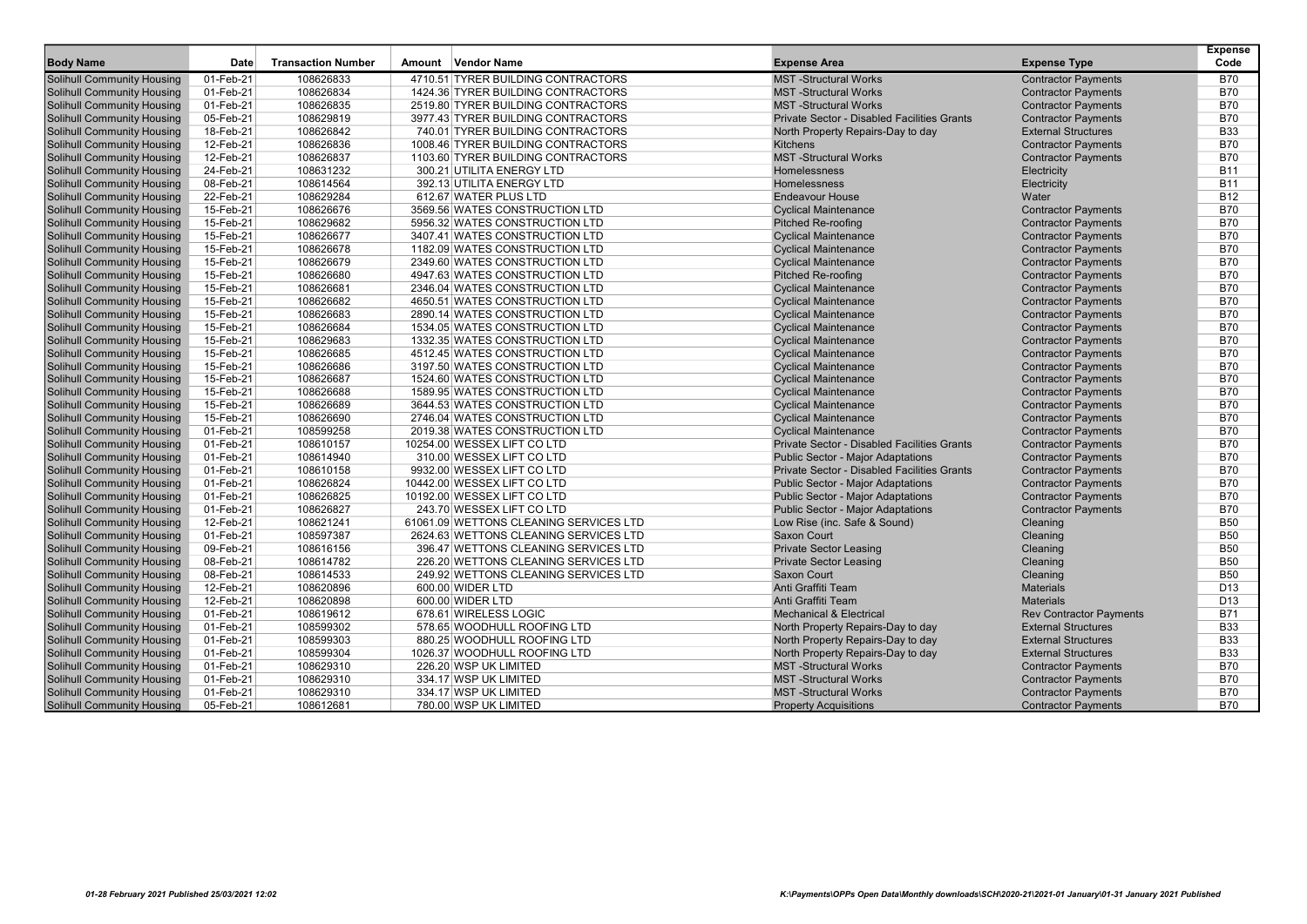| Body Name | Date | Transaction Number | Amount | Vendor Name | Expense Area | Expense Type | Expense Code |
|---|---|---|---|---|---|---|---|
| Solihull Community Housing | 01-Feb-21 | 108626833 | 4710.51 | TYRER BUILDING CONTRACTORS | MST -Structural Works | Contractor Payments | B70 |
| Solihull Community Housing | 01-Feb-21 | 108626834 | 1424.36 | TYRER BUILDING CONTRACTORS | MST -Structural Works | Contractor Payments | B70 |
| Solihull Community Housing | 01-Feb-21 | 108626835 | 2519.80 | TYRER BUILDING CONTRACTORS | MST -Structural Works | Contractor Payments | B70 |
| Solihull Community Housing | 05-Feb-21 | 108629819 | 3977.43 | TYRER BUILDING CONTRACTORS | Private Sector - Disabled Facilities Grants | Contractor Payments | B70 |
| Solihull Community Housing | 18-Feb-21 | 108626842 | 740.01 | TYRER BUILDING CONTRACTORS | North Property Repairs-Day to day | External Structures | B33 |
| Solihull Community Housing | 12-Feb-21 | 108626836 | 1008.46 | TYRER BUILDING CONTRACTORS | Kitchens | Contractor Payments | B70 |
| Solihull Community Housing | 12-Feb-21 | 108626837 | 1103.60 | TYRER BUILDING CONTRACTORS | MST -Structural Works | Contractor Payments | B70 |
| Solihull Community Housing | 24-Feb-21 | 108631232 | 300.21 | UTILITA ENERGY LTD | Homelessness | Electricity | B11 |
| Solihull Community Housing | 08-Feb-21 | 108614564 | 392.13 | UTILITA ENERGY LTD | Homelessness | Electricity | B11 |
| Solihull Community Housing | 22-Feb-21 | 108629284 | 612.67 | WATER PLUS LTD | Endeavour House | Water | B12 |
| Solihull Community Housing | 15-Feb-21 | 108626676 | 3569.56 | WATES CONSTRUCTION LTD | Cyclical Maintenance | Contractor Payments | B70 |
| Solihull Community Housing | 15-Feb-21 | 108629682 | 5956.32 | WATES CONSTRUCTION LTD | Pitched Re-roofing | Contractor Payments | B70 |
| Solihull Community Housing | 15-Feb-21 | 108626677 | 3407.41 | WATES CONSTRUCTION LTD | Cyclical Maintenance | Contractor Payments | B70 |
| Solihull Community Housing | 15-Feb-21 | 108626678 | 1182.09 | WATES CONSTRUCTION LTD | Cyclical Maintenance | Contractor Payments | B70 |
| Solihull Community Housing | 15-Feb-21 | 108626679 | 2349.60 | WATES CONSTRUCTION LTD | Cyclical Maintenance | Contractor Payments | B70 |
| Solihull Community Housing | 15-Feb-21 | 108626680 | 4947.63 | WATES CONSTRUCTION LTD | Pitched Re-roofing | Contractor Payments | B70 |
| Solihull Community Housing | 15-Feb-21 | 108626681 | 2346.04 | WATES CONSTRUCTION LTD | Cyclical Maintenance | Contractor Payments | B70 |
| Solihull Community Housing | 15-Feb-21 | 108626682 | 4650.51 | WATES CONSTRUCTION LTD | Cyclical Maintenance | Contractor Payments | B70 |
| Solihull Community Housing | 15-Feb-21 | 108626683 | 2890.14 | WATES CONSTRUCTION LTD | Cyclical Maintenance | Contractor Payments | B70 |
| Solihull Community Housing | 15-Feb-21 | 108626684 | 1534.05 | WATES CONSTRUCTION LTD | Cyclical Maintenance | Contractor Payments | B70 |
| Solihull Community Housing | 15-Feb-21 | 108629683 | 1332.35 | WATES CONSTRUCTION LTD | Cyclical Maintenance | Contractor Payments | B70 |
| Solihull Community Housing | 15-Feb-21 | 108626685 | 4512.45 | WATES CONSTRUCTION LTD | Cyclical Maintenance | Contractor Payments | B70 |
| Solihull Community Housing | 15-Feb-21 | 108626686 | 3197.50 | WATES CONSTRUCTION LTD | Cyclical Maintenance | Contractor Payments | B70 |
| Solihull Community Housing | 15-Feb-21 | 108626687 | 1524.60 | WATES CONSTRUCTION LTD | Cyclical Maintenance | Contractor Payments | B70 |
| Solihull Community Housing | 15-Feb-21 | 108626688 | 1589.95 | WATES CONSTRUCTION LTD | Cyclical Maintenance | Contractor Payments | B70 |
| Solihull Community Housing | 15-Feb-21 | 108626689 | 3644.53 | WATES CONSTRUCTION LTD | Cyclical Maintenance | Contractor Payments | B70 |
| Solihull Community Housing | 15-Feb-21 | 108626690 | 2746.04 | WATES CONSTRUCTION LTD | Cyclical Maintenance | Contractor Payments | B70 |
| Solihull Community Housing | 01-Feb-21 | 108599258 | 2019.38 | WATES CONSTRUCTION LTD | Cyclical Maintenance | Contractor Payments | B70 |
| Solihull Community Housing | 01-Feb-21 | 108610157 | 10254.00 | WESSEX LIFT CO LTD | Private Sector - Disabled Facilities Grants | Contractor Payments | B70 |
| Solihull Community Housing | 01-Feb-21 | 108614940 | 310.00 | WESSEX LIFT CO LTD | Public Sector - Major Adaptations | Contractor Payments | B70 |
| Solihull Community Housing | 01-Feb-21 | 108610158 | 9932.00 | WESSEX LIFT CO LTD | Private Sector - Disabled Facilities Grants | Contractor Payments | B70 |
| Solihull Community Housing | 01-Feb-21 | 108626824 | 10442.00 | WESSEX LIFT CO LTD | Public Sector - Major Adaptations | Contractor Payments | B70 |
| Solihull Community Housing | 01-Feb-21 | 108626825 | 10192.00 | WESSEX LIFT CO LTD | Public Sector - Major Adaptations | Contractor Payments | B70 |
| Solihull Community Housing | 01-Feb-21 | 108626827 | 243.70 | WESSEX LIFT CO LTD | Public Sector - Major Adaptations | Contractor Payments | B70 |
| Solihull Community Housing | 12-Feb-21 | 108621241 | 61061.09 | WETTONS CLEANING SERVICES LTD | Low Rise (inc. Safe & Sound) | Cleaning | B50 |
| Solihull Community Housing | 01-Feb-21 | 108597387 | 2624.63 | WETTONS CLEANING SERVICES LTD | Saxon Court | Cleaning | B50 |
| Solihull Community Housing | 09-Feb-21 | 108616156 | 396.47 | WETTONS CLEANING SERVICES LTD | Private Sector Leasing | Cleaning | B50 |
| Solihull Community Housing | 08-Feb-21 | 108614782 | 226.20 | WETTONS CLEANING SERVICES LTD | Private Sector Leasing | Cleaning | B50 |
| Solihull Community Housing | 08-Feb-21 | 108614533 | 249.92 | WETTONS CLEANING SERVICES LTD | Saxon Court | Cleaning | B50 |
| Solihull Community Housing | 12-Feb-21 | 108620896 | 600.00 | WIDER LTD | Anti Graffiti Team | Materials | D13 |
| Solihull Community Housing | 12-Feb-21 | 108620898 | 600.00 | WIDER LTD | Anti Graffiti Team | Materials | D13 |
| Solihull Community Housing | 01-Feb-21 | 108619612 | 678.61 | WIRELESS LOGIC | Mechanical & Electrical | Rev Contractor Payments | B71 |
| Solihull Community Housing | 01-Feb-21 | 108599302 | 578.65 | WOODHULL ROOFING LTD | North Property Repairs-Day to day | External Structures | B33 |
| Solihull Community Housing | 01-Feb-21 | 108599303 | 880.25 | WOODHULL ROOFING LTD | North Property Repairs-Day to day | External Structures | B33 |
| Solihull Community Housing | 01-Feb-21 | 108599304 | 1026.37 | WOODHULL ROOFING LTD | North Property Repairs-Day to day | External Structures | B33 |
| Solihull Community Housing | 01-Feb-21 | 108629310 | 226.20 | WSP UK LIMITED | MST -Structural Works | Contractor Payments | B70 |
| Solihull Community Housing | 01-Feb-21 | 108629310 | 334.17 | WSP UK LIMITED | MST -Structural Works | Contractor Payments | B70 |
| Solihull Community Housing | 01-Feb-21 | 108629310 | 334.17 | WSP UK LIMITED | MST -Structural Works | Contractor Payments | B70 |
| Solihull Community Housing | 05-Feb-21 | 108612681 | 780.00 | WSP UK LIMITED | Property Acquisitions | Contractor Payments | B70 |